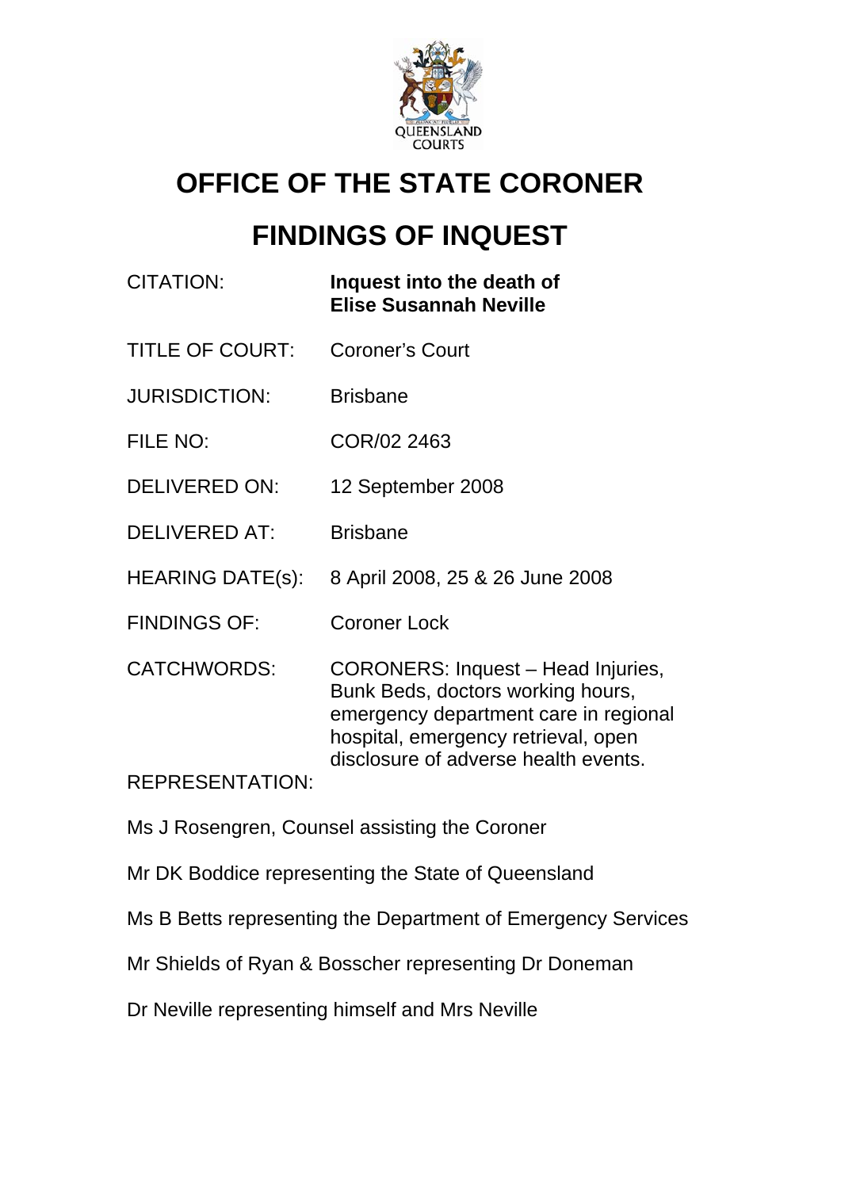# OFFICE OF THE STATE CORONER

# FINDINGS OF INQUEST

| | |
|---|---|
| CITATION: | **Inquest into the death of Elise Susannah Neville** |
| TITLE OF COURT: | Coroner's Court |
| JURISDICTION: | Brisbane |
| FILE NO: | COR/02 2463 |
| DELIVERED ON: | 12 September 2008 |
| DELIVERED AT: | Brisbane |
| HEARING DATE(s): | 8 April 2008, 25 & 26 June 2008 |
| FINDINGS OF: | Coroner Lock |
| CATCHWORDS: | CORONERS: Inquest – Head Injuries, Bunk Beds, doctors working hours, emergency department care in regional hospital, emergency retrieval, open disclosure of adverse health events. |

REPRESENTATION:

Ms J Rosengren, Counsel assisting the Coroner

Mr DK Boddice representing the State of Queensland

Ms B Betts representing the Department of Emergency Services

Mr Shields of Ryan & Bosscher representing Dr Doneman

Dr Neville representing himself and Mrs Neville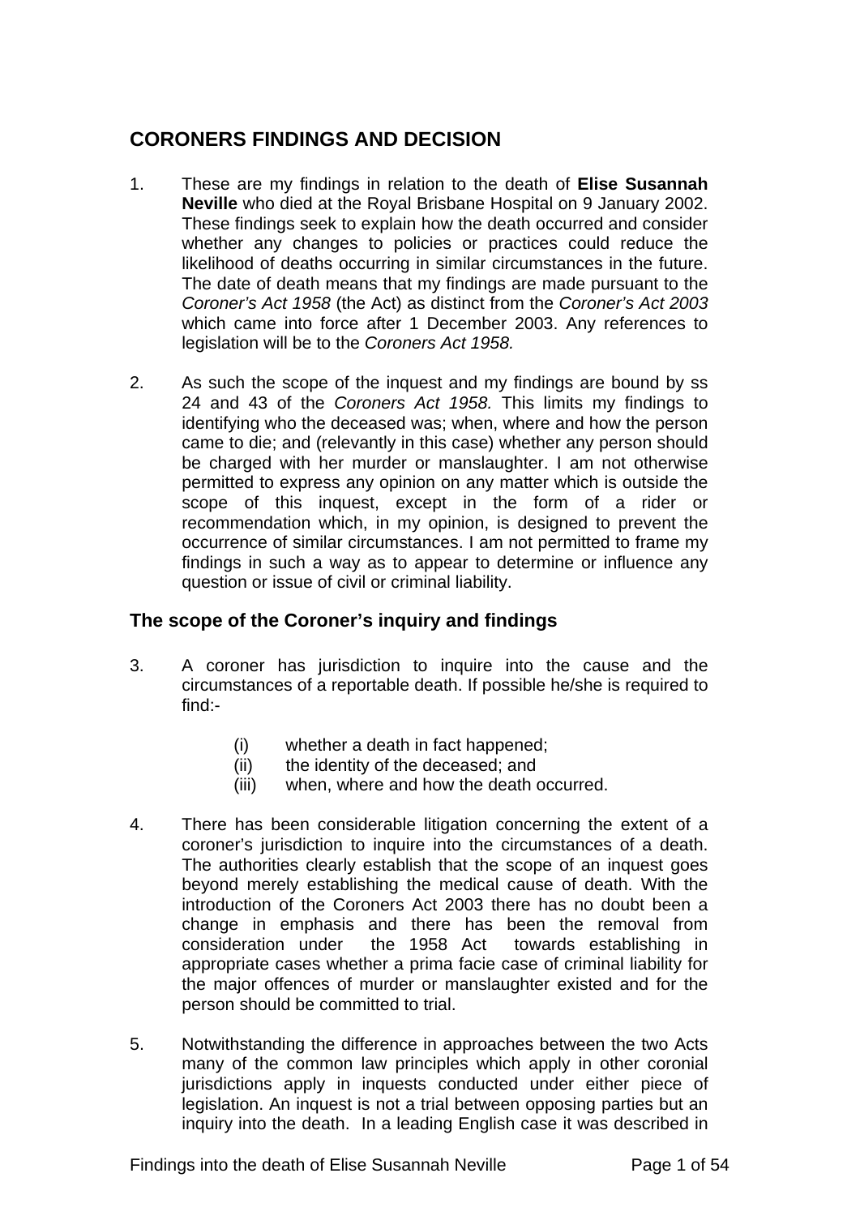## CORONERS FINDINGS AND DECISION

1. These are my findings in relation to the death of **Elise Susannah Neville** who died at the Royal Brisbane Hospital on 9 January 2002. These findings seek to explain how the death occurred and consider whether any changes to policies or practices could reduce the likelihood of deaths occurring in similar circumstances in the future. The date of death means that my findings are made pursuant to the *Coroner's Act 1958* (the Act) as distinct from the *Coroner's Act 2003* which came into force after 1 December 2003. Any references to legislation will be to the *Coroners Act 1958.*

2. As such the scope of the inquest and my findings are bound by ss 24 and 43 of the *Coroners Act 1958.* This limits my findings to identifying who the deceased was; when, where and how the person came to die; and (relevantly in this case) whether any person should be charged with her murder or manslaughter. I am not otherwise permitted to express any opinion on any matter which is outside the scope of this inquest, except in the form of a rider or recommendation which, in my opinion, is designed to prevent the occurrence of similar circumstances. I am not permitted to frame my findings in such a way as to appear to determine or influence any question or issue of civil or criminal liability.

### The scope of the Coroner's inquiry and findings

3. A coroner has jurisdiction to inquire into the cause and the circumstances of a reportable death. If possible he/she is required to find:-

   (i) whether a death in fact happened;
   (ii) the identity of the deceased; and
   (iii) when, where and how the death occurred.

4. There has been considerable litigation concerning the extent of a coroner's jurisdiction to inquire into the circumstances of a death. The authorities clearly establish that the scope of an inquest goes beyond merely establishing the medical cause of death. With the introduction of the Coroners Act 2003 there has no doubt been a change in emphasis and there has been the removal from consideration under the 1958 Act towards establishing in appropriate cases whether a prima facie case of criminal liability for the major offences of murder or manslaughter existed and for the person should be committed to trial.

5. Notwithstanding the difference in approaches between the two Acts many of the common law principles which apply in other coronial jurisdictions apply in inquests conducted under either piece of legislation. An inquest is not a trial between opposing parties but an inquiry into the death. In a leading English case it was described in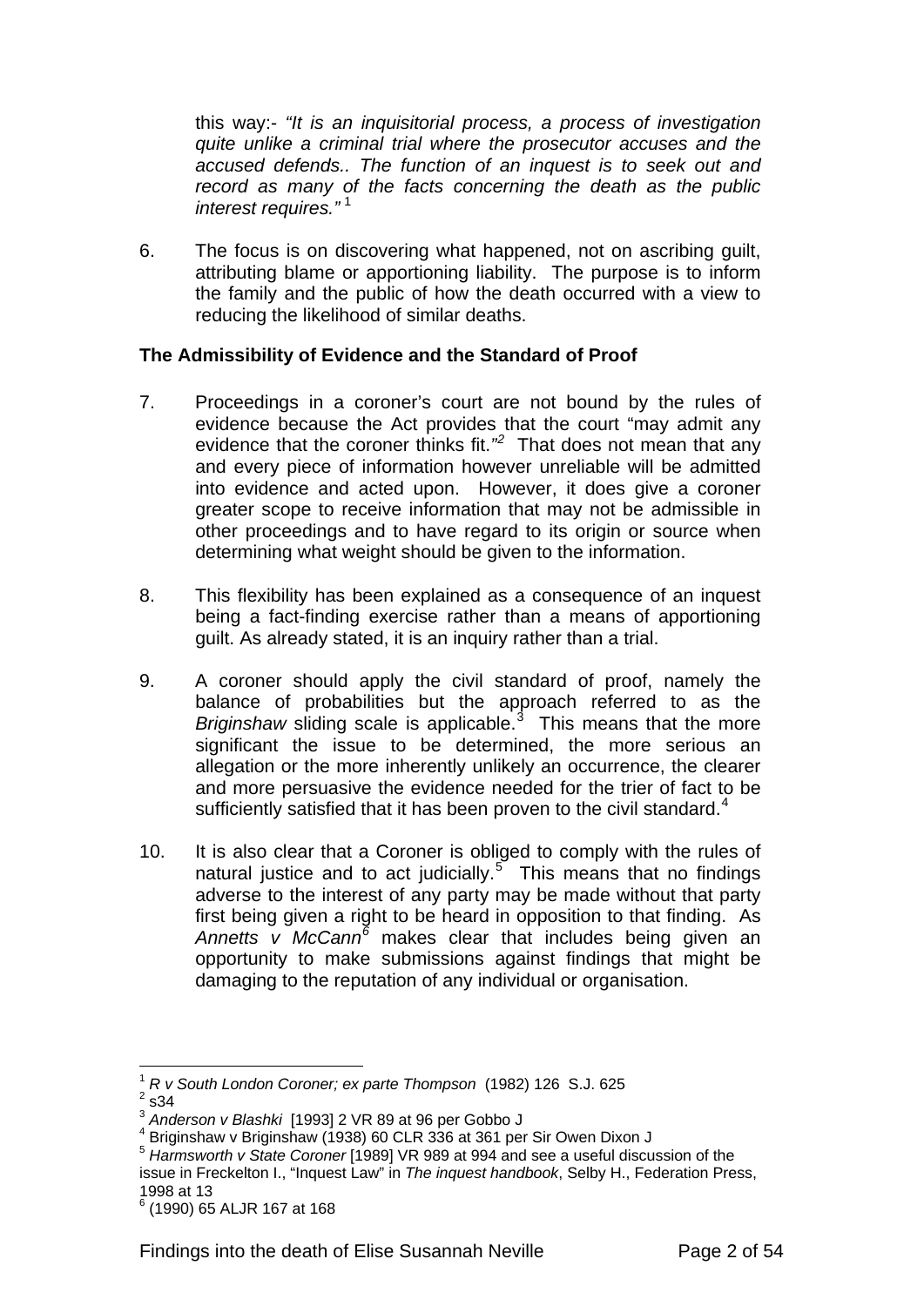this way:- *"It is an inquisitorial process, a process of investigation quite unlike a criminal trial where the prosecutor accuses and the accused defends.. The function of an inquest is to seek out and record as many of the facts concerning the death as the public interest requires."* [1]

6. The focus is on discovering what happened, not on ascribing guilt, attributing blame or apportioning liability. The purpose is to inform the family and the public of how the death occurred with a view to reducing the likelihood of similar deaths.

**The Admissibility of Evidence and the Standard of Proof**

7. Proceedings in a coroner's court are not bound by the rules of evidence because the Act provides that the court "may admit any evidence that the coroner thinks fit."[2] That does not mean that any and every piece of information however unreliable will be admitted into evidence and acted upon. However, it does give a coroner greater scope to receive information that may not be admissible in other proceedings and to have regard to its origin or source when determining what weight should be given to the information.

8. This flexibility has been explained as a consequence of an inquest being a fact-finding exercise rather than a means of apportioning guilt. As already stated, it is an inquiry rather than a trial.

9. A coroner should apply the civil standard of proof, namely the balance of probabilities but the approach referred to as the *Briginshaw* sliding scale is applicable.[3] This means that the more significant the issue to be determined, the more serious an allegation or the more inherently unlikely an occurrence, the clearer and more persuasive the evidence needed for the trier of fact to be sufficiently satisfied that it has been proven to the civil standard.[4]

10. It is also clear that a Coroner is obliged to comply with the rules of natural justice and to act judicially.[5] This means that no findings adverse to the interest of any party may be made without that party first being given a right to be heard in opposition to that finding. As *Annetts v McCann*[6] makes clear that includes being given an opportunity to make submissions against findings that might be damaging to the reputation of any individual or organisation.

---

[1] *R v South London Coroner; ex parte Thompson* (1982) 126 S.J. 625
[2] s34
[3] *Anderson v Blashki* [1993] 2 VR 89 at 96 per Gobbo J
[4] Briginshaw v Briginshaw (1938) 60 CLR 336 at 361 per Sir Owen Dixon J
[5] *Harmsworth v State Coroner* [1989] VR 989 at 994 and see a useful discussion of the issue in Freckelton I., "Inquest Law" in *The inquest handbook*, Selby H., Federation Press, 1998 at 13
[6] (1990) 65 ALJR 167 at 168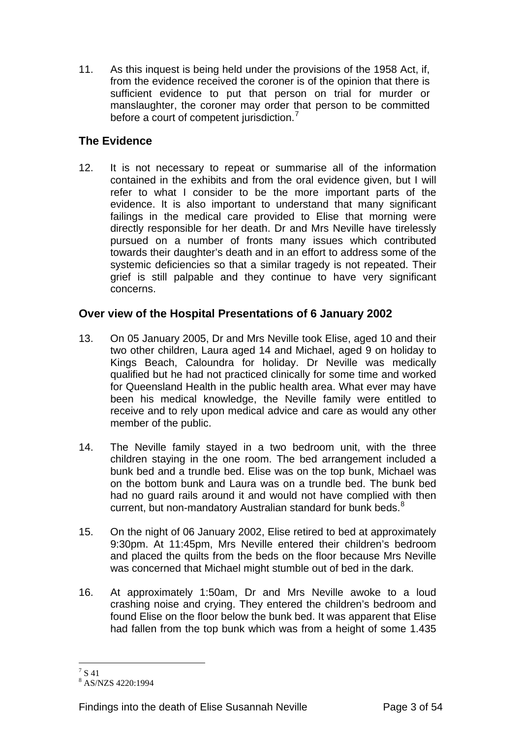11. As this inquest is being held under the provisions of the 1958 Act, if, from the evidence received the coroner is of the opinion that there is sufficient evidence to put that person on trial for murder or manslaughter, the coroner may order that person to be committed before a court of competent jurisdiction.[7]

## The Evidence

12. It is not necessary to repeat or summarise all of the information contained in the exhibits and from the oral evidence given, but I will refer to what I consider to be the more important parts of the evidence. It is also important to understand that many significant failings in the medical care provided to Elise that morning were directly responsible for her death. Dr and Mrs Neville have tirelessly pursued on a number of fronts many issues which contributed towards their daughter's death and in an effort to address some of the systemic deficiencies so that a similar tragedy is not repeated. Their grief is still palpable and they continue to have very significant concerns.

## Over view of the Hospital Presentations of 6 January 2002

13. On 05 January 2005, Dr and Mrs Neville took Elise, aged 10 and their two other children, Laura aged 14 and Michael, aged 9 on holiday to Kings Beach, Caloundra for holiday. Dr Neville was medically qualified but he had not practiced clinically for some time and worked for Queensland Health in the public health area. What ever may have been his medical knowledge, the Neville family were entitled to receive and to rely upon medical advice and care as would any other member of the public.

14. The Neville family stayed in a two bedroom unit, with the three children staying in the one room. The bed arrangement included a bunk bed and a trundle bed. Elise was on the top bunk, Michael was on the bottom bunk and Laura was on a trundle bed. The bunk bed had no guard rails around it and would not have complied with then current, but non-mandatory Australian standard for bunk beds.[8]

15. On the night of 06 January 2002, Elise retired to bed at approximately 9:30pm. At 11:45pm, Mrs Neville entered their children's bedroom and placed the quilts from the beds on the floor because Mrs Neville was concerned that Michael might stumble out of bed in the dark.

16. At approximately 1:50am, Dr and Mrs Neville awoke to a loud crashing noise and crying. They entered the children's bedroom and found Elise on the floor below the bunk bed. It was apparent that Elise had fallen from the top bunk which was from a height of some 1.435

---

[7] S 41

[8] AS/NZS 4220:1994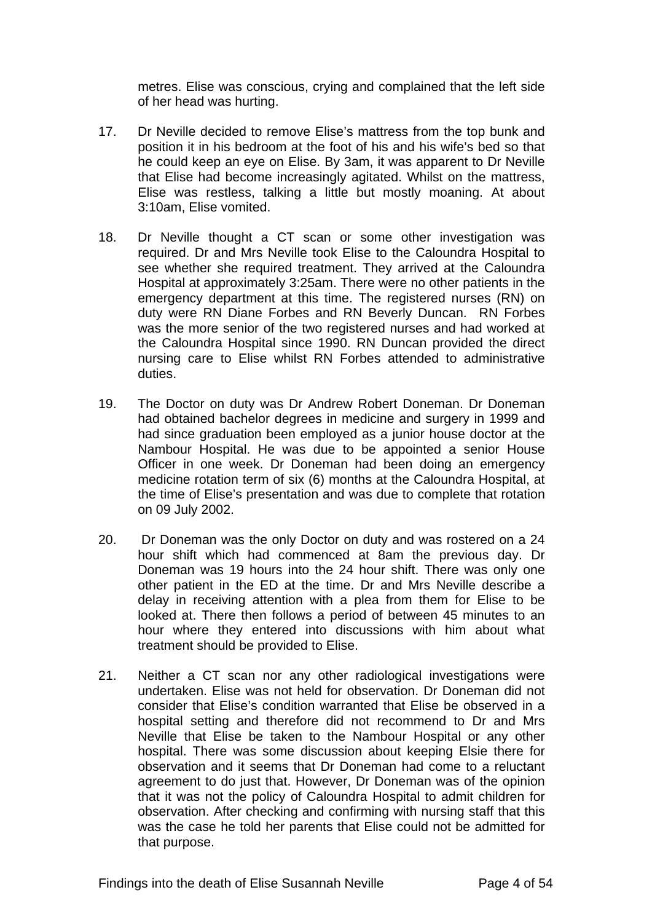metres. Elise was conscious, crying and complained that the left side of her head was hurting.

17. Dr Neville decided to remove Elise's mattress from the top bunk and position it in his bedroom at the foot of his and his wife's bed so that he could keep an eye on Elise. By 3am, it was apparent to Dr Neville that Elise had become increasingly agitated. Whilst on the mattress, Elise was restless, talking a little but mostly moaning. At about 3:10am, Elise vomited.

18. Dr Neville thought a CT scan or some other investigation was required. Dr and Mrs Neville took Elise to the Caloundra Hospital to see whether she required treatment. They arrived at the Caloundra Hospital at approximately 3:25am. There were no other patients in the emergency department at this time. The registered nurses (RN) on duty were RN Diane Forbes and RN Beverly Duncan. RN Forbes was the more senior of the two registered nurses and had worked at the Caloundra Hospital since 1990. RN Duncan provided the direct nursing care to Elise whilst RN Forbes attended to administrative duties.

19. The Doctor on duty was Dr Andrew Robert Doneman. Dr Doneman had obtained bachelor degrees in medicine and surgery in 1999 and had since graduation been employed as a junior house doctor at the Nambour Hospital. He was due to be appointed a senior House Officer in one week. Dr Doneman had been doing an emergency medicine rotation term of six (6) months at the Caloundra Hospital, at the time of Elise's presentation and was due to complete that rotation on 09 July 2002.

20. Dr Doneman was the only Doctor on duty and was rostered on a 24 hour shift which had commenced at 8am the previous day. Dr Doneman was 19 hours into the 24 hour shift. There was only one other patient in the ED at the time. Dr and Mrs Neville describe a delay in receiving attention with a plea from them for Elise to be looked at. There then follows a period of between 45 minutes to an hour where they entered into discussions with him about what treatment should be provided to Elise.

21. Neither a CT scan nor any other radiological investigations were undertaken. Elise was not held for observation. Dr Doneman did not consider that Elise's condition warranted that Elise be observed in a hospital setting and therefore did not recommend to Dr and Mrs Neville that Elise be taken to the Nambour Hospital or any other hospital. There was some discussion about keeping Elsie there for observation and it seems that Dr Doneman had come to a reluctant agreement to do just that. However, Dr Doneman was of the opinion that it was not the policy of Caloundra Hospital to admit children for observation. After checking and confirming with nursing staff that this was the case he told her parents that Elise could not be admitted for that purpose.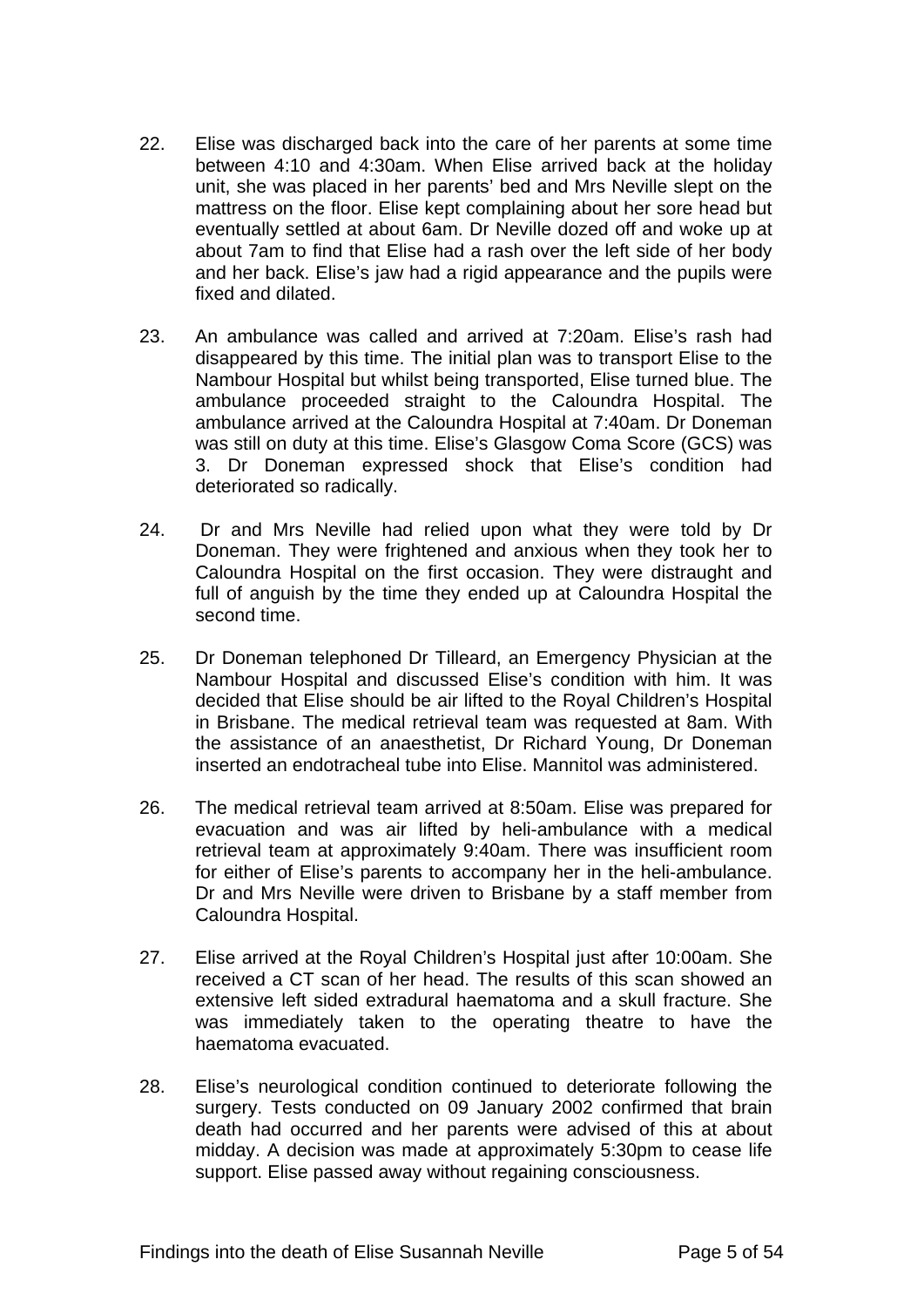22. Elise was discharged back into the care of her parents at some time between 4:10 and 4:30am. When Elise arrived back at the holiday unit, she was placed in her parents' bed and Mrs Neville slept on the mattress on the floor. Elise kept complaining about her sore head but eventually settled at about 6am. Dr Neville dozed off and woke up at about 7am to find that Elise had a rash over the left side of her body and her back. Elise's jaw had a rigid appearance and the pupils were fixed and dilated.

23. An ambulance was called and arrived at 7:20am. Elise's rash had disappeared by this time. The initial plan was to transport Elise to the Nambour Hospital but whilst being transported, Elise turned blue. The ambulance proceeded straight to the Caloundra Hospital. The ambulance arrived at the Caloundra Hospital at 7:40am. Dr Doneman was still on duty at this time. Elise's Glasgow Coma Score (GCS) was 3. Dr Doneman expressed shock that Elise's condition had deteriorated so radically.

24. Dr and Mrs Neville had relied upon what they were told by Dr Doneman. They were frightened and anxious when they took her to Caloundra Hospital on the first occasion. They were distraught and full of anguish by the time they ended up at Caloundra Hospital the second time.

25. Dr Doneman telephoned Dr Tilleard, an Emergency Physician at the Nambour Hospital and discussed Elise's condition with him. It was decided that Elise should be air lifted to the Royal Children's Hospital in Brisbane. The medical retrieval team was requested at 8am. With the assistance of an anaesthetist, Dr Richard Young, Dr Doneman inserted an endotracheal tube into Elise. Mannitol was administered.

26. The medical retrieval team arrived at 8:50am. Elise was prepared for evacuation and was air lifted by heli-ambulance with a medical retrieval team at approximately 9:40am. There was insufficient room for either of Elise's parents to accompany her in the heli-ambulance. Dr and Mrs Neville were driven to Brisbane by a staff member from Caloundra Hospital.

27. Elise arrived at the Royal Children's Hospital just after 10:00am. She received a CT scan of her head. The results of this scan showed an extensive left sided extradural haematoma and a skull fracture. She was immediately taken to the operating theatre to have the haematoma evacuated.

28. Elise's neurological condition continued to deteriorate following the surgery. Tests conducted on 09 January 2002 confirmed that brain death had occurred and her parents were advised of this at about midday. A decision was made at approximately 5:30pm to cease life support. Elise passed away without regaining consciousness.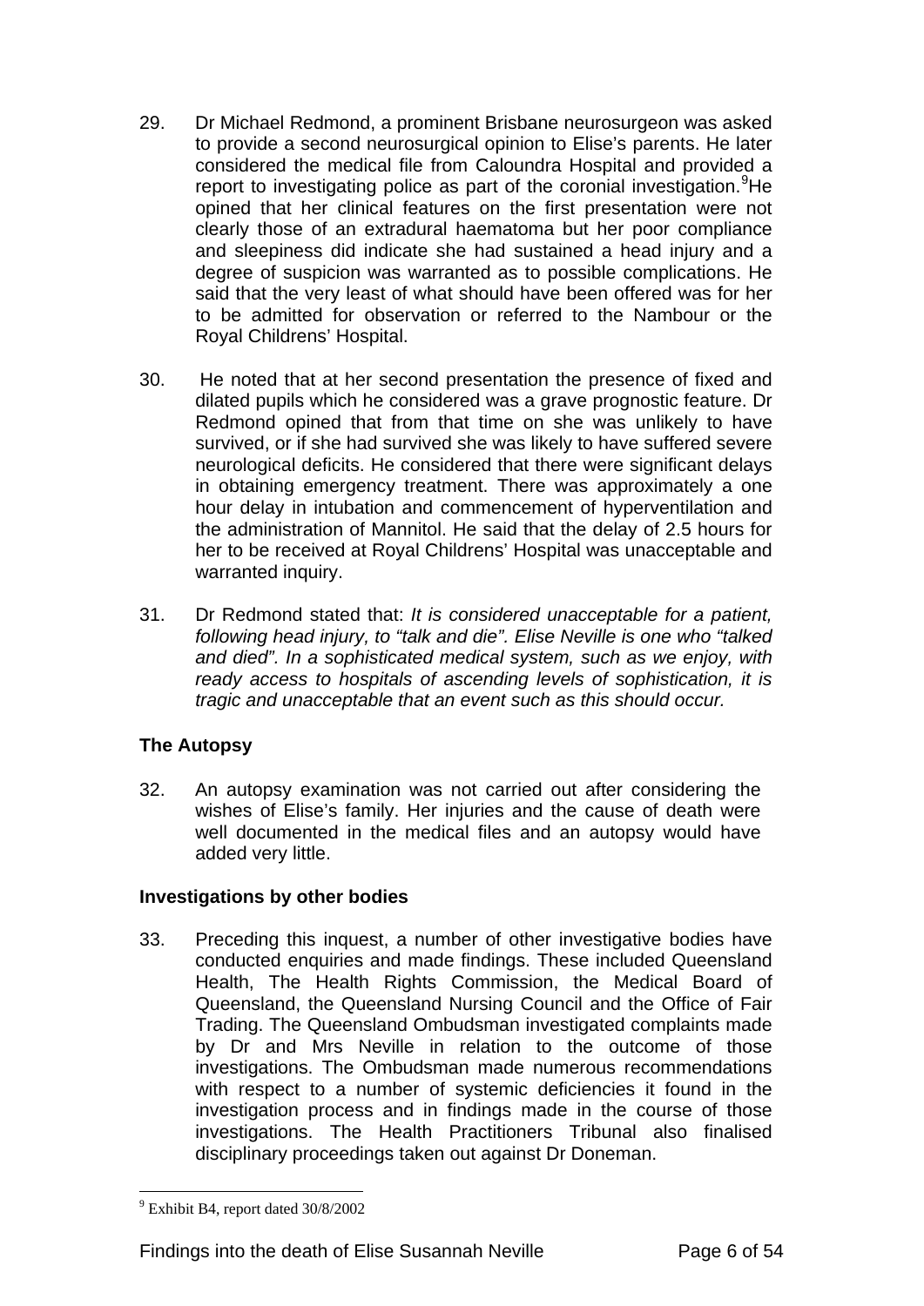29. Dr Michael Redmond, a prominent Brisbane neurosurgeon was asked to provide a second neurosurgical opinion to Elise's parents. He later considered the medical file from Caloundra Hospital and provided a report to investigating police as part of the coronial investigation.[9]He opined that her clinical features on the first presentation were not clearly those of an extradural haematoma but her poor compliance and sleepiness did indicate she had sustained a head injury and a degree of suspicion was warranted as to possible complications. He said that the very least of what should have been offered was for her to be admitted for observation or referred to the Nambour or the Royal Childrens' Hospital.

30. He noted that at her second presentation the presence of fixed and dilated pupils which he considered was a grave prognostic feature. Dr Redmond opined that from that time on she was unlikely to have survived, or if she had survived she was likely to have suffered severe neurological deficits. He considered that there were significant delays in obtaining emergency treatment. There was approximately a one hour delay in intubation and commencement of hyperventilation and the administration of Mannitol. He said that the delay of 2.5 hours for her to be received at Royal Childrens' Hospital was unacceptable and warranted inquiry.

31. Dr Redmond stated that: *It is considered unacceptable for a patient, following head injury, to "talk and die". Elise Neville is one who "talked and died". In a sophisticated medical system, such as we enjoy, with ready access to hospitals of ascending levels of sophistication, it is tragic and unacceptable that an event such as this should occur.*

**The Autopsy**

32. An autopsy examination was not carried out after considering the wishes of Elise's family. Her injuries and the cause of death were well documented in the medical files and an autopsy would have added very little.

**Investigations by other bodies**

33. Preceding this inquest, a number of other investigative bodies have conducted enquiries and made findings. These included Queensland Health, The Health Rights Commission, the Medical Board of Queensland, the Queensland Nursing Council and the Office of Fair Trading. The Queensland Ombudsman investigated complaints made by Dr and Mrs Neville in relation to the outcome of those investigations. The Ombudsman made numerous recommendations with respect to a number of systemic deficiencies it found in the investigation process and in findings made in the course of those investigations. The Health Practitioners Tribunal also finalised disciplinary proceedings taken out against Dr Doneman.

---

[9] Exhibit B4, report dated 30/8/2002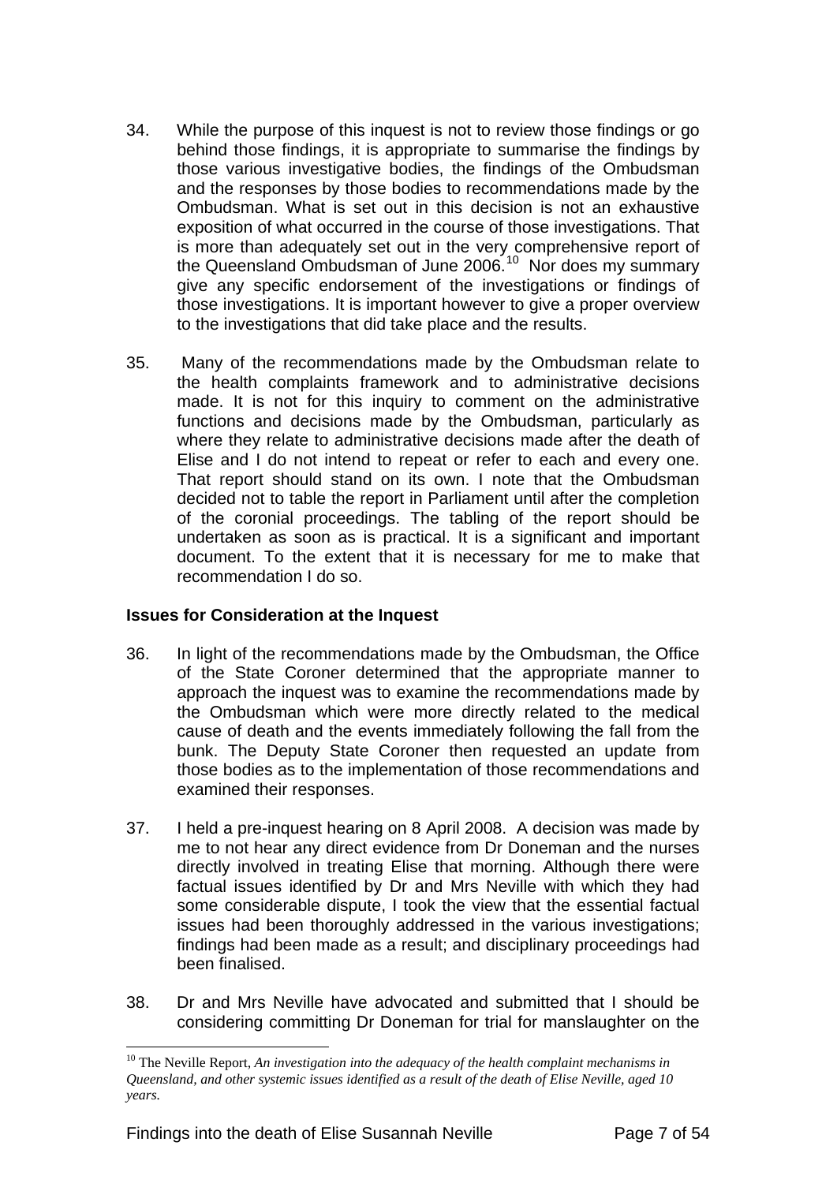34. While the purpose of this inquest is not to review those findings or go behind those findings, it is appropriate to summarise the findings by those various investigative bodies, the findings of the Ombudsman and the responses by those bodies to recommendations made by the Ombudsman. What is set out in this decision is not an exhaustive exposition of what occurred in the course of those investigations. That is more than adequately set out in the very comprehensive report of the Queensland Ombudsman of June 2006.[10] Nor does my summary give any specific endorsement of the investigations or findings of those investigations. It is important however to give a proper overview to the investigations that did take place and the results.

35. Many of the recommendations made by the Ombudsman relate to the health complaints framework and to administrative decisions made. It is not for this inquiry to comment on the administrative functions and decisions made by the Ombudsman, particularly as where they relate to administrative decisions made after the death of Elise and I do not intend to repeat or refer to each and every one. That report should stand on its own. I note that the Ombudsman decided not to table the report in Parliament until after the completion of the coronial proceedings. The tabling of the report should be undertaken as soon as is practical. It is a significant and important document. To the extent that it is necessary for me to make that recommendation I do so.

**Issues for Consideration at the Inquest**

36. In light of the recommendations made by the Ombudsman, the Office of the State Coroner determined that the appropriate manner to approach the inquest was to examine the recommendations made by the Ombudsman which were more directly related to the medical cause of death and the events immediately following the fall from the bunk. The Deputy State Coroner then requested an update from those bodies as to the implementation of those recommendations and examined their responses.

37. I held a pre-inquest hearing on 8 April 2008. A decision was made by me to not hear any direct evidence from Dr Doneman and the nurses directly involved in treating Elise that morning. Although there were factual issues identified by Dr and Mrs Neville with which they had some considerable dispute, I took the view that the essential factual issues had been thoroughly addressed in the various investigations; findings had been made as a result; and disciplinary proceedings had been finalised.

38. Dr and Mrs Neville have advocated and submitted that I should be considering committing Dr Doneman for trial for manslaughter on the

---

[10] The Neville Report, *An investigation into the adequacy of the health complaint mechanisms in Queensland, and other systemic issues identified as a result of the death of Elise Neville, aged 10 years.*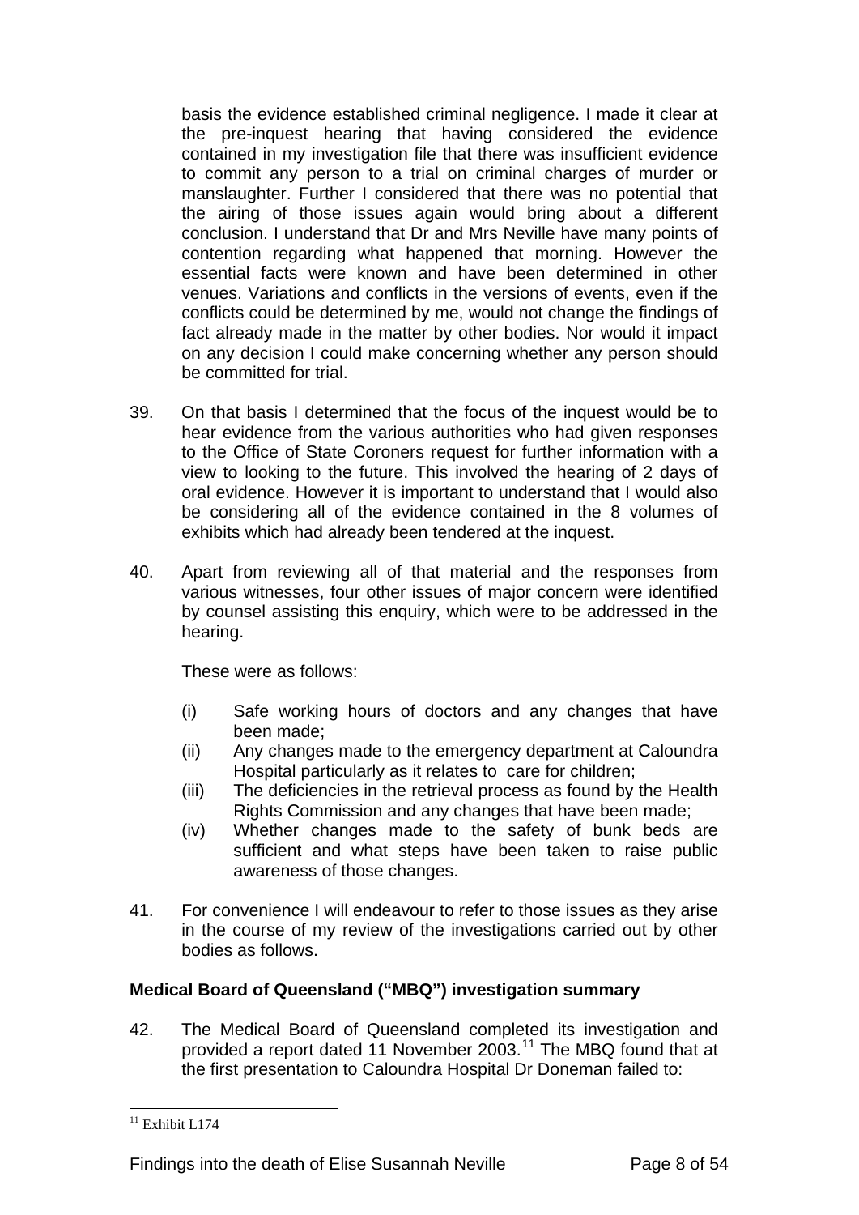basis the evidence established criminal negligence. I made it clear at the pre-inquest hearing that having considered the evidence contained in my investigation file that there was insufficient evidence to commit any person to a trial on criminal charges of murder or manslaughter. Further I considered that there was no potential that the airing of those issues again would bring about a different conclusion. I understand that Dr and Mrs Neville have many points of contention regarding what happened that morning. However the essential facts were known and have been determined in other venues. Variations and conflicts in the versions of events, even if the conflicts could be determined by me, would not change the findings of fact already made in the matter by other bodies. Nor would it impact on any decision I could make concerning whether any person should be committed for trial.

39. On that basis I determined that the focus of the inquest would be to hear evidence from the various authorities who had given responses to the Office of State Coroners request for further information with a view to looking to the future. This involved the hearing of 2 days of oral evidence. However it is important to understand that I would also be considering all of the evidence contained in the 8 volumes of exhibits which had already been tendered at the inquest.

40. Apart from reviewing all of that material and the responses from various witnesses, four other issues of major concern were identified by counsel assisting this enquiry, which were to be addressed in the hearing.

    These were as follows:

    (i) Safe working hours of doctors and any changes that have been made;
    (ii) Any changes made to the emergency department at Caloundra Hospital particularly as it relates to care for children;
    (iii) The deficiencies in the retrieval process as found by the Health Rights Commission and any changes that have been made;
    (iv) Whether changes made to the safety of bunk beds are sufficient and what steps have been taken to raise public awareness of those changes.

41. For convenience I will endeavour to refer to those issues as they arise in the course of my review of the investigations carried out by other bodies as follows.

**Medical Board of Queensland ("MBQ") investigation summary**

42. The Medical Board of Queensland completed its investigation and provided a report dated 11 November 2003.[11] The MBQ found that at the first presentation to Caloundra Hospital Dr Doneman failed to:

[11] Exhibit L174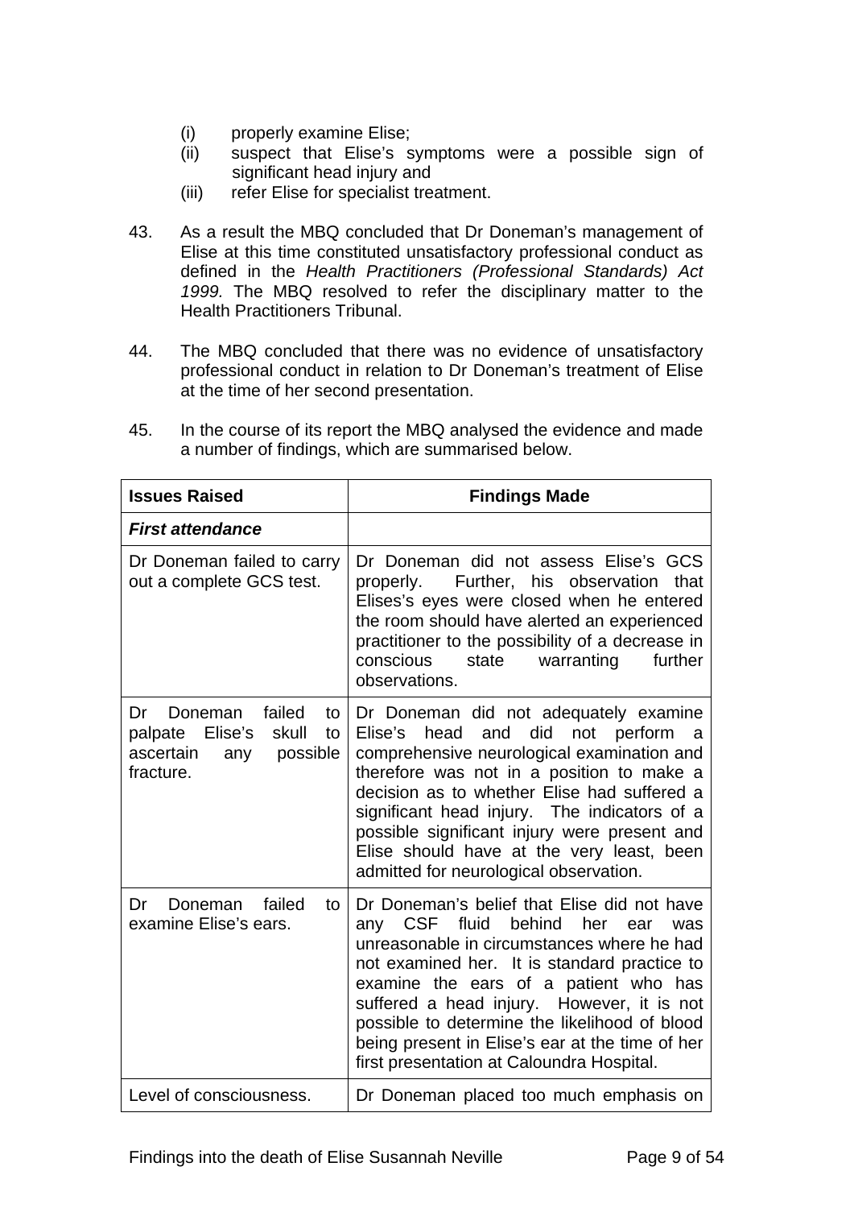(i) properly examine Elise;
(ii) suspect that Elise's symptoms were a possible sign of significant head injury and
(iii) refer Elise for specialist treatment.

43. As a result the MBQ concluded that Dr Doneman's management of Elise at this time constituted unsatisfactory professional conduct as defined in the *Health Practitioners (Professional Standards) Act 1999.* The MBQ resolved to refer the disciplinary matter to the Health Practitioners Tribunal.

44. The MBQ concluded that there was no evidence of unsatisfactory professional conduct in relation to Dr Doneman's treatment of Elise at the time of her second presentation.

45. In the course of its report the MBQ analysed the evidence and made a number of findings, which are summarised below.

| **Issues Raised** | **Findings Made** |
|---|---|
| ***First attendance*** | |
| Dr Doneman failed to carry out a complete GCS test. | Dr Doneman did not assess Elise's GCS properly. Further, his observation that Elises's eyes were closed when he entered the room should have alerted an experienced practitioner to the possibility of a decrease in conscious state warranting further observations. |
| Dr Doneman failed to palpate Elise's skull to ascertain any possible fracture. | Dr Doneman did not adequately examine Elise's head and did not perform a comprehensive neurological examination and therefore was not in a position to make a decision as to whether Elise had suffered a significant head injury. The indicators of a possible significant injury were present and Elise should have at the very least, been admitted for neurological observation. |
| Dr Doneman failed to examine Elise's ears. | Dr Doneman's belief that Elise did not have any CSF fluid behind her ear was unreasonable in circumstances where he had not examined her. It is standard practice to examine the ears of a patient who has suffered a head injury. However, it is not possible to determine the likelihood of blood being present in Elise's ear at the time of her first presentation at Caloundra Hospital. |
| Level of consciousness. | Dr Doneman placed too much emphasis on |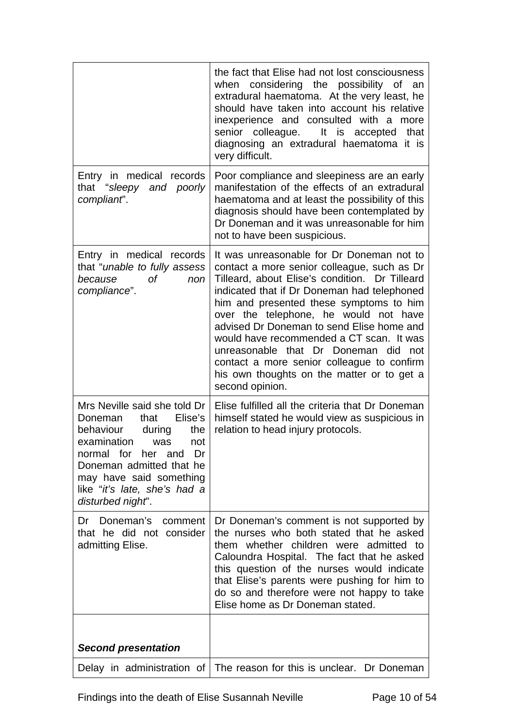| | |
|---|---|
| | the fact that Elise had not lost consciousness when considering the possibility of an extradural haematoma. At the very least, he should have taken into account his relative inexperience and consulted with a more senior colleague. It is accepted that diagnosing an extradural haematoma it is very difficult. |
| Entry in medical records that "*sleepy and poorly compliant*". | Poor compliance and sleepiness are an early manifestation of the effects of an extradural haematoma and at least the possibility of this diagnosis should have been contemplated by Dr Doneman and it was unreasonable for him not to have been suspicious. |
| Entry in medical records that "*unable to fully assess because of non compliance*". | It was unreasonable for Dr Doneman not to contact a more senior colleague, such as Dr Tilleard, about Elise's condition. Dr Tilleard indicated that if Dr Doneman had telephoned him and presented these symptoms to him over the telephone, he would not have advised Dr Doneman to send Elise home and would have recommended a CT scan. It was unreasonable that Dr Doneman did not contact a more senior colleague to confirm his own thoughts on the matter or to get a second opinion. |
| Mrs Neville said she told Dr Doneman that Elise's behaviour during the examination was not normal for her and Dr Doneman admitted that he may have said something like "*it's late, she's had a disturbed night*". | Elise fulfilled all the criteria that Dr Doneman himself stated he would view as suspicious in relation to head injury protocols. |
| Dr Doneman's comment that he did not consider admitting Elise. | Dr Doneman's comment is not supported by the nurses who both stated that he asked them whether children were admitted to Caloundra Hospital. The fact that he asked this question of the nurses would indicate that Elise's parents were pushing for him to do so and therefore were not happy to take Elise home as Dr Doneman stated. |
| ***Second presentation*** | |
| Delay in administration of | The reason for this is unclear. Dr Doneman |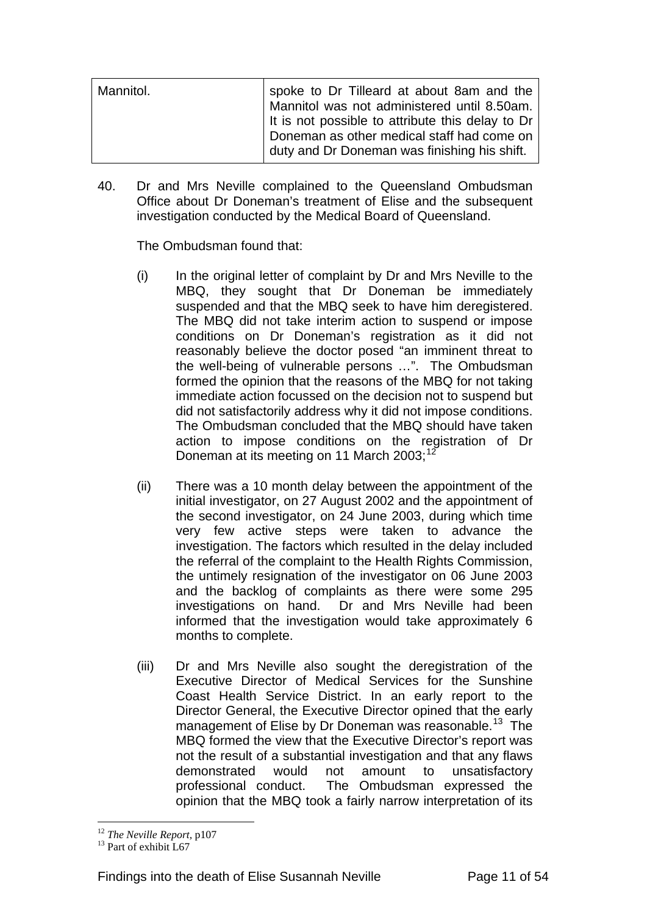| Mannitol. | spoke to Dr Tilleard at about 8am and the Mannitol was not administered until 8.50am. It is not possible to attribute this delay to Dr Doneman as other medical staff had come on duty and Dr Doneman was finishing his shift. |
|---|---|

40. Dr and Mrs Neville complained to the Queensland Ombudsman Office about Dr Doneman's treatment of Elise and the subsequent investigation conducted by the Medical Board of Queensland.

    The Ombudsman found that:

    (i) In the original letter of complaint by Dr and Mrs Neville to the MBQ, they sought that Dr Doneman be immediately suspended and that the MBQ seek to have him deregistered. The MBQ did not take interim action to suspend or impose conditions on Dr Doneman's registration as it did not reasonably believe the doctor posed "an imminent threat to the well-being of vulnerable persons …". The Ombudsman formed the opinion that the reasons of the MBQ for not taking immediate action focussed on the decision not to suspend but did not satisfactorily address why it did not impose conditions. The Ombudsman concluded that the MBQ should have taken action to impose conditions on the registration of Dr Doneman at its meeting on 11 March 2003;[12]

    (ii) There was a 10 month delay between the appointment of the initial investigator, on 27 August 2002 and the appointment of the second investigator, on 24 June 2003, during which time very few active steps were taken to advance the investigation. The factors which resulted in the delay included the referral of the complaint to the Health Rights Commission, the untimely resignation of the investigator on 06 June 2003 and the backlog of complaints as there were some 295 investigations on hand. Dr and Mrs Neville had been informed that the investigation would take approximately 6 months to complete.

    (iii) Dr and Mrs Neville also sought the deregistration of the Executive Director of Medical Services for the Sunshine Coast Health Service District. In an early report to the Director General, the Executive Director opined that the early management of Elise by Dr Doneman was reasonable.[13] The MBQ formed the view that the Executive Director's report was not the result of a substantial investigation and that any flaws demonstrated would not amount to unsatisfactory professional conduct. The Ombudsman expressed the opinion that the MBQ took a fairly narrow interpretation of its

---

[12] *The Neville Report*, p107

[13] Part of exhibit L67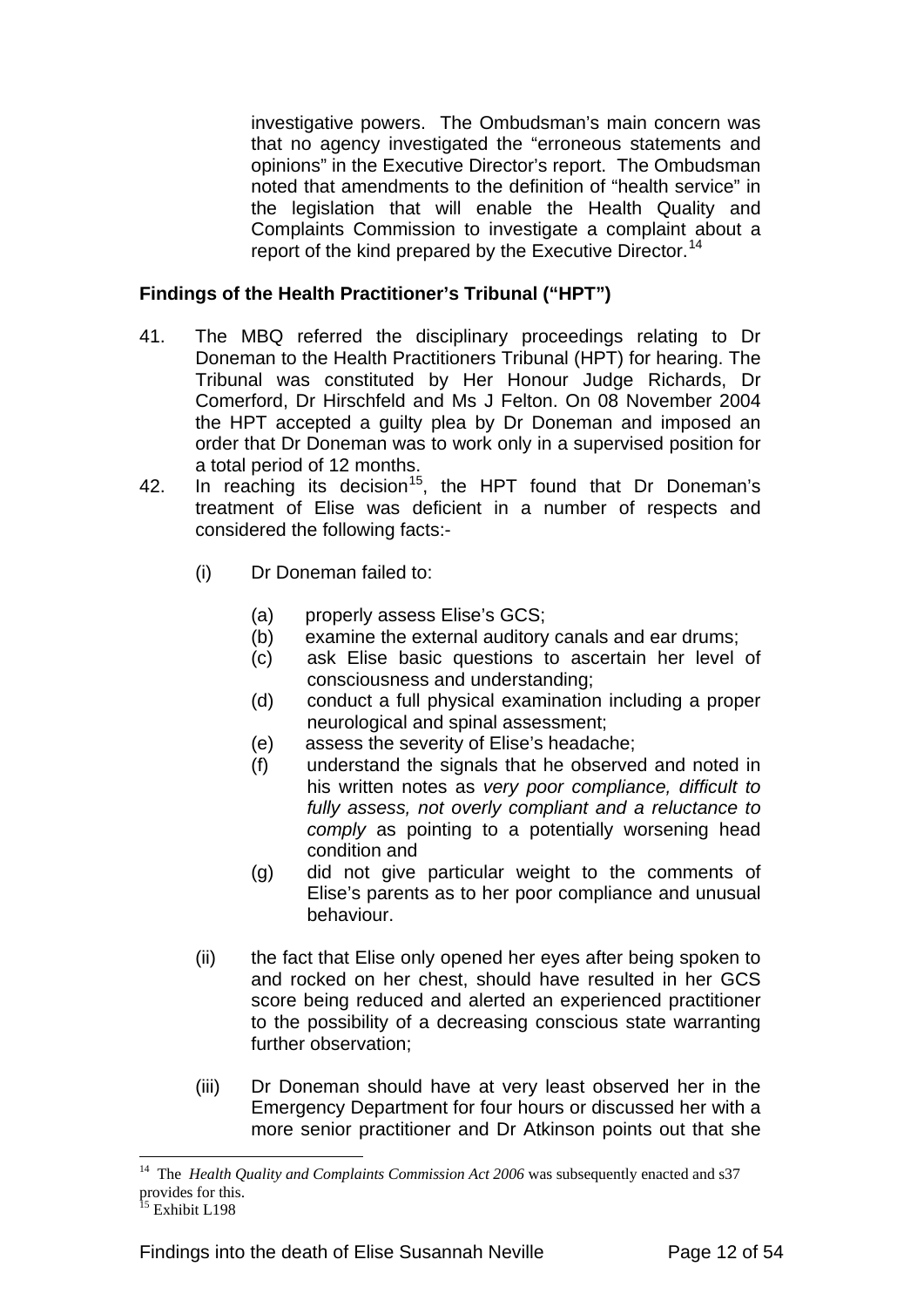investigative powers. The Ombudsman's main concern was that no agency investigated the "erroneous statements and opinions" in the Executive Director's report. The Ombudsman noted that amendments to the definition of "health service" in the legislation that will enable the Health Quality and Complaints Commission to investigate a complaint about a report of the kind prepared by the Executive Director.[14]

**Findings of the Health Practitioner's Tribunal ("HPT")**

41. The MBQ referred the disciplinary proceedings relating to Dr Doneman to the Health Practitioners Tribunal (HPT) for hearing. The Tribunal was constituted by Her Honour Judge Richards, Dr Comerford, Dr Hirschfeld and Ms J Felton. On 08 November 2004 the HPT accepted a guilty plea by Dr Doneman and imposed an order that Dr Doneman was to work only in a supervised position for a total period of 12 months.

42. In reaching its decision[15], the HPT found that Dr Doneman's treatment of Elise was deficient in a number of respects and considered the following facts:-

    (i) Dr Doneman failed to:

    (a) properly assess Elise's GCS;
    (b) examine the external auditory canals and ear drums;
    (c) ask Elise basic questions to ascertain her level of consciousness and understanding;
    (d) conduct a full physical examination including a proper neurological and spinal assessment;
    (e) assess the severity of Elise's headache;
    (f) understand the signals that he observed and noted in his written notes as *very poor compliance, difficult to fully assess, not overly compliant and a reluctance to comply* as pointing to a potentially worsening head condition and
    (g) did not give particular weight to the comments of Elise's parents as to her poor compliance and unusual behaviour.

    (ii) the fact that Elise only opened her eyes after being spoken to and rocked on her chest, should have resulted in her GCS score being reduced and alerted an experienced practitioner to the possibility of a decreasing conscious state warranting further observation;

    (iii) Dr Doneman should have at very least observed her in the Emergency Department for four hours or discussed her with a more senior practitioner and Dr Atkinson points out that she

---

[14] The *Health Quality and Complaints Commission Act 2006* was subsequently enacted and s37 provides for this.

[15] Exhibit L198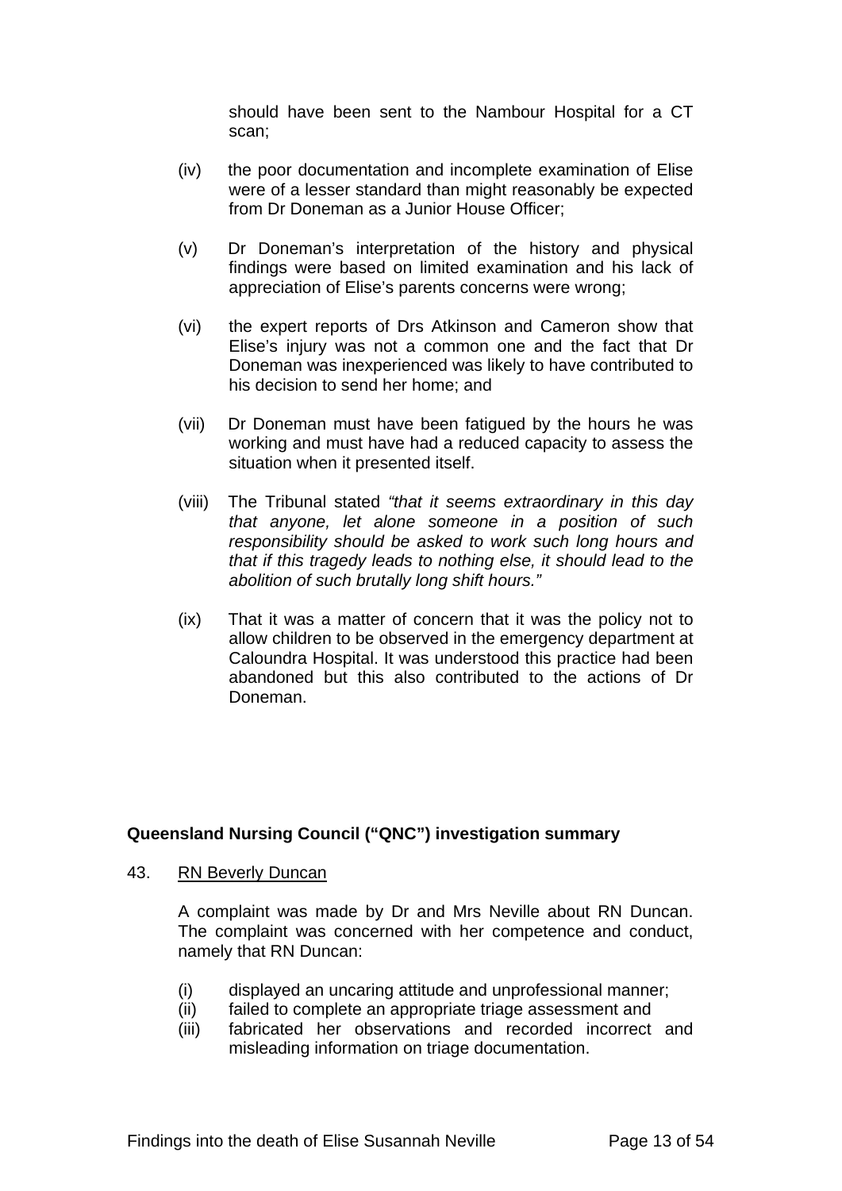should have been sent to the Nambour Hospital for a CT scan;

(iv) the poor documentation and incomplete examination of Elise were of a lesser standard than might reasonably be expected from Dr Doneman as a Junior House Officer;

(v) Dr Doneman's interpretation of the history and physical findings were based on limited examination and his lack of appreciation of Elise's parents concerns were wrong;

(vi) the expert reports of Drs Atkinson and Cameron show that Elise's injury was not a common one and the fact that Dr Doneman was inexperienced was likely to have contributed to his decision to send her home; and

(vii) Dr Doneman must have been fatigued by the hours he was working and must have had a reduced capacity to assess the situation when it presented itself.

(viii) The Tribunal stated *"that it seems extraordinary in this day that anyone, let alone someone in a position of such responsibility should be asked to work such long hours and that if this tragedy leads to nothing else, it should lead to the abolition of such brutally long shift hours."*

(ix) That it was a matter of concern that it was the policy not to allow children to be observed in the emergency department at Caloundra Hospital. It was understood this practice had been abandoned but this also contributed to the actions of Dr Doneman.

**Queensland Nursing Council ("QNC") investigation summary**

43. RN Beverly Duncan

A complaint was made by Dr and Mrs Neville about RN Duncan. The complaint was concerned with her competence and conduct, namely that RN Duncan:

(i) displayed an uncaring attitude and unprofessional manner;
(ii) failed to complete an appropriate triage assessment and
(iii) fabricated her observations and recorded incorrect and misleading information on triage documentation.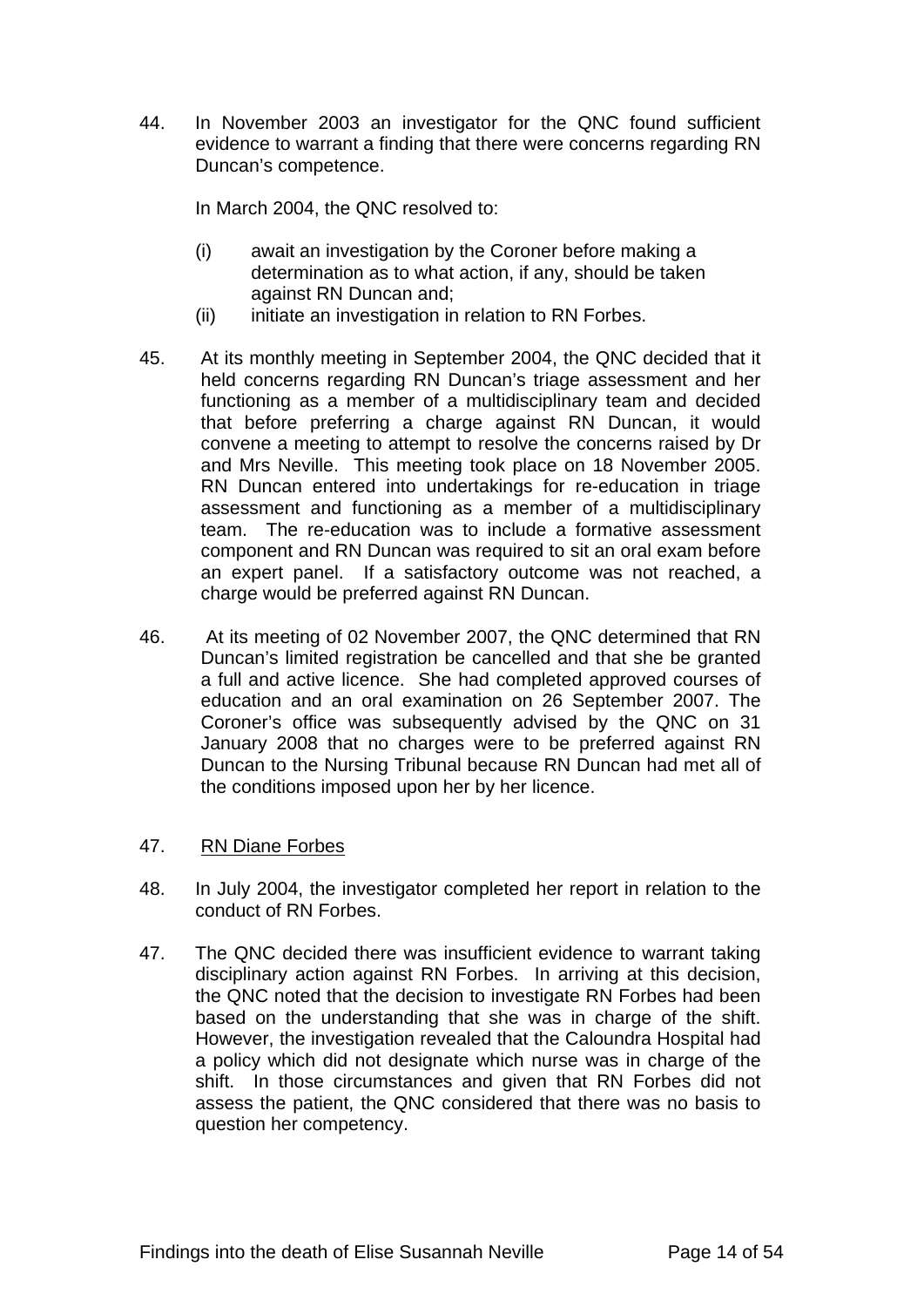44. In November 2003 an investigator for the QNC found sufficient evidence to warrant a finding that there were concerns regarding RN Duncan's competence.

    In March 2004, the QNC resolved to:

    (i) await an investigation by the Coroner before making a determination as to what action, if any, should be taken against RN Duncan and;
    (ii) initiate an investigation in relation to RN Forbes.

45. At its monthly meeting in September 2004, the QNC decided that it held concerns regarding RN Duncan's triage assessment and her functioning as a member of a multidisciplinary team and decided that before preferring a charge against RN Duncan, it would convene a meeting to attempt to resolve the concerns raised by Dr and Mrs Neville. This meeting took place on 18 November 2005. RN Duncan entered into undertakings for re-education in triage assessment and functioning as a member of a multidisciplinary team. The re-education was to include a formative assessment component and RN Duncan was required to sit an oral exam before an expert panel. If a satisfactory outcome was not reached, a charge would be preferred against RN Duncan.

46. At its meeting of 02 November 2007, the QNC determined that RN Duncan's limited registration be cancelled and that she be granted a full and active licence. She had completed approved courses of education and an oral examination on 26 September 2007. The Coroner's office was subsequently advised by the QNC on 31 January 2008 that no charges were to be preferred against RN Duncan to the Nursing Tribunal because RN Duncan had met all of the conditions imposed upon her by her licence.

47. <u>RN Diane Forbes</u>

48. In July 2004, the investigator completed her report in relation to the conduct of RN Forbes.

47. The QNC decided there was insufficient evidence to warrant taking disciplinary action against RN Forbes. In arriving at this decision, the QNC noted that the decision to investigate RN Forbes had been based on the understanding that she was in charge of the shift. However, the investigation revealed that the Caloundra Hospital had a policy which did not designate which nurse was in charge of the shift. In those circumstances and given that RN Forbes did not assess the patient, the QNC considered that there was no basis to question her competency.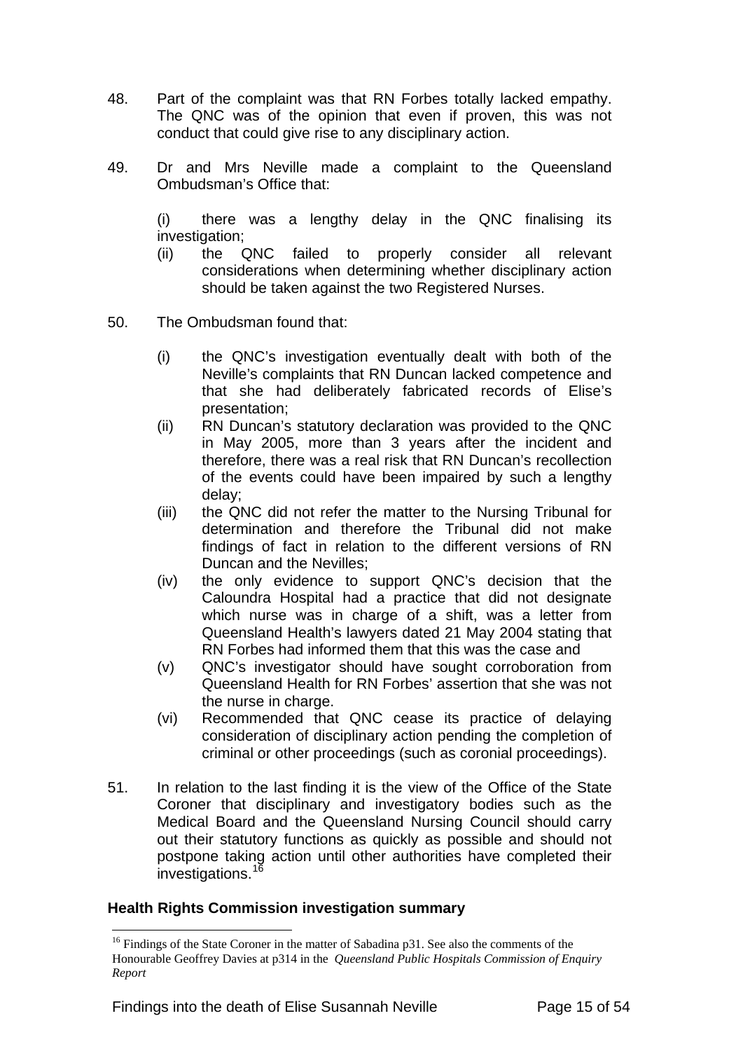48. Part of the complaint was that RN Forbes totally lacked empathy. The QNC was of the opinion that even if proven, this was not conduct that could give rise to any disciplinary action.

49. Dr and Mrs Neville made a complaint to the Queensland Ombudsman's Office that:

    (i) there was a lengthy delay in the QNC finalising its investigation;
    (ii) the QNC failed to properly consider all relevant considerations when determining whether disciplinary action should be taken against the two Registered Nurses.

50. The Ombudsman found that:

    (i) the QNC's investigation eventually dealt with both of the Neville's complaints that RN Duncan lacked competence and that she had deliberately fabricated records of Elise's presentation;
    (ii) RN Duncan's statutory declaration was provided to the QNC in May 2005, more than 3 years after the incident and therefore, there was a real risk that RN Duncan's recollection of the events could have been impaired by such a lengthy delay;
    (iii) the QNC did not refer the matter to the Nursing Tribunal for determination and therefore the Tribunal did not make findings of fact in relation to the different versions of RN Duncan and the Nevilles;
    (iv) the only evidence to support QNC's decision that the Caloundra Hospital had a practice that did not designate which nurse was in charge of a shift, was a letter from Queensland Health's lawyers dated 21 May 2004 stating that RN Forbes had informed them that this was the case and
    (v) QNC's investigator should have sought corroboration from Queensland Health for RN Forbes' assertion that she was not the nurse in charge.
    (vi) Recommended that QNC cease its practice of delaying consideration of disciplinary action pending the completion of criminal or other proceedings (such as coronial proceedings).

51. In relation to the last finding it is the view of the Office of the State Coroner that disciplinary and investigatory bodies such as the Medical Board and the Queensland Nursing Council should carry out their statutory functions as quickly as possible and should not postpone taking action until other authorities have completed their investigations.[16]

**Health Rights Commission investigation summary**

[16] Findings of the State Coroner in the matter of Sabadina p31. See also the comments of the Honourable Geoffrey Davies at p314 in the *Queensland Public Hospitals Commission of Enquiry Report*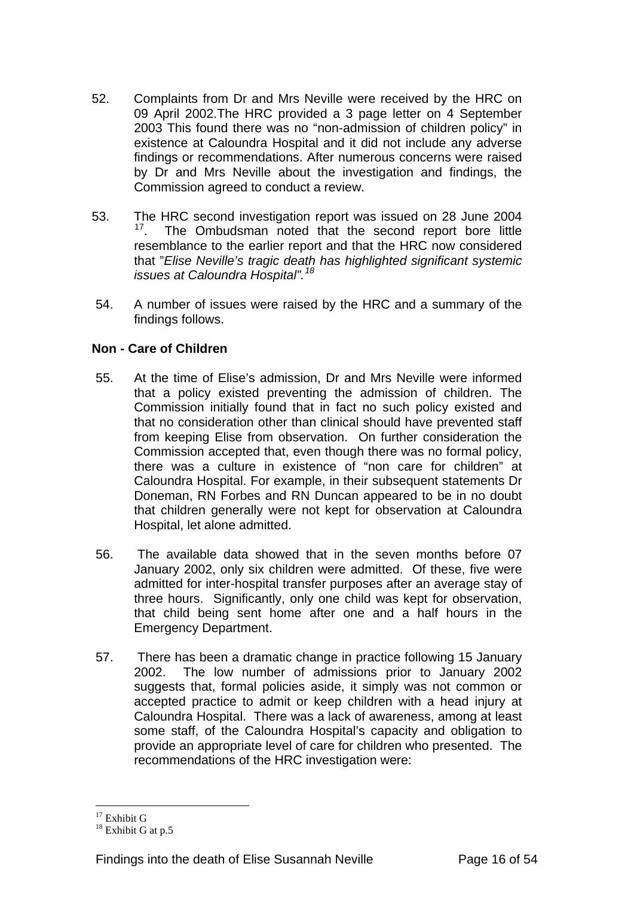52. Complaints from Dr and Mrs Neville were received by the HRC on 09 April 2002.The HRC provided a 3 page letter on 4 September 2003 This found there was no "non-admission of children policy" in existence at Caloundra Hospital and it did not include any adverse findings or recommendations. After numerous concerns were raised by Dr and Mrs Neville about the investigation and findings, the Commission agreed to conduct a review.

53. The HRC second investigation report was issued on 28 June 2004 [17]. The Ombudsman noted that the second report bore little resemblance to the earlier report and that the HRC now considered that "*Elise Neville's tragic death has highlighted significant systemic issues at Caloundra Hospital".*[18]

54. A number of issues were raised by the HRC and a summary of the findings follows.

**Non - Care of Children**

55. At the time of Elise's admission, Dr and Mrs Neville were informed that a policy existed preventing the admission of children. The Commission initially found that in fact no such policy existed and that no consideration other than clinical should have prevented staff from keeping Elise from observation. On further consideration the Commission accepted that, even though there was no formal policy, there was a culture in existence of "non care for children" at Caloundra Hospital. For example, in their subsequent statements Dr Doneman, RN Forbes and RN Duncan appeared to be in no doubt that children generally were not kept for observation at Caloundra Hospital, let alone admitted.

56. The available data showed that in the seven months before 07 January 2002, only six children were admitted. Of these, five were admitted for inter-hospital transfer purposes after an average stay of three hours. Significantly, only one child was kept for observation, that child being sent home after one and a half hours in the Emergency Department.

57. There has been a dramatic change in practice following 15 January 2002. The low number of admissions prior to January 2002 suggests that, formal policies aside, it simply was not common or accepted practice to admit or keep children with a head injury at Caloundra Hospital. There was a lack of awareness, among at least some staff, of the Caloundra Hospital's capacity and obligation to provide an appropriate level of care for children who presented. The recommendations of the HRC investigation were:

---

[17] Exhibit G

[18] Exhibit G at p.5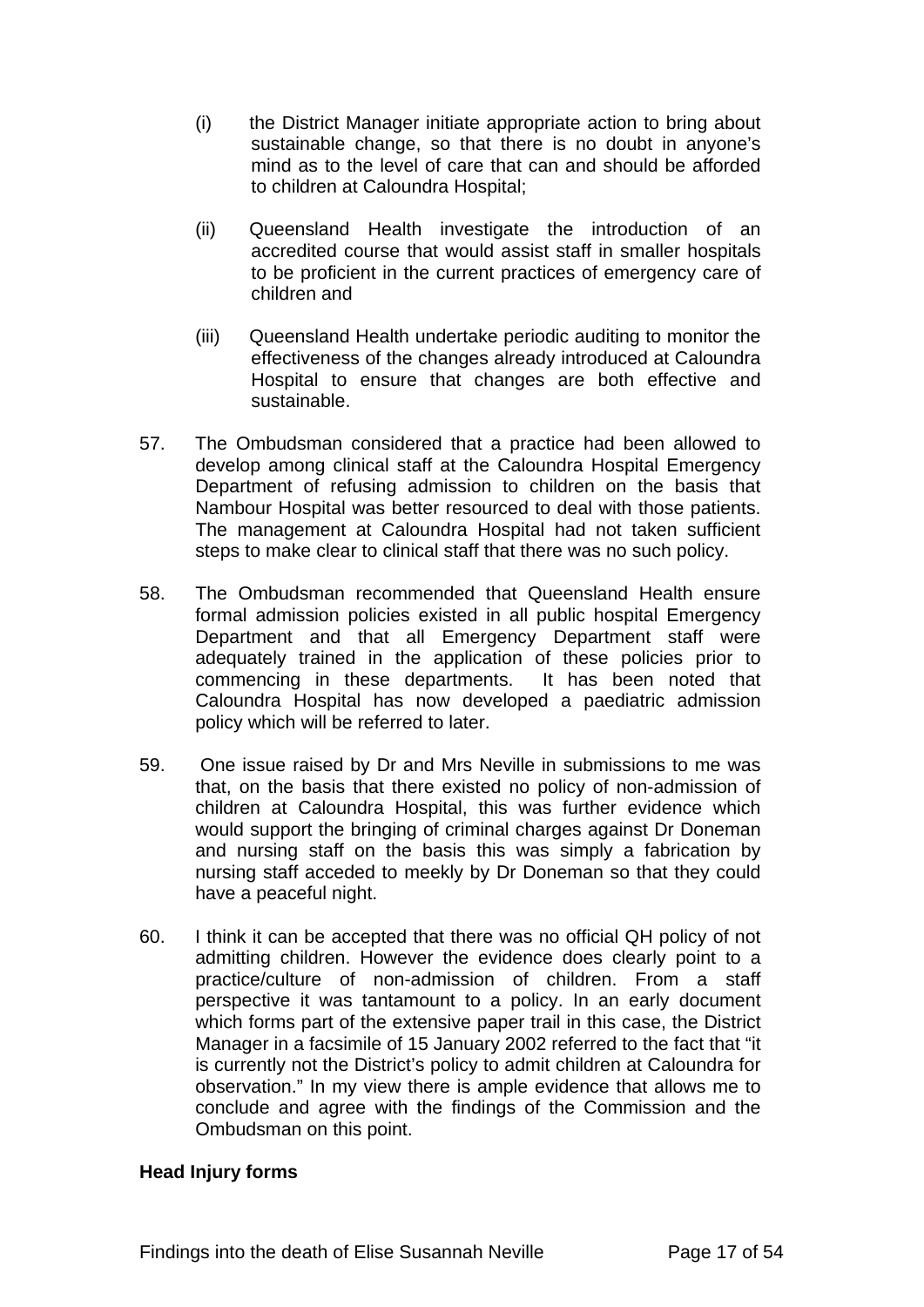(i) the District Manager initiate appropriate action to bring about sustainable change, so that there is no doubt in anyone's mind as to the level of care that can and should be afforded to children at Caloundra Hospital;

(ii) Queensland Health investigate the introduction of an accredited course that would assist staff in smaller hospitals to be proficient in the current practices of emergency care of children and

(iii) Queensland Health undertake periodic auditing to monitor the effectiveness of the changes already introduced at Caloundra Hospital to ensure that changes are both effective and sustainable.

57. The Ombudsman considered that a practice had been allowed to develop among clinical staff at the Caloundra Hospital Emergency Department of refusing admission to children on the basis that Nambour Hospital was better resourced to deal with those patients. The management at Caloundra Hospital had not taken sufficient steps to make clear to clinical staff that there was no such policy.

58. The Ombudsman recommended that Queensland Health ensure formal admission policies existed in all public hospital Emergency Department and that all Emergency Department staff were adequately trained in the application of these policies prior to commencing in these departments. It has been noted that Caloundra Hospital has now developed a paediatric admission policy which will be referred to later.

59. One issue raised by Dr and Mrs Neville in submissions to me was that, on the basis that there existed no policy of non-admission of children at Caloundra Hospital, this was further evidence which would support the bringing of criminal charges against Dr Doneman and nursing staff on the basis this was simply a fabrication by nursing staff acceded to meekly by Dr Doneman so that they could have a peaceful night.

60. I think it can be accepted that there was no official QH policy of not admitting children. However the evidence does clearly point to a practice/culture of non-admission of children. From a staff perspective it was tantamount to a policy. In an early document which forms part of the extensive paper trail in this case, the District Manager in a facsimile of 15 January 2002 referred to the fact that "it is currently not the District's policy to admit children at Caloundra for observation." In my view there is ample evidence that allows me to conclude and agree with the findings of the Commission and the Ombudsman on this point.

**Head Injury forms**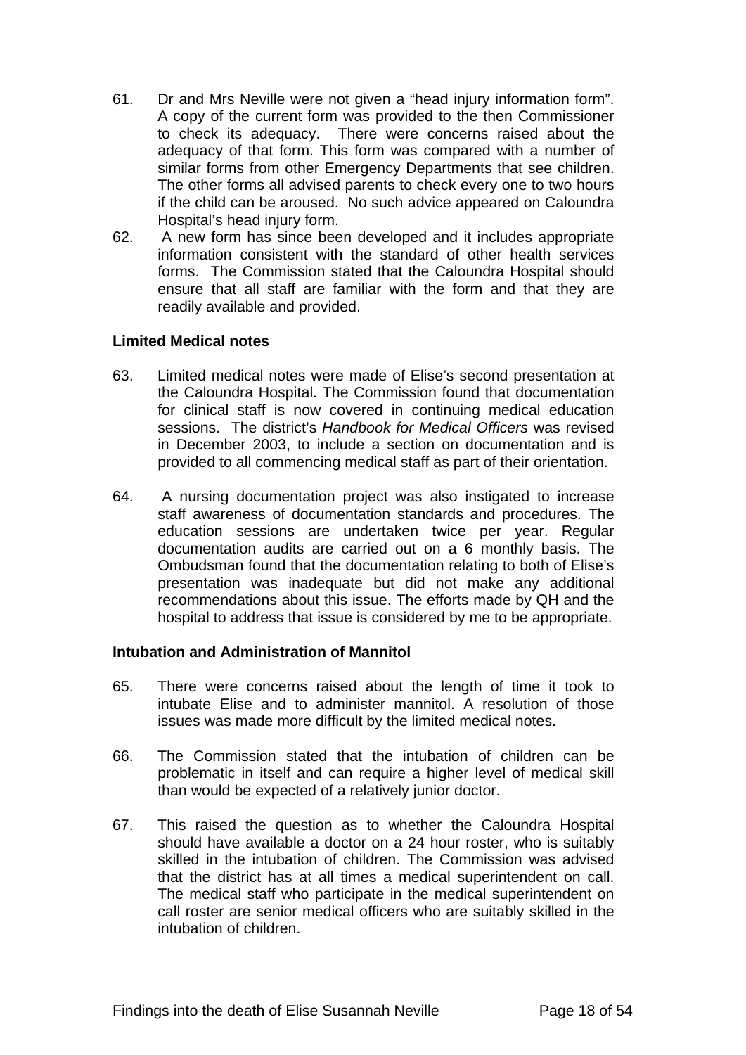61. Dr and Mrs Neville were not given a "head injury information form". A copy of the current form was provided to the then Commissioner to check its adequacy. There were concerns raised about the adequacy of that form. This form was compared with a number of similar forms from other Emergency Departments that see children. The other forms all advised parents to check every one to two hours if the child can be aroused. No such advice appeared on Caloundra Hospital's head injury form.

62. A new form has since been developed and it includes appropriate information consistent with the standard of other health services forms. The Commission stated that the Caloundra Hospital should ensure that all staff are familiar with the form and that they are readily available and provided.

**Limited Medical notes**

63. Limited medical notes were made of Elise's second presentation at the Caloundra Hospital. The Commission found that documentation for clinical staff is now covered in continuing medical education sessions. The district's *Handbook for Medical Officers* was revised in December 2003, to include a section on documentation and is provided to all commencing medical staff as part of their orientation.

64. A nursing documentation project was also instigated to increase staff awareness of documentation standards and procedures. The education sessions are undertaken twice per year. Regular documentation audits are carried out on a 6 monthly basis. The Ombudsman found that the documentation relating to both of Elise's presentation was inadequate but did not make any additional recommendations about this issue. The efforts made by QH and the hospital to address that issue is considered by me to be appropriate.

**Intubation and Administration of Mannitol**

65. There were concerns raised about the length of time it took to intubate Elise and to administer mannitol. A resolution of those issues was made more difficult by the limited medical notes.

66. The Commission stated that the intubation of children can be problematic in itself and can require a higher level of medical skill than would be expected of a relatively junior doctor.

67. This raised the question as to whether the Caloundra Hospital should have available a doctor on a 24 hour roster, who is suitably skilled in the intubation of children. The Commission was advised that the district has at all times a medical superintendent on call. The medical staff who participate in the medical superintendent on call roster are senior medical officers who are suitably skilled in the intubation of children.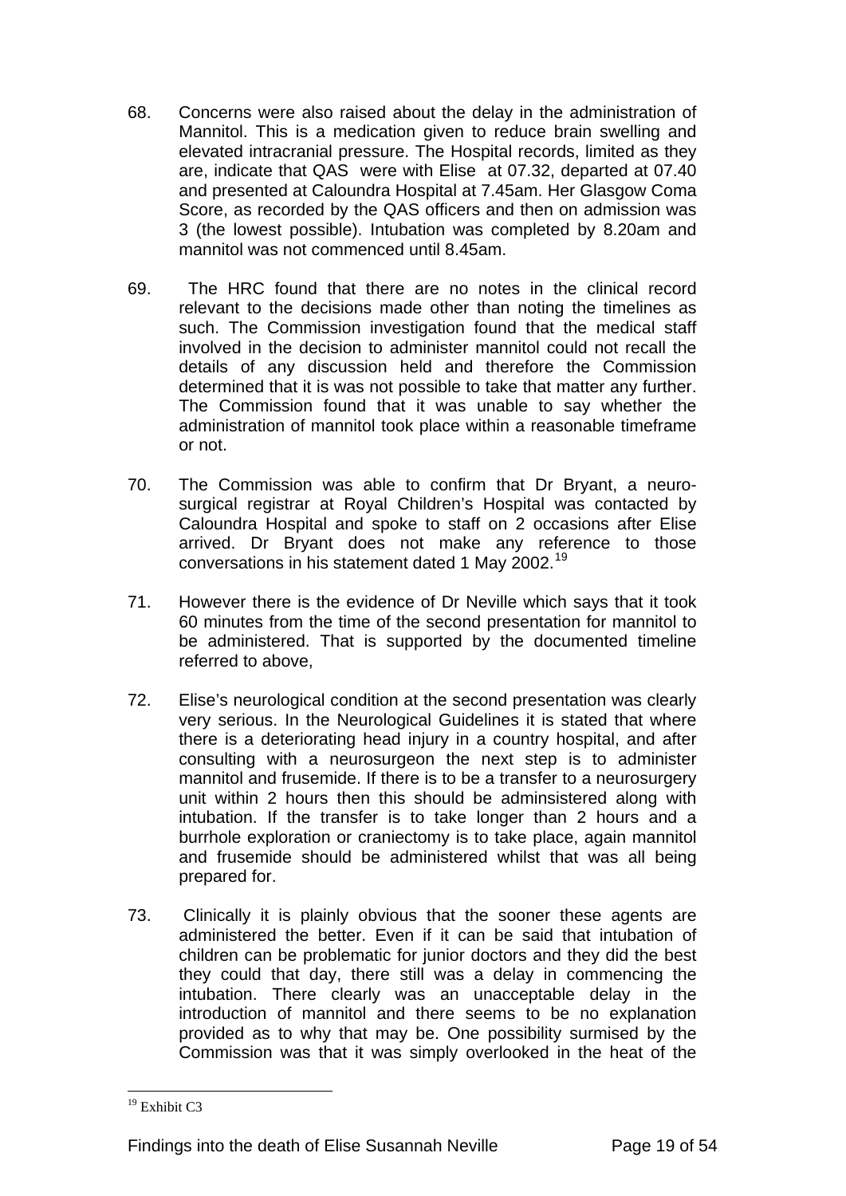68. Concerns were also raised about the delay in the administration of Mannitol. This is a medication given to reduce brain swelling and elevated intracranial pressure. The Hospital records, limited as they are, indicate that QAS were with Elise at 07.32, departed at 07.40 and presented at Caloundra Hospital at 7.45am. Her Glasgow Coma Score, as recorded by the QAS officers and then on admission was 3 (the lowest possible). Intubation was completed by 8.20am and mannitol was not commenced until 8.45am.

69. The HRC found that there are no notes in the clinical record relevant to the decisions made other than noting the timelines as such. The Commission investigation found that the medical staff involved in the decision to administer mannitol could not recall the details of any discussion held and therefore the Commission determined that it is was not possible to take that matter any further. The Commission found that it was unable to say whether the administration of mannitol took place within a reasonable timeframe or not.

70. The Commission was able to confirm that Dr Bryant, a neuro-surgical registrar at Royal Children's Hospital was contacted by Caloundra Hospital and spoke to staff on 2 occasions after Elise arrived. Dr Bryant does not make any reference to those conversations in his statement dated 1 May 2002.[19]

71. However there is the evidence of Dr Neville which says that it took 60 minutes from the time of the second presentation for mannitol to be administered. That is supported by the documented timeline referred to above,

72. Elise's neurological condition at the second presentation was clearly very serious. In the Neurological Guidelines it is stated that where there is a deteriorating head injury in a country hospital, and after consulting with a neurosurgeon the next step is to administer mannitol and frusemide. If there is to be a transfer to a neurosurgery unit within 2 hours then this should be adminsistered along with intubation. If the transfer is to take longer than 2 hours and a burrhole exploration or craniectomy is to take place, again mannitol and frusemide should be administered whilst that was all being prepared for.

73. Clinically it is plainly obvious that the sooner these agents are administered the better. Even if it can be said that intubation of children can be problematic for junior doctors and they did the best they could that day, there still was a delay in commencing the intubation. There clearly was an unacceptable delay in the introduction of mannitol and there seems to be no explanation provided as to why that may be. One possibility surmised by the Commission was that it was simply overlooked in the heat of the

---

[19] Exhibit C3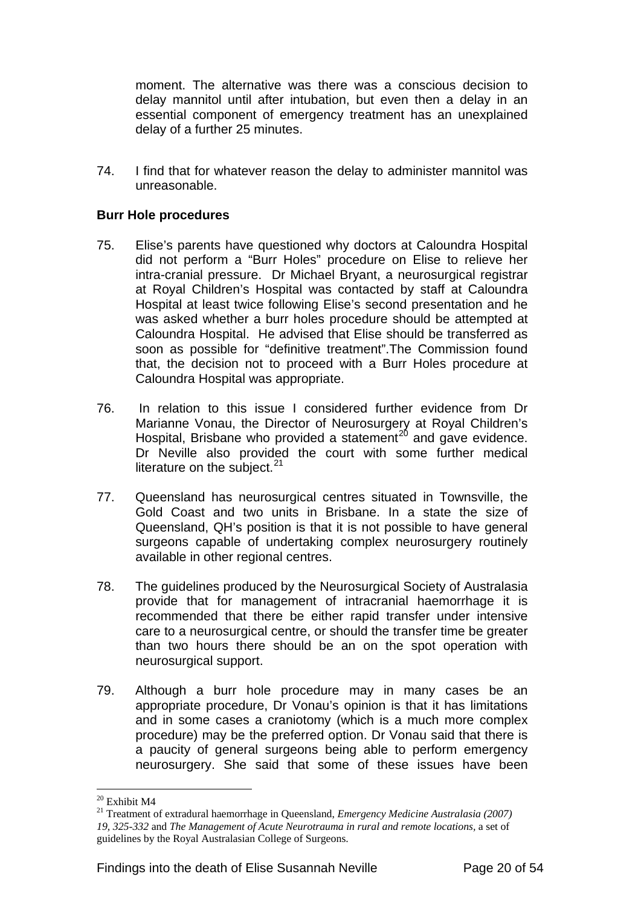moment. The alternative was there was a conscious decision to delay mannitol until after intubation, but even then a delay in an essential component of emergency treatment has an unexplained delay of a further 25 minutes.

74. I find that for whatever reason the delay to administer mannitol was unreasonable.

**Burr Hole procedures**

75. Elise's parents have questioned why doctors at Caloundra Hospital did not perform a "Burr Holes" procedure on Elise to relieve her intra-cranial pressure. Dr Michael Bryant, a neurosurgical registrar at Royal Children's Hospital was contacted by staff at Caloundra Hospital at least twice following Elise's second presentation and he was asked whether a burr holes procedure should be attempted at Caloundra Hospital. He advised that Elise should be transferred as soon as possible for "definitive treatment".The Commission found that, the decision not to proceed with a Burr Holes procedure at Caloundra Hospital was appropriate.

76. In relation to this issue I considered further evidence from Dr Marianne Vonau, the Director of Neurosurgery at Royal Children's Hospital, Brisbane who provided a statement[20] and gave evidence. Dr Neville also provided the court with some further medical literature on the subject.[21]

77. Queensland has neurosurgical centres situated in Townsville, the Gold Coast and two units in Brisbane. In a state the size of Queensland, QH's position is that it is not possible to have general surgeons capable of undertaking complex neurosurgery routinely available in other regional centres.

78. The guidelines produced by the Neurosurgical Society of Australasia provide that for management of intracranial haemorrhage it is recommended that there be either rapid transfer under intensive care to a neurosurgical centre, or should the transfer time be greater than two hours there should be an on the spot operation with neurosurgical support.

79. Although a burr hole procedure may in many cases be an appropriate procedure, Dr Vonau's opinion is that it has limitations and in some cases a craniotomy (which is a much more complex procedure) may be the preferred option. Dr Vonau said that there is a paucity of general surgeons being able to perform emergency neurosurgery. She said that some of these issues have been

---

[20] Exhibit M4

[21] Treatment of extradural haemorrhage in Queensland, *Emergency Medicine Australasia (2007) 19, 325-332* and *The Management of Acute Neurotrauma in rural and remote locations*, a set of guidelines by the Royal Australasian College of Surgeons.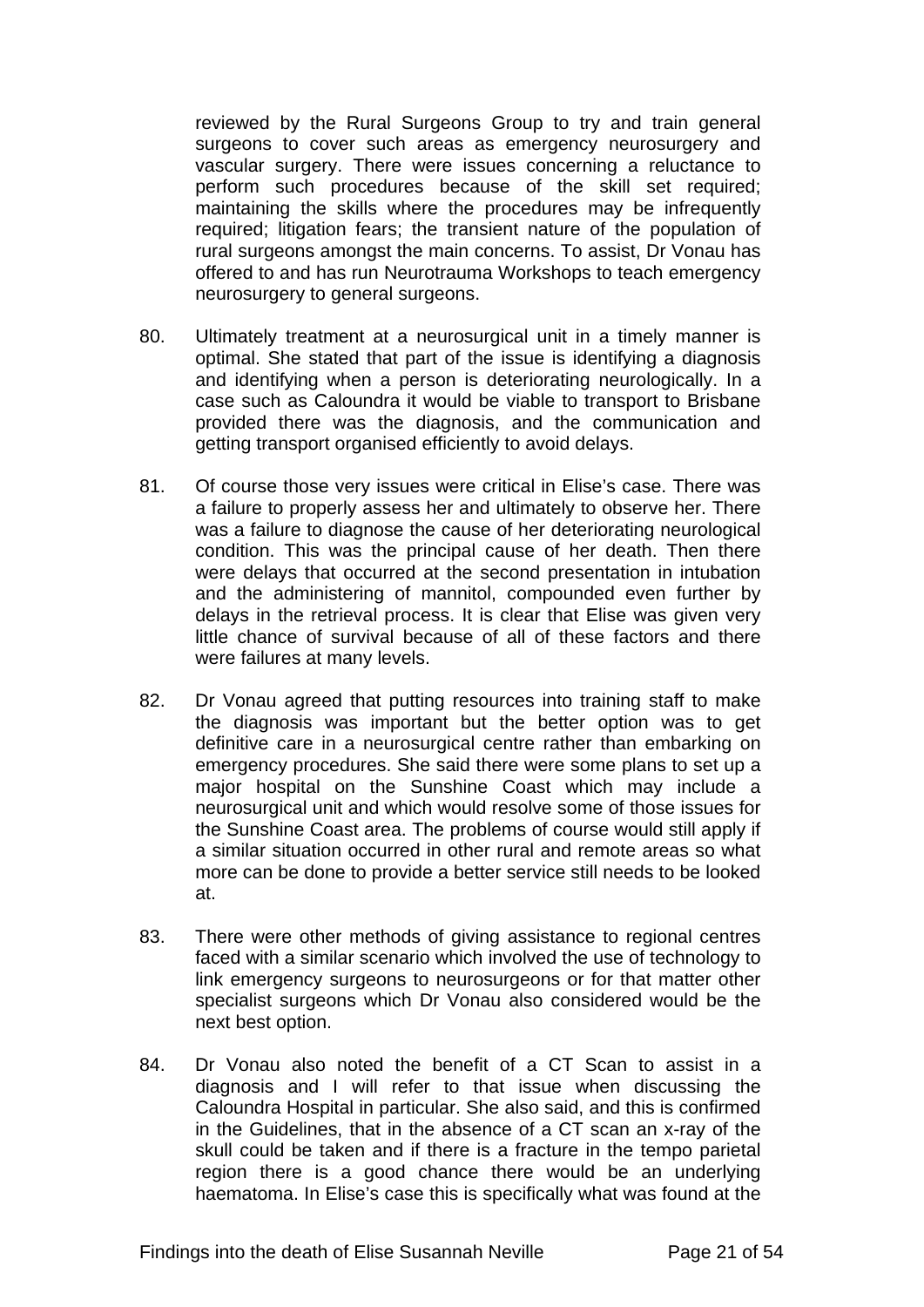reviewed by the Rural Surgeons Group to try and train general surgeons to cover such areas as emergency neurosurgery and vascular surgery. There were issues concerning a reluctance to perform such procedures because of the skill set required; maintaining the skills where the procedures may be infrequently required; litigation fears; the transient nature of the population of rural surgeons amongst the main concerns. To assist, Dr Vonau has offered to and has run Neurotrauma Workshops to teach emergency neurosurgery to general surgeons.

80. Ultimately treatment at a neurosurgical unit in a timely manner is optimal. She stated that part of the issue is identifying a diagnosis and identifying when a person is deteriorating neurologically. In a case such as Caloundra it would be viable to transport to Brisbane provided there was the diagnosis, and the communication and getting transport organised efficiently to avoid delays.

81. Of course those very issues were critical in Elise's case. There was a failure to properly assess her and ultimately to observe her. There was a failure to diagnose the cause of her deteriorating neurological condition. This was the principal cause of her death. Then there were delays that occurred at the second presentation in intubation and the administering of mannitol, compounded even further by delays in the retrieval process. It is clear that Elise was given very little chance of survival because of all of these factors and there were failures at many levels.

82. Dr Vonau agreed that putting resources into training staff to make the diagnosis was important but the better option was to get definitive care in a neurosurgical centre rather than embarking on emergency procedures. She said there were some plans to set up a major hospital on the Sunshine Coast which may include a neurosurgical unit and which would resolve some of those issues for the Sunshine Coast area. The problems of course would still apply if a similar situation occurred in other rural and remote areas so what more can be done to provide a better service still needs to be looked at.

83. There were other methods of giving assistance to regional centres faced with a similar scenario which involved the use of technology to link emergency surgeons to neurosurgeons or for that matter other specialist surgeons which Dr Vonau also considered would be the next best option.

84. Dr Vonau also noted the benefit of a CT Scan to assist in a diagnosis and I will refer to that issue when discussing the Caloundra Hospital in particular. She also said, and this is confirmed in the Guidelines, that in the absence of a CT scan an x-ray of the skull could be taken and if there is a fracture in the tempo parietal region there is a good chance there would be an underlying haematoma. In Elise's case this is specifically what was found at the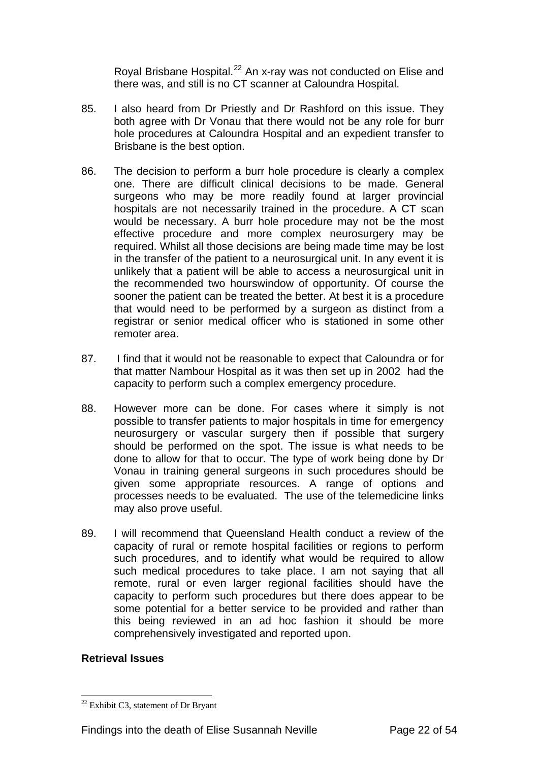Royal Brisbane Hospital.[22] An x-ray was not conducted on Elise and there was, and still is no CT scanner at Caloundra Hospital.

85. I also heard from Dr Priestly and Dr Rashford on this issue. They both agree with Dr Vonau that there would not be any role for burr hole procedures at Caloundra Hospital and an expedient transfer to Brisbane is the best option.

86. The decision to perform a burr hole procedure is clearly a complex one. There are difficult clinical decisions to be made. General surgeons who may be more readily found at larger provincial hospitals are not necessarily trained in the procedure. A CT scan would be necessary. A burr hole procedure may not be the most effective procedure and more complex neurosurgery may be required. Whilst all those decisions are being made time may be lost in the transfer of the patient to a neurosurgical unit. In any event it is unlikely that a patient will be able to access a neurosurgical unit in the recommended two hourswindow of opportunity. Of course the sooner the patient can be treated the better. At best it is a procedure that would need to be performed by a surgeon as distinct from a registrar or senior medical officer who is stationed in some other remoter area.

87. I find that it would not be reasonable to expect that Caloundra or for that matter Nambour Hospital as it was then set up in 2002 had the capacity to perform such a complex emergency procedure.

88. However more can be done. For cases where it simply is not possible to transfer patients to major hospitals in time for emergency neurosurgery or vascular surgery then if possible that surgery should be performed on the spot. The issue is what needs to be done to allow for that to occur. The type of work being done by Dr Vonau in training general surgeons in such procedures should be given some appropriate resources. A range of options and processes needs to be evaluated. The use of the telemedicine links may also prove useful.

89. I will recommend that Queensland Health conduct a review of the capacity of rural or remote hospital facilities or regions to perform such procedures, and to identify what would be required to allow such medical procedures to take place. I am not saying that all remote, rural or even larger regional facilities should have the capacity to perform such procedures but there does appear to be some potential for a better service to be provided and rather than this being reviewed in an ad hoc fashion it should be more comprehensively investigated and reported upon.

**Retrieval Issues**

---

[22] Exhibit C3, statement of Dr Bryant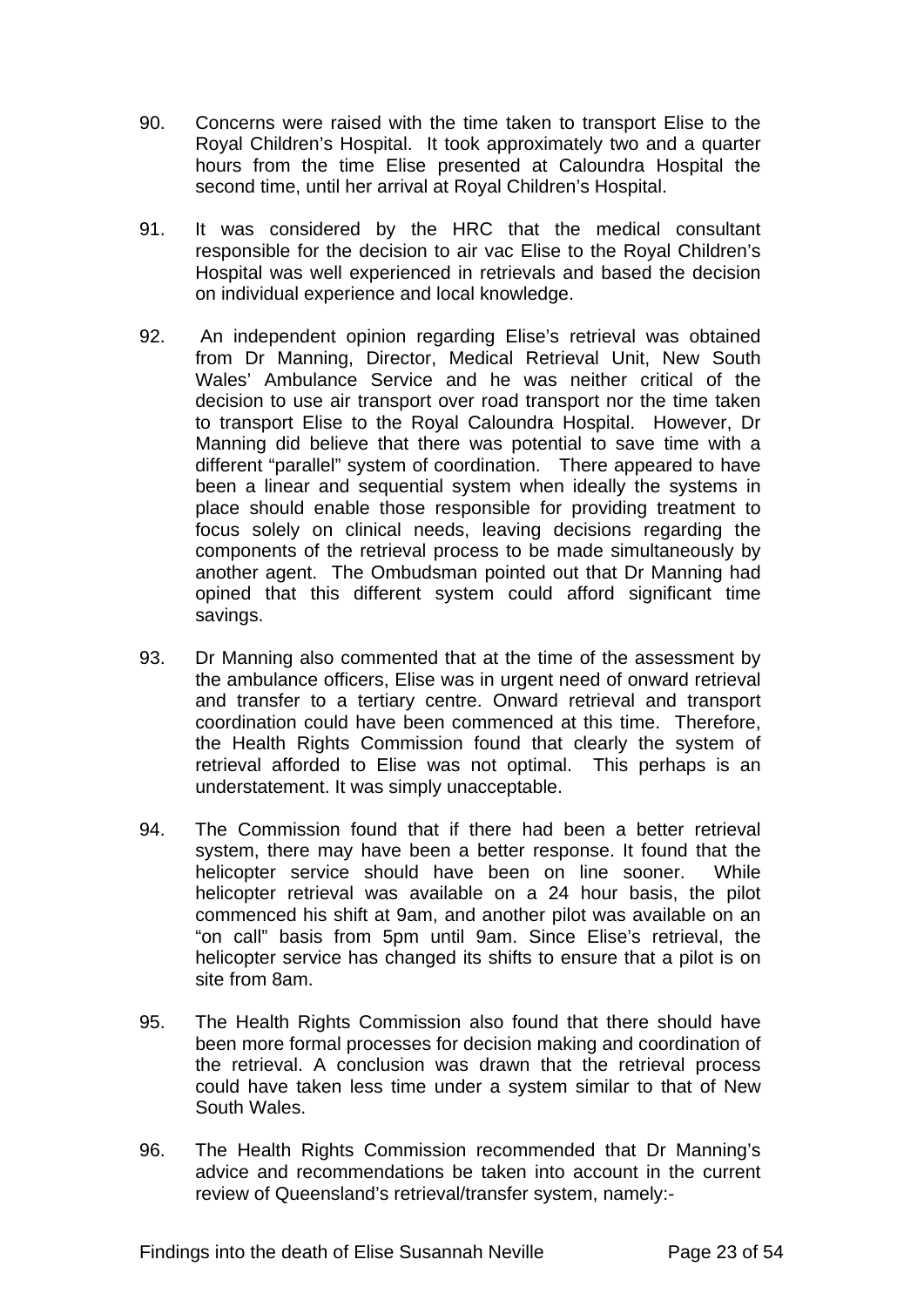90. Concerns were raised with the time taken to transport Elise to the Royal Children's Hospital. It took approximately two and a quarter hours from the time Elise presented at Caloundra Hospital the second time, until her arrival at Royal Children's Hospital.

91. It was considered by the HRC that the medical consultant responsible for the decision to air vac Elise to the Royal Children's Hospital was well experienced in retrievals and based the decision on individual experience and local knowledge.

92. An independent opinion regarding Elise's retrieval was obtained from Dr Manning, Director, Medical Retrieval Unit, New South Wales' Ambulance Service and he was neither critical of the decision to use air transport over road transport nor the time taken to transport Elise to the Royal Caloundra Hospital. However, Dr Manning did believe that there was potential to save time with a different "parallel" system of coordination. There appeared to have been a linear and sequential system when ideally the systems in place should enable those responsible for providing treatment to focus solely on clinical needs, leaving decisions regarding the components of the retrieval process to be made simultaneously by another agent. The Ombudsman pointed out that Dr Manning had opined that this different system could afford significant time savings.

93. Dr Manning also commented that at the time of the assessment by the ambulance officers, Elise was in urgent need of onward retrieval and transfer to a tertiary centre. Onward retrieval and transport coordination could have been commenced at this time. Therefore, the Health Rights Commission found that clearly the system of retrieval afforded to Elise was not optimal. This perhaps is an understatement. It was simply unacceptable.

94. The Commission found that if there had been a better retrieval system, there may have been a better response. It found that the helicopter service should have been on line sooner. While helicopter retrieval was available on a 24 hour basis, the pilot commenced his shift at 9am, and another pilot was available on an "on call" basis from 5pm until 9am. Since Elise's retrieval, the helicopter service has changed its shifts to ensure that a pilot is on site from 8am.

95. The Health Rights Commission also found that there should have been more formal processes for decision making and coordination of the retrieval. A conclusion was drawn that the retrieval process could have taken less time under a system similar to that of New South Wales.

96. The Health Rights Commission recommended that Dr Manning's advice and recommendations be taken into account in the current review of Queensland's retrieval/transfer system, namely:-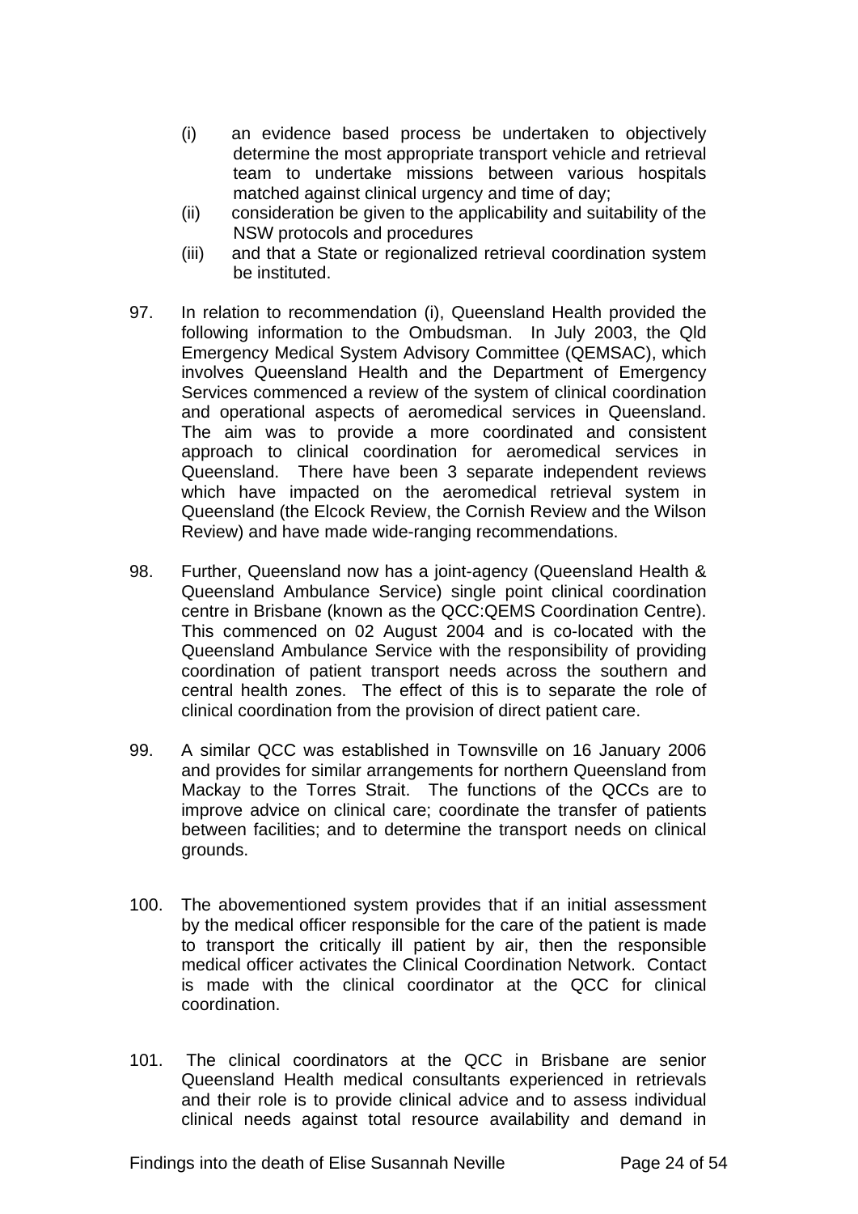(i) an evidence based process be undertaken to objectively determine the most appropriate transport vehicle and retrieval team to undertake missions between various hospitals matched against clinical urgency and time of day;

(ii) consideration be given to the applicability and suitability of the NSW protocols and procedures

(iii) and that a State or regionalized retrieval coordination system be instituted.

97. In relation to recommendation (i), Queensland Health provided the following information to the Ombudsman. In July 2003, the Qld Emergency Medical System Advisory Committee (QEMSAC), which involves Queensland Health and the Department of Emergency Services commenced a review of the system of clinical coordination and operational aspects of aeromedical services in Queensland. The aim was to provide a more coordinated and consistent approach to clinical coordination for aeromedical services in Queensland. There have been 3 separate independent reviews which have impacted on the aeromedical retrieval system in Queensland (the Elcock Review, the Cornish Review and the Wilson Review) and have made wide-ranging recommendations.

98. Further, Queensland now has a joint-agency (Queensland Health & Queensland Ambulance Service) single point clinical coordination centre in Brisbane (known as the QCC:QEMS Coordination Centre). This commenced on 02 August 2004 and is co-located with the Queensland Ambulance Service with the responsibility of providing coordination of patient transport needs across the southern and central health zones. The effect of this is to separate the role of clinical coordination from the provision of direct patient care.

99. A similar QCC was established in Townsville on 16 January 2006 and provides for similar arrangements for northern Queensland from Mackay to the Torres Strait. The functions of the QCCs are to improve advice on clinical care; coordinate the transfer of patients between facilities; and to determine the transport needs on clinical grounds.

100. The abovementioned system provides that if an initial assessment by the medical officer responsible for the care of the patient is made to transport the critically ill patient by air, then the responsible medical officer activates the Clinical Coordination Network. Contact is made with the clinical coordinator at the QCC for clinical coordination.

101. The clinical coordinators at the QCC in Brisbane are senior Queensland Health medical consultants experienced in retrievals and their role is to provide clinical advice and to assess individual clinical needs against total resource availability and demand in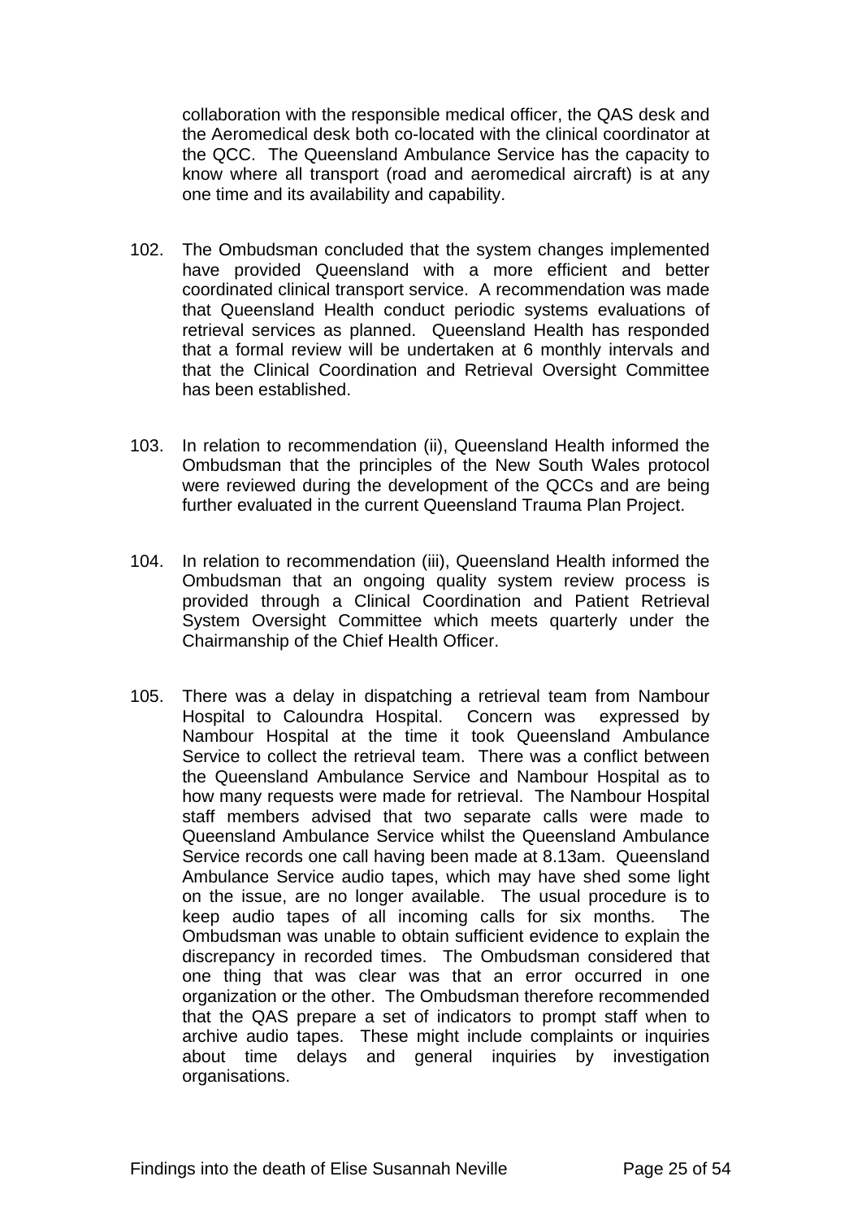collaboration with the responsible medical officer, the QAS desk and the Aeromedical desk both co-located with the clinical coordinator at the QCC. The Queensland Ambulance Service has the capacity to know where all transport (road and aeromedical aircraft) is at any one time and its availability and capability.

102. The Ombudsman concluded that the system changes implemented have provided Queensland with a more efficient and better coordinated clinical transport service. A recommendation was made that Queensland Health conduct periodic systems evaluations of retrieval services as planned. Queensland Health has responded that a formal review will be undertaken at 6 monthly intervals and that the Clinical Coordination and Retrieval Oversight Committee has been established.

103. In relation to recommendation (ii), Queensland Health informed the Ombudsman that the principles of the New South Wales protocol were reviewed during the development of the QCCs and are being further evaluated in the current Queensland Trauma Plan Project.

104. In relation to recommendation (iii), Queensland Health informed the Ombudsman that an ongoing quality system review process is provided through a Clinical Coordination and Patient Retrieval System Oversight Committee which meets quarterly under the Chairmanship of the Chief Health Officer.

105. There was a delay in dispatching a retrieval team from Nambour Hospital to Caloundra Hospital. Concern was expressed by Nambour Hospital at the time it took Queensland Ambulance Service to collect the retrieval team. There was a conflict between the Queensland Ambulance Service and Nambour Hospital as to how many requests were made for retrieval. The Nambour Hospital staff members advised that two separate calls were made to Queensland Ambulance Service whilst the Queensland Ambulance Service records one call having been made at 8.13am. Queensland Ambulance Service audio tapes, which may have shed some light on the issue, are no longer available. The usual procedure is to keep audio tapes of all incoming calls for six months. The Ombudsman was unable to obtain sufficient evidence to explain the discrepancy in recorded times. The Ombudsman considered that one thing that was clear was that an error occurred in one organization or the other. The Ombudsman therefore recommended that the QAS prepare a set of indicators to prompt staff when to archive audio tapes. These might include complaints or inquiries about time delays and general inquiries by investigation organisations.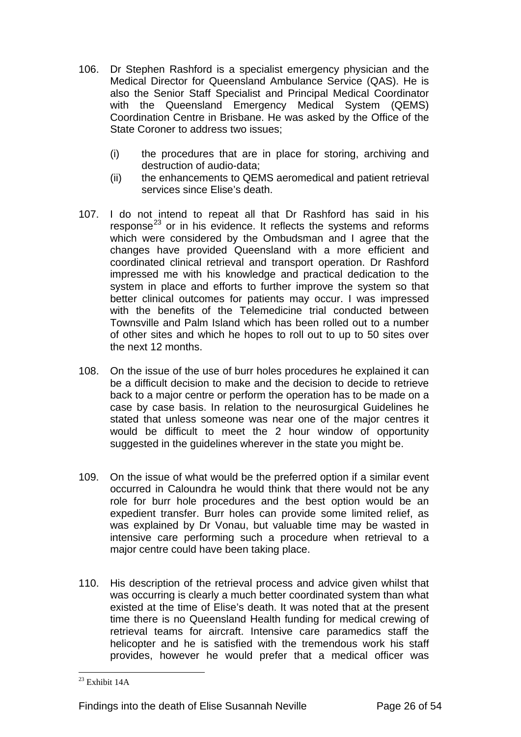106. Dr Stephen Rashford is a specialist emergency physician and the Medical Director for Queensland Ambulance Service (QAS). He is also the Senior Staff Specialist and Principal Medical Coordinator with the Queensland Emergency Medical System (QEMS) Coordination Centre in Brisbane. He was asked by the Office of the State Coroner to address two issues;

    (i) the procedures that are in place for storing, archiving and destruction of audio-data;
    (ii) the enhancements to QEMS aeromedical and patient retrieval services since Elise's death.

107. I do not intend to repeat all that Dr Rashford has said in his response[23] or in his evidence. It reflects the systems and reforms which were considered by the Ombudsman and I agree that the changes have provided Queensland with a more efficient and coordinated clinical retrieval and transport operation. Dr Rashford impressed me with his knowledge and practical dedication to the system in place and efforts to further improve the system so that better clinical outcomes for patients may occur. I was impressed with the benefits of the Telemedicine trial conducted between Townsville and Palm Island which has been rolled out to a number of other sites and which he hopes to roll out to up to 50 sites over the next 12 months.

108. On the issue of the use of burr holes procedures he explained it can be a difficult decision to make and the decision to decide to retrieve back to a major centre or perform the operation has to be made on a case by case basis. In relation to the neurosurgical Guidelines he stated that unless someone was near one of the major centres it would be difficult to meet the 2 hour window of opportunity suggested in the guidelines wherever in the state you might be.

109. On the issue of what would be the preferred option if a similar event occurred in Caloundra he would think that there would not be any role for burr hole procedures and the best option would be an expedient transfer. Burr holes can provide some limited relief, as was explained by Dr Vonau, but valuable time may be wasted in intensive care performing such a procedure when retrieval to a major centre could have been taking place.

110. His description of the retrieval process and advice given whilst that was occurring is clearly a much better coordinated system than what existed at the time of Elise's death. It was noted that at the present time there is no Queensland Health funding for medical crewing of retrieval teams for aircraft. Intensive care paramedics staff the helicopter and he is satisfied with the tremendous work his staff provides, however he would prefer that a medical officer was

[23] Exhibit 14A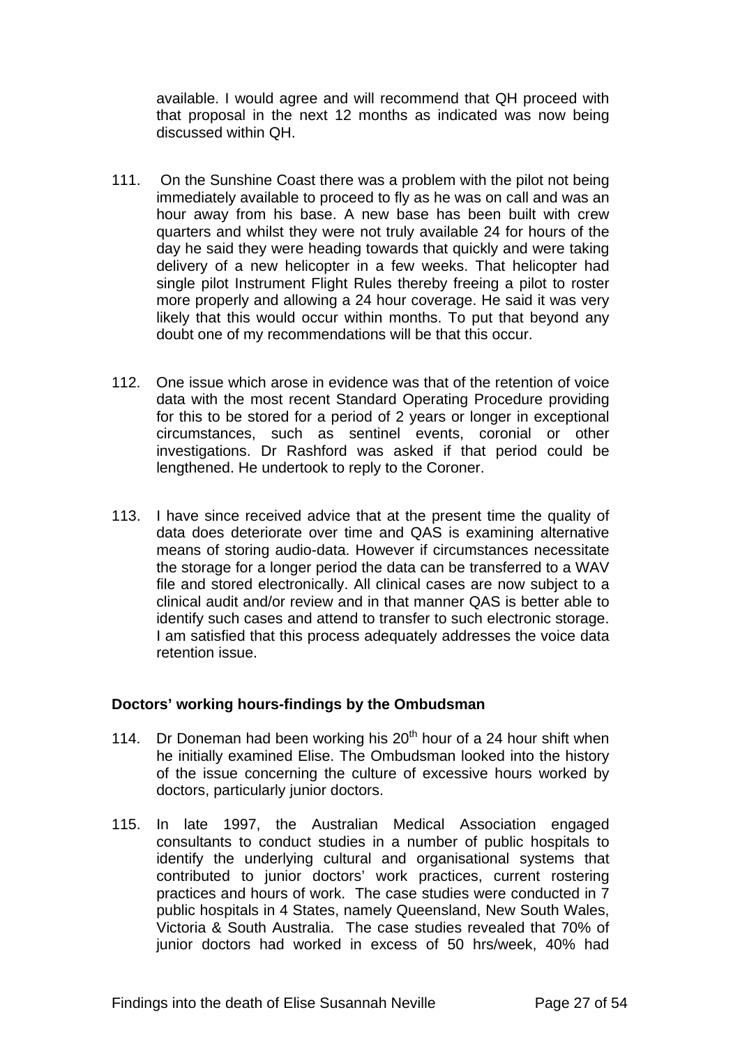available. I would agree and will recommend that QH proceed with that proposal in the next 12 months as indicated was now being discussed within QH.

111. On the Sunshine Coast there was a problem with the pilot not being immediately available to proceed to fly as he was on call and was an hour away from his base. A new base has been built with crew quarters and whilst they were not truly available 24 for hours of the day he said they were heading towards that quickly and were taking delivery of a new helicopter in a few weeks. That helicopter had single pilot Instrument Flight Rules thereby freeing a pilot to roster more properly and allowing a 24 hour coverage. He said it was very likely that this would occur within months. To put that beyond any doubt one of my recommendations will be that this occur.

112. One issue which arose in evidence was that of the retention of voice data with the most recent Standard Operating Procedure providing for this to be stored for a period of 2 years or longer in exceptional circumstances, such as sentinel events, coronial or other investigations. Dr Rashford was asked if that period could be lengthened. He undertook to reply to the Coroner.

113. I have since received advice that at the present time the quality of data does deteriorate over time and QAS is examining alternative means of storing audio-data. However if circumstances necessitate the storage for a longer period the data can be transferred to a WAV file and stored electronically. All clinical cases are now subject to a clinical audit and/or review and in that manner QAS is better able to identify such cases and attend to transfer to such electronic storage. I am satisfied that this process adequately addresses the voice data retention issue.

**Doctors' working hours-findings by the Ombudsman**

114. Dr Doneman had been working his 20th hour of a 24 hour shift when he initially examined Elise. The Ombudsman looked into the history of the issue concerning the culture of excessive hours worked by doctors, particularly junior doctors.

115. In late 1997, the Australian Medical Association engaged consultants to conduct studies in a number of public hospitals to identify the underlying cultural and organisational systems that contributed to junior doctors' work practices, current rostering practices and hours of work. The case studies were conducted in 7 public hospitals in 4 States, namely Queensland, New South Wales, Victoria & South Australia. The case studies revealed that 70% of junior doctors had worked in excess of 50 hrs/week, 40% had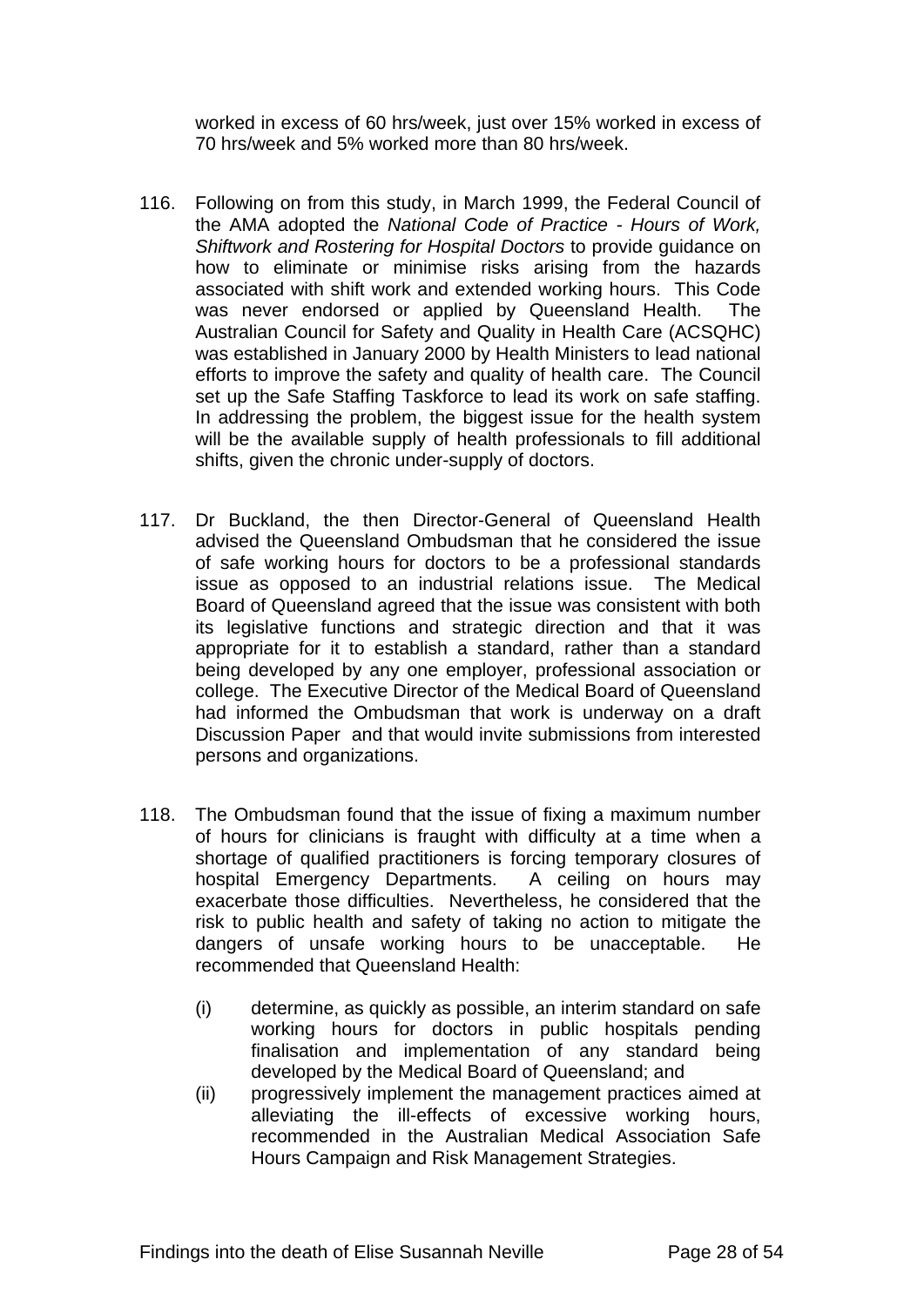worked in excess of 60 hrs/week, just over 15% worked in excess of 70 hrs/week and 5% worked more than 80 hrs/week.

116. Following on from this study, in March 1999, the Federal Council of the AMA adopted the *National Code of Practice - Hours of Work, Shiftwork and Rostering for Hospital Doctors* to provide guidance on how to eliminate or minimise risks arising from the hazards associated with shift work and extended working hours. This Code was never endorsed or applied by Queensland Health. The Australian Council for Safety and Quality in Health Care (ACSQHC) was established in January 2000 by Health Ministers to lead national efforts to improve the safety and quality of health care. The Council set up the Safe Staffing Taskforce to lead its work on safe staffing. In addressing the problem, the biggest issue for the health system will be the available supply of health professionals to fill additional shifts, given the chronic under-supply of doctors.

117. Dr Buckland, the then Director-General of Queensland Health advised the Queensland Ombudsman that he considered the issue of safe working hours for doctors to be a professional standards issue as opposed to an industrial relations issue. The Medical Board of Queensland agreed that the issue was consistent with both its legislative functions and strategic direction and that it was appropriate for it to establish a standard, rather than a standard being developed by any one employer, professional association or college. The Executive Director of the Medical Board of Queensland had informed the Ombudsman that work is underway on a draft Discussion Paper and that would invite submissions from interested persons and organizations.

118. The Ombudsman found that the issue of fixing a maximum number of hours for clinicians is fraught with difficulty at a time when a shortage of qualified practitioners is forcing temporary closures of hospital Emergency Departments. A ceiling on hours may exacerbate those difficulties. Nevertheless, he considered that the risk to public health and safety of taking no action to mitigate the dangers of unsafe working hours to be unacceptable. He recommended that Queensland Health:

    (i) determine, as quickly as possible, an interim standard on safe working hours for doctors in public hospitals pending finalisation and implementation of any standard being developed by the Medical Board of Queensland; and

    (ii) progressively implement the management practices aimed at alleviating the ill-effects of excessive working hours, recommended in the Australian Medical Association Safe Hours Campaign and Risk Management Strategies.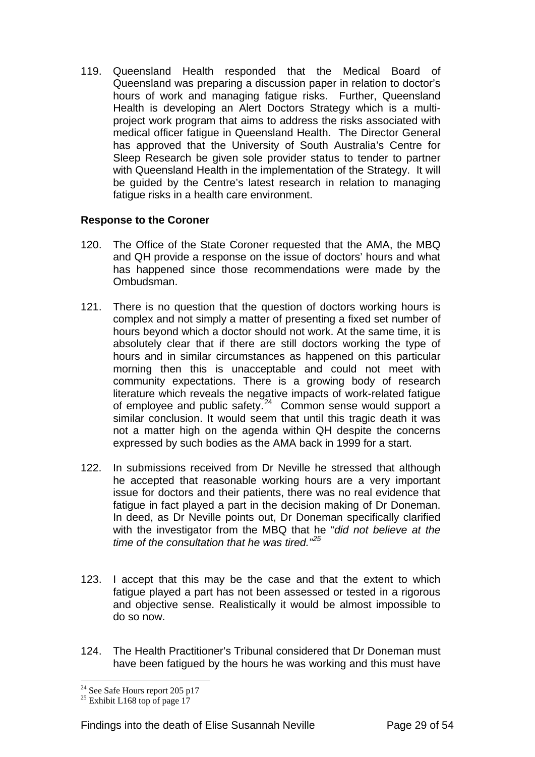119. Queensland Health responded that the Medical Board of Queensland was preparing a discussion paper in relation to doctor's hours of work and managing fatigue risks. Further, Queensland Health is developing an Alert Doctors Strategy which is a multi-project work program that aims to address the risks associated with medical officer fatigue in Queensland Health. The Director General has approved that the University of South Australia's Centre for Sleep Research be given sole provider status to tender to partner with Queensland Health in the implementation of the Strategy. It will be guided by the Centre's latest research in relation to managing fatigue risks in a health care environment.

**Response to the Coroner**

120. The Office of the State Coroner requested that the AMA, the MBQ and QH provide a response on the issue of doctors' hours and what has happened since those recommendations were made by the Ombudsman.

121. There is no question that the question of doctors working hours is complex and not simply a matter of presenting a fixed set number of hours beyond which a doctor should not work. At the same time, it is absolutely clear that if there are still doctors working the type of hours and in similar circumstances as happened on this particular morning then this is unacceptable and could not meet with community expectations. There is a growing body of research literature which reveals the negative impacts of work-related fatigue of employee and public safety.[24] Common sense would support a similar conclusion. It would seem that until this tragic death it was not a matter high on the agenda within QH despite the concerns expressed by such bodies as the AMA back in 1999 for a start.

122. In submissions received from Dr Neville he stressed that although he accepted that reasonable working hours are a very important issue for doctors and their patients, there was no real evidence that fatigue in fact played a part in the decision making of Dr Doneman. In deed, as Dr Neville points out, Dr Doneman specifically clarified with the investigator from the MBQ that he "*did not believe at the time of the consultation that he was tired.*"[25]

123. I accept that this may be the case and that the extent to which fatigue played a part has not been assessed or tested in a rigorous and objective sense. Realistically it would be almost impossible to do so now.

124. The Health Practitioner's Tribunal considered that Dr Doneman must have been fatigued by the hours he was working and this must have

[24] See Safe Hours report 205 p17
[25] Exhibit L168 top of page 17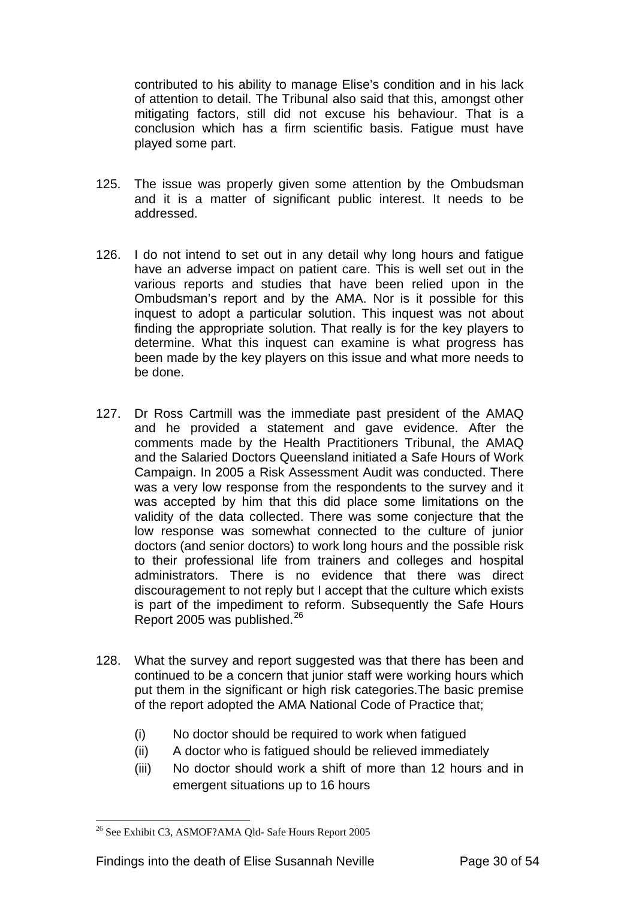contributed to his ability to manage Elise's condition and in his lack of attention to detail. The Tribunal also said that this, amongst other mitigating factors, still did not excuse his behaviour. That is a conclusion which has a firm scientific basis. Fatigue must have played some part.

125. The issue was properly given some attention by the Ombudsman and it is a matter of significant public interest. It needs to be addressed.

126. I do not intend to set out in any detail why long hours and fatigue have an adverse impact on patient care. This is well set out in the various reports and studies that have been relied upon in the Ombudsman's report and by the AMA. Nor is it possible for this inquest to adopt a particular solution. This inquest was not about finding the appropriate solution. That really is for the key players to determine. What this inquest can examine is what progress has been made by the key players on this issue and what more needs to be done.

127. Dr Ross Cartmill was the immediate past president of the AMAQ and he provided a statement and gave evidence. After the comments made by the Health Practitioners Tribunal, the AMAQ and the Salaried Doctors Queensland initiated a Safe Hours of Work Campaign. In 2005 a Risk Assessment Audit was conducted. There was a very low response from the respondents to the survey and it was accepted by him that this did place some limitations on the validity of the data collected. There was some conjecture that the low response was somewhat connected to the culture of junior doctors (and senior doctors) to work long hours and the possible risk to their professional life from trainers and colleges and hospital administrators. There is no evidence that there was direct discouragement to not reply but I accept that the culture which exists is part of the impediment to reform. Subsequently the Safe Hours Report 2005 was published.[26]

128. What the survey and report suggested was that there has been and continued to be a concern that junior staff were working hours which put them in the significant or high risk categories.The basic premise of the report adopted the AMA National Code of Practice that;

    (i) No doctor should be required to work when fatigued
    (ii) A doctor who is fatigued should be relieved immediately
    (iii) No doctor should work a shift of more than 12 hours and in emergent situations up to 16 hours

---

[26] See Exhibit C3, ASMOF?AMA Qld- Safe Hours Report 2005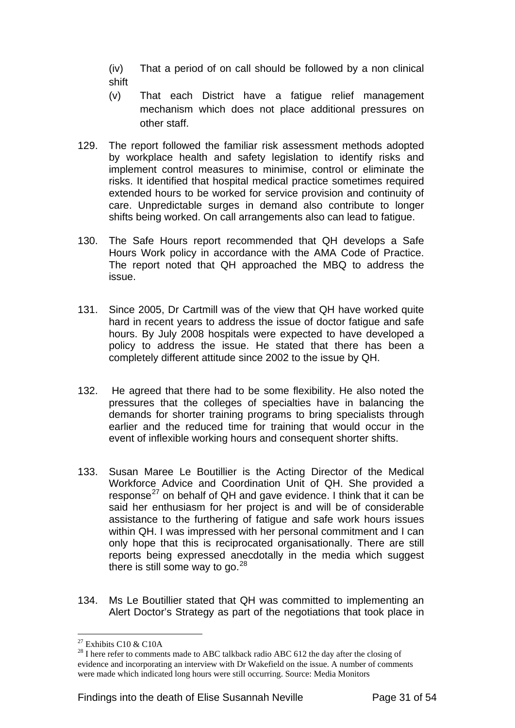(iv) That a period of on call should be followed by a non clinical shift

(v) That each District have a fatigue relief management mechanism which does not place additional pressures on other staff.

129. The report followed the familiar risk assessment methods adopted by workplace health and safety legislation to identify risks and implement control measures to minimise, control or eliminate the risks. It identified that hospital medical practice sometimes required extended hours to be worked for service provision and continuity of care. Unpredictable surges in demand also contribute to longer shifts being worked. On call arrangements also can lead to fatigue.

130. The Safe Hours report recommended that QH develops a Safe Hours Work policy in accordance with the AMA Code of Practice. The report noted that QH approached the MBQ to address the issue.

131. Since 2005, Dr Cartmill was of the view that QH have worked quite hard in recent years to address the issue of doctor fatigue and safe hours. By July 2008 hospitals were expected to have developed a policy to address the issue. He stated that there has been a completely different attitude since 2002 to the issue by QH.

132. He agreed that there had to be some flexibility. He also noted the pressures that the colleges of specialties have in balancing the demands for shorter training programs to bring specialists through earlier and the reduced time for training that would occur in the event of inflexible working hours and consequent shorter shifts.

133. Susan Maree Le Boutillier is the Acting Director of the Medical Workforce Advice and Coordination Unit of QH. She provided a response[27] on behalf of QH and gave evidence. I think that it can be said her enthusiasm for her project is and will be of considerable assistance to the furthering of fatigue and safe work hours issues within QH. I was impressed with her personal commitment and I can only hope that this is reciprocated organisationally. There are still reports being expressed anecdotally in the media which suggest there is still some way to go.[28]

134. Ms Le Boutillier stated that QH was committed to implementing an Alert Doctor's Strategy as part of the negotiations that took place in

---

[27] Exhibits C10 & C10A

[28] I here refer to comments made to ABC talkback radio ABC 612 the day after the closing of evidence and incorporating an interview with Dr Wakefield on the issue. A number of comments were made which indicated long hours were still occurring. Source: Media Monitors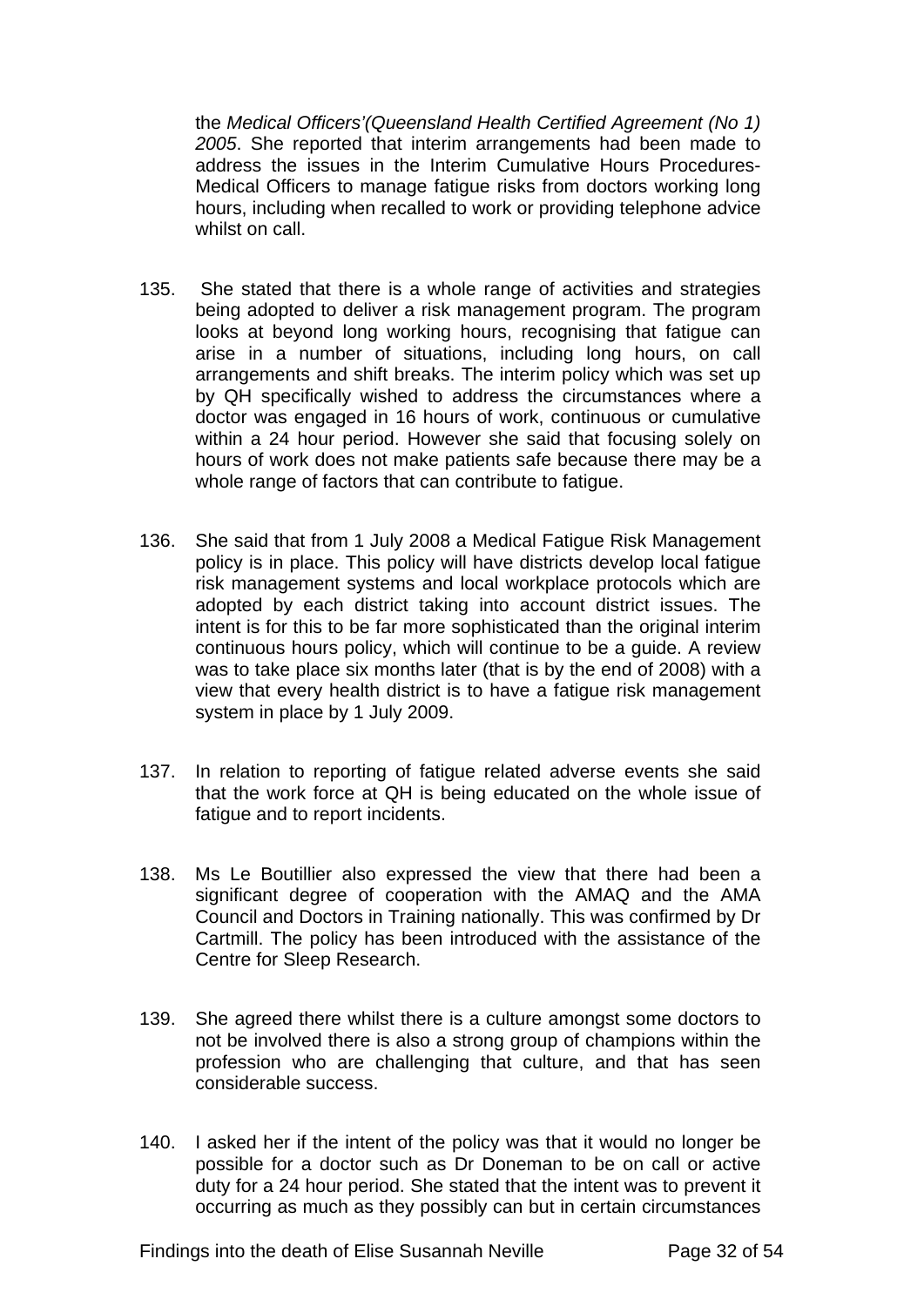the *Medical Officers'(Queensland Health Certified Agreement (No 1) 2005*. She reported that interim arrangements had been made to address the issues in the Interim Cumulative Hours Procedures- Medical Officers to manage fatigue risks from doctors working long hours, including when recalled to work or providing telephone advice whilst on call.

135. She stated that there is a whole range of activities and strategies being adopted to deliver a risk management program. The program looks at beyond long working hours, recognising that fatigue can arise in a number of situations, including long hours, on call arrangements and shift breaks. The interim policy which was set up by QH specifically wished to address the circumstances where a doctor was engaged in 16 hours of work, continuous or cumulative within a 24 hour period. However she said that focusing solely on hours of work does not make patients safe because there may be a whole range of factors that can contribute to fatigue.

136. She said that from 1 July 2008 a Medical Fatigue Risk Management policy is in place. This policy will have districts develop local fatigue risk management systems and local workplace protocols which are adopted by each district taking into account district issues. The intent is for this to be far more sophisticated than the original interim continuous hours policy, which will continue to be a guide. A review was to take place six months later (that is by the end of 2008) with a view that every health district is to have a fatigue risk management system in place by 1 July 2009.

137. In relation to reporting of fatigue related adverse events she said that the work force at QH is being educated on the whole issue of fatigue and to report incidents.

138. Ms Le Boutillier also expressed the view that there had been a significant degree of cooperation with the AMAQ and the AMA Council and Doctors in Training nationally. This was confirmed by Dr Cartmill. The policy has been introduced with the assistance of the Centre for Sleep Research.

139. She agreed there whilst there is a culture amongst some doctors to not be involved there is also a strong group of champions within the profession who are challenging that culture, and that has seen considerable success.

140. I asked her if the intent of the policy was that it would no longer be possible for a doctor such as Dr Doneman to be on call or active duty for a 24 hour period. She stated that the intent was to prevent it occurring as much as they possibly can but in certain circumstances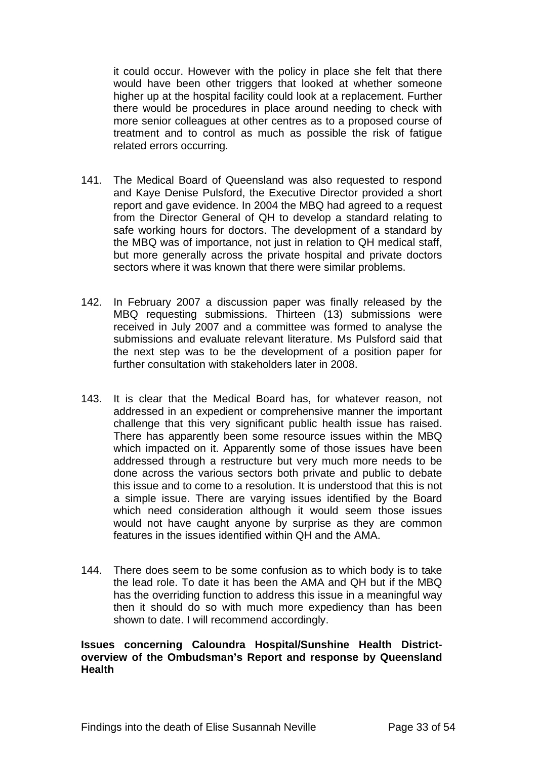it could occur. However with the policy in place she felt that there would have been other triggers that looked at whether someone higher up at the hospital facility could look at a replacement. Further there would be procedures in place around needing to check with more senior colleagues at other centres as to a proposed course of treatment and to control as much as possible the risk of fatigue related errors occurring.

141. The Medical Board of Queensland was also requested to respond and Kaye Denise Pulsford, the Executive Director provided a short report and gave evidence. In 2004 the MBQ had agreed to a request from the Director General of QH to develop a standard relating to safe working hours for doctors. The development of a standard by the MBQ was of importance, not just in relation to QH medical staff, but more generally across the private hospital and private doctors sectors where it was known that there were similar problems.

142. In February 2007 a discussion paper was finally released by the MBQ requesting submissions. Thirteen (13) submissions were received in July 2007 and a committee was formed to analyse the submissions and evaluate relevant literature. Ms Pulsford said that the next step was to be the development of a position paper for further consultation with stakeholders later in 2008.

143. It is clear that the Medical Board has, for whatever reason, not addressed in an expedient or comprehensive manner the important challenge that this very significant public health issue has raised. There has apparently been some resource issues within the MBQ which impacted on it. Apparently some of those issues have been addressed through a restructure but very much more needs to be done across the various sectors both private and public to debate this issue and to come to a resolution. It is understood that this is not a simple issue. There are varying issues identified by the Board which need consideration although it would seem those issues would not have caught anyone by surprise as they are common features in the issues identified within QH and the AMA.

144. There does seem to be some confusion as to which body is to take the lead role. To date it has been the AMA and QH but if the MBQ has the overriding function to address this issue in a meaningful way then it should do so with much more expediency than has been shown to date. I will recommend accordingly.

**Issues concerning Caloundra Hospital/Sunshine Health District-overview of the Ombudsman's Report and response by Queensland Health**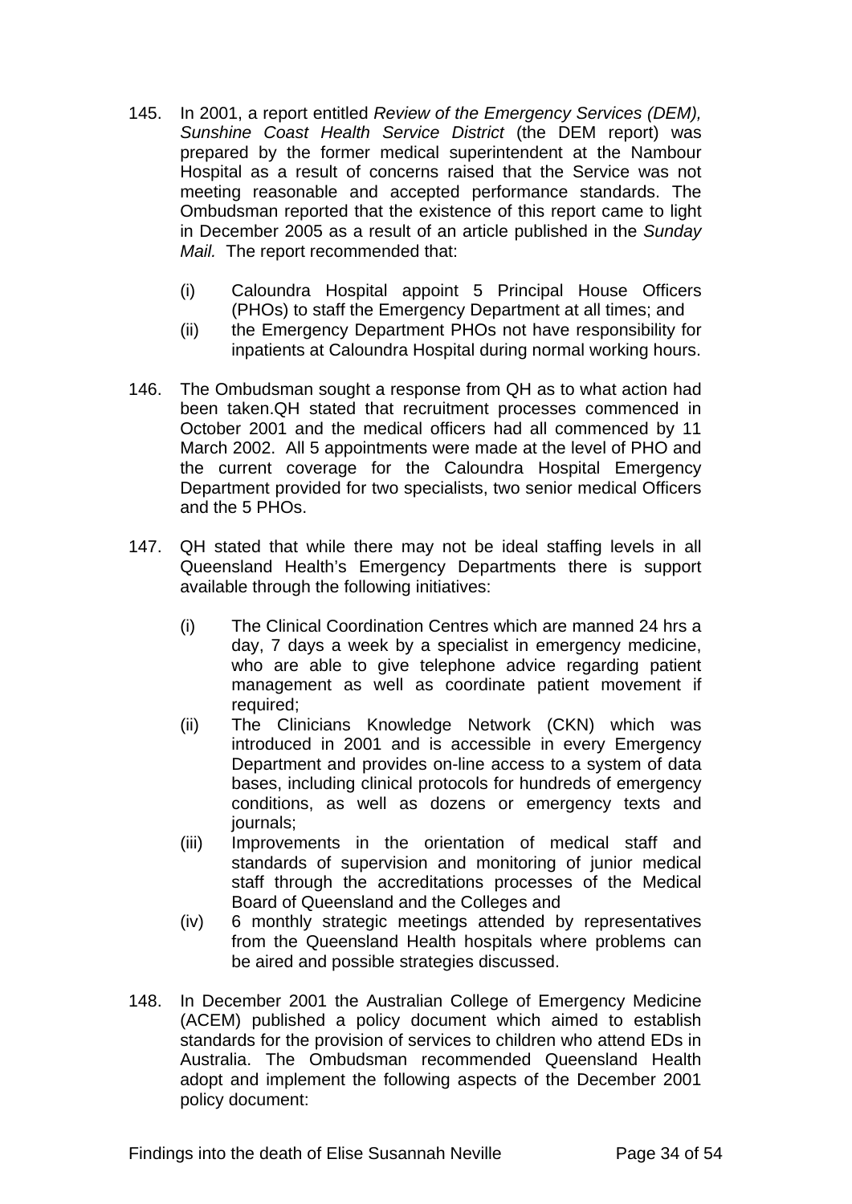145. In 2001, a report entitled *Review of the Emergency Services (DEM), Sunshine Coast Health Service District* (the DEM report) was prepared by the former medical superintendent at the Nambour Hospital as a result of concerns raised that the Service was not meeting reasonable and accepted performance standards. The Ombudsman reported that the existence of this report came to light in December 2005 as a result of an article published in the *Sunday Mail.* The report recommended that:

   (i) Caloundra Hospital appoint 5 Principal House Officers (PHOs) to staff the Emergency Department at all times; and
   (ii) the Emergency Department PHOs not have responsibility for inpatients at Caloundra Hospital during normal working hours.

146. The Ombudsman sought a response from QH as to what action had been taken.QH stated that recruitment processes commenced in October 2001 and the medical officers had all commenced by 11 March 2002. All 5 appointments were made at the level of PHO and the current coverage for the Caloundra Hospital Emergency Department provided for two specialists, two senior medical Officers and the 5 PHOs.

147. QH stated that while there may not be ideal staffing levels in all Queensland Health's Emergency Departments there is support available through the following initiatives:

   (i) The Clinical Coordination Centres which are manned 24 hrs a day, 7 days a week by a specialist in emergency medicine, who are able to give telephone advice regarding patient management as well as coordinate patient movement if required;
   (ii) The Clinicians Knowledge Network (CKN) which was introduced in 2001 and is accessible in every Emergency Department and provides on-line access to a system of data bases, including clinical protocols for hundreds of emergency conditions, as well as dozens or emergency texts and journals;
   (iii) Improvements in the orientation of medical staff and standards of supervision and monitoring of junior medical staff through the accreditations processes of the Medical Board of Queensland and the Colleges and
   (iv) 6 monthly strategic meetings attended by representatives from the Queensland Health hospitals where problems can be aired and possible strategies discussed.

148. In December 2001 the Australian College of Emergency Medicine (ACEM) published a policy document which aimed to establish standards for the provision of services to children who attend EDs in Australia. The Ombudsman recommended Queensland Health adopt and implement the following aspects of the December 2001 policy document: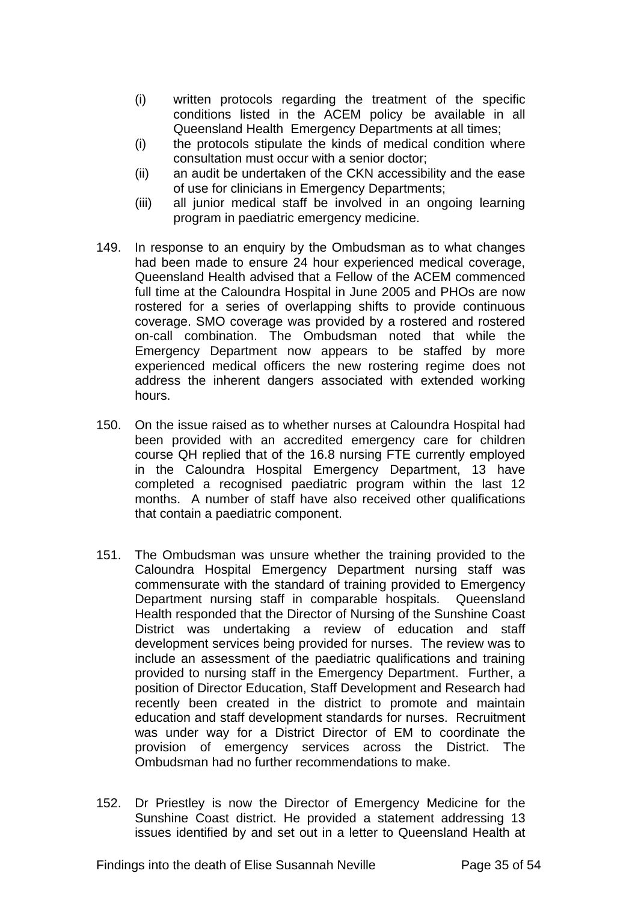(i) written protocols regarding the treatment of the specific conditions listed in the ACEM policy be available in all Queensland Health Emergency Departments at all times;

(i) the protocols stipulate the kinds of medical condition where consultation must occur with a senior doctor;

(ii) an audit be undertaken of the CKN accessibility and the ease of use for clinicians in Emergency Departments;

(iii) all junior medical staff be involved in an ongoing learning program in paediatric emergency medicine.

149. In response to an enquiry by the Ombudsman as to what changes had been made to ensure 24 hour experienced medical coverage, Queensland Health advised that a Fellow of the ACEM commenced full time at the Caloundra Hospital in June 2005 and PHOs are now rostered for a series of overlapping shifts to provide continuous coverage. SMO coverage was provided by a rostered and rostered on-call combination. The Ombudsman noted that while the Emergency Department now appears to be staffed by more experienced medical officers the new rostering regime does not address the inherent dangers associated with extended working hours.

150. On the issue raised as to whether nurses at Caloundra Hospital had been provided with an accredited emergency care for children course QH replied that of the 16.8 nursing FTE currently employed in the Caloundra Hospital Emergency Department, 13 have completed a recognised paediatric program within the last 12 months. A number of staff have also received other qualifications that contain a paediatric component.

151. The Ombudsman was unsure whether the training provided to the Caloundra Hospital Emergency Department nursing staff was commensurate with the standard of training provided to Emergency Department nursing staff in comparable hospitals. Queensland Health responded that the Director of Nursing of the Sunshine Coast District was undertaking a review of education and staff development services being provided for nurses. The review was to include an assessment of the paediatric qualifications and training provided to nursing staff in the Emergency Department. Further, a position of Director Education, Staff Development and Research had recently been created in the district to promote and maintain education and staff development standards for nurses. Recruitment was under way for a District Director of EM to coordinate the provision of emergency services across the District. The Ombudsman had no further recommendations to make.

152. Dr Priestley is now the Director of Emergency Medicine for the Sunshine Coast district. He provided a statement addressing 13 issues identified by and set out in a letter to Queensland Health at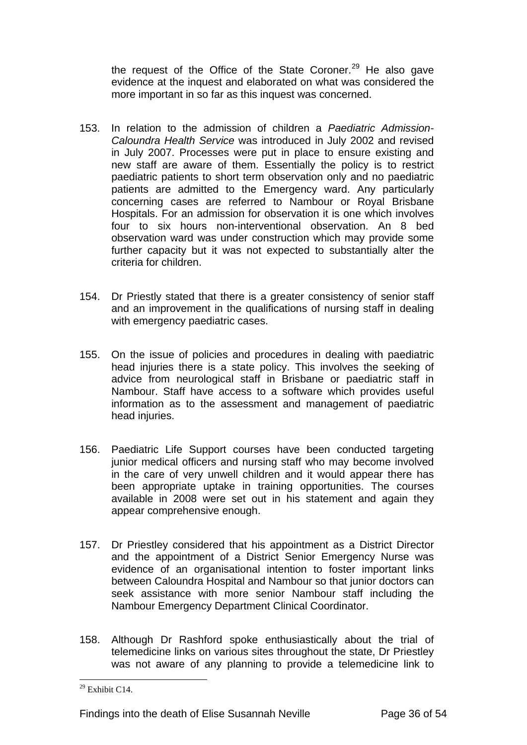the request of the Office of the State Coroner.[29] He also gave evidence at the inquest and elaborated on what was considered the more important in so far as this inquest was concerned.

153. In relation to the admission of children a *Paediatric Admission-Caloundra Health Service* was introduced in July 2002 and revised in July 2007. Processes were put in place to ensure existing and new staff are aware of them. Essentially the policy is to restrict paediatric patients to short term observation only and no paediatric patients are admitted to the Emergency ward. Any particularly concerning cases are referred to Nambour or Royal Brisbane Hospitals. For an admission for observation it is one which involves four to six hours non-interventional observation. An 8 bed observation ward was under construction which may provide some further capacity but it was not expected to substantially alter the criteria for children.

154. Dr Priestly stated that there is a greater consistency of senior staff and an improvement in the qualifications of nursing staff in dealing with emergency paediatric cases.

155. On the issue of policies and procedures in dealing with paediatric head injuries there is a state policy. This involves the seeking of advice from neurological staff in Brisbane or paediatric staff in Nambour. Staff have access to a software which provides useful information as to the assessment and management of paediatric head injuries.

156. Paediatric Life Support courses have been conducted targeting junior medical officers and nursing staff who may become involved in the care of very unwell children and it would appear there has been appropriate uptake in training opportunities. The courses available in 2008 were set out in his statement and again they appear comprehensive enough.

157. Dr Priestley considered that his appointment as a District Director and the appointment of a District Senior Emergency Nurse was evidence of an organisational intention to foster important links between Caloundra Hospital and Nambour so that junior doctors can seek assistance with more senior Nambour staff including the Nambour Emergency Department Clinical Coordinator.

158. Although Dr Rashford spoke enthusiastically about the trial of telemedicine links on various sites throughout the state, Dr Priestley was not aware of any planning to provide a telemedicine link to

[29] Exhibit C14.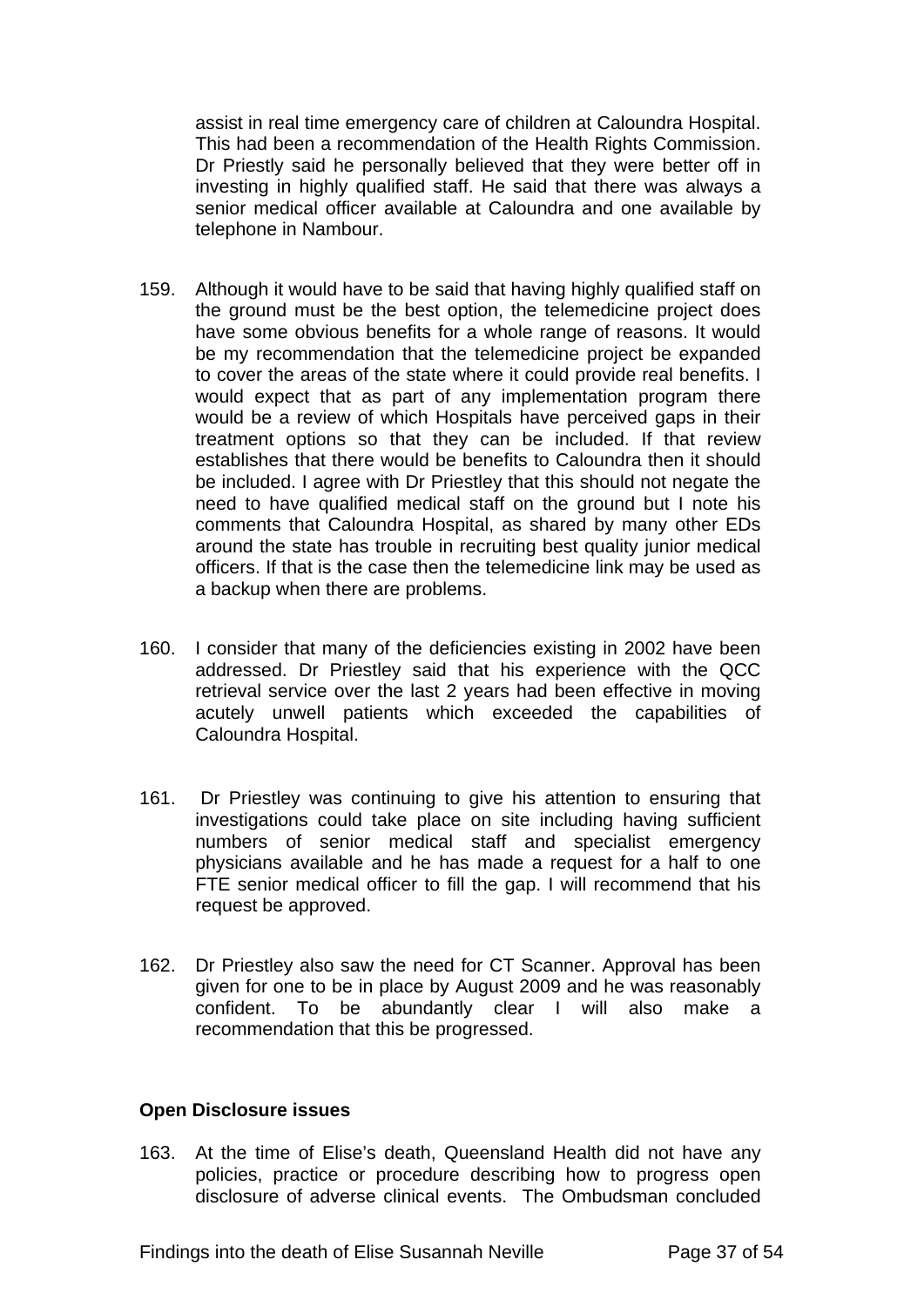assist in real time emergency care of children at Caloundra Hospital. This had been a recommendation of the Health Rights Commission. Dr Priestly said he personally believed that they were better off in investing in highly qualified staff. He said that there was always a senior medical officer available at Caloundra and one available by telephone in Nambour.

159. Although it would have to be said that having highly qualified staff on the ground must be the best option, the telemedicine project does have some obvious benefits for a whole range of reasons. It would be my recommendation that the telemedicine project be expanded to cover the areas of the state where it could provide real benefits. I would expect that as part of any implementation program there would be a review of which Hospitals have perceived gaps in their treatment options so that they can be included. If that review establishes that there would be benefits to Caloundra then it should be included. I agree with Dr Priestley that this should not negate the need to have qualified medical staff on the ground but I note his comments that Caloundra Hospital, as shared by many other EDs around the state has trouble in recruiting best quality junior medical officers. If that is the case then the telemedicine link may be used as a backup when there are problems.

160. I consider that many of the deficiencies existing in 2002 have been addressed. Dr Priestley said that his experience with the QCC retrieval service over the last 2 years had been effective in moving acutely unwell patients which exceeded the capabilities of Caloundra Hospital.

161. Dr Priestley was continuing to give his attention to ensuring that investigations could take place on site including having sufficient numbers of senior medical staff and specialist emergency physicians available and he has made a request for a half to one FTE senior medical officer to fill the gap. I will recommend that his request be approved.

162. Dr Priestley also saw the need for CT Scanner. Approval has been given for one to be in place by August 2009 and he was reasonably confident. To be abundantly clear I will also make a recommendation that this be progressed.

**Open Disclosure issues**

163. At the time of Elise's death, Queensland Health did not have any policies, practice or procedure describing how to progress open disclosure of adverse clinical events. The Ombudsman concluded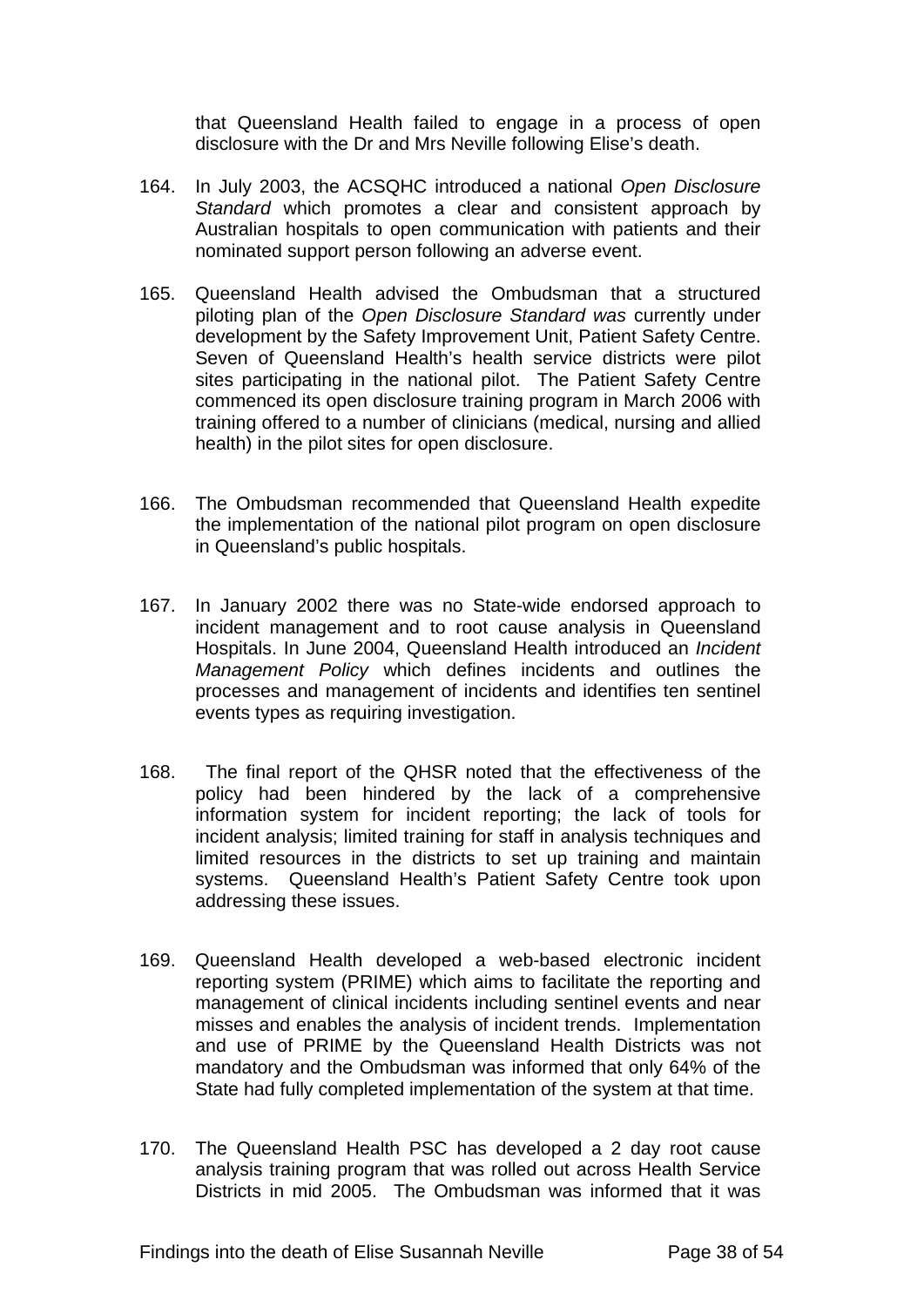that Queensland Health failed to engage in a process of open disclosure with the Dr and Mrs Neville following Elise's death.

164. In July 2003, the ACSQHC introduced a national *Open Disclosure Standard* which promotes a clear and consistent approach by Australian hospitals to open communication with patients and their nominated support person following an adverse event.

165. Queensland Health advised the Ombudsman that a structured piloting plan of the *Open Disclosure Standard was* currently under development by the Safety Improvement Unit, Patient Safety Centre. Seven of Queensland Health's health service districts were pilot sites participating in the national pilot. The Patient Safety Centre commenced its open disclosure training program in March 2006 with training offered to a number of clinicians (medical, nursing and allied health) in the pilot sites for open disclosure.

166. The Ombudsman recommended that Queensland Health expedite the implementation of the national pilot program on open disclosure in Queensland's public hospitals.

167. In January 2002 there was no State-wide endorsed approach to incident management and to root cause analysis in Queensland Hospitals. In June 2004, Queensland Health introduced an *Incident Management Policy* which defines incidents and outlines the processes and management of incidents and identifies ten sentinel events types as requiring investigation.

168. The final report of the QHSR noted that the effectiveness of the policy had been hindered by the lack of a comprehensive information system for incident reporting; the lack of tools for incident analysis; limited training for staff in analysis techniques and limited resources in the districts to set up training and maintain systems. Queensland Health's Patient Safety Centre took upon addressing these issues.

169. Queensland Health developed a web-based electronic incident reporting system (PRIME) which aims to facilitate the reporting and management of clinical incidents including sentinel events and near misses and enables the analysis of incident trends. Implementation and use of PRIME by the Queensland Health Districts was not mandatory and the Ombudsman was informed that only 64% of the State had fully completed implementation of the system at that time.

170. The Queensland Health PSC has developed a 2 day root cause analysis training program that was rolled out across Health Service Districts in mid 2005. The Ombudsman was informed that it was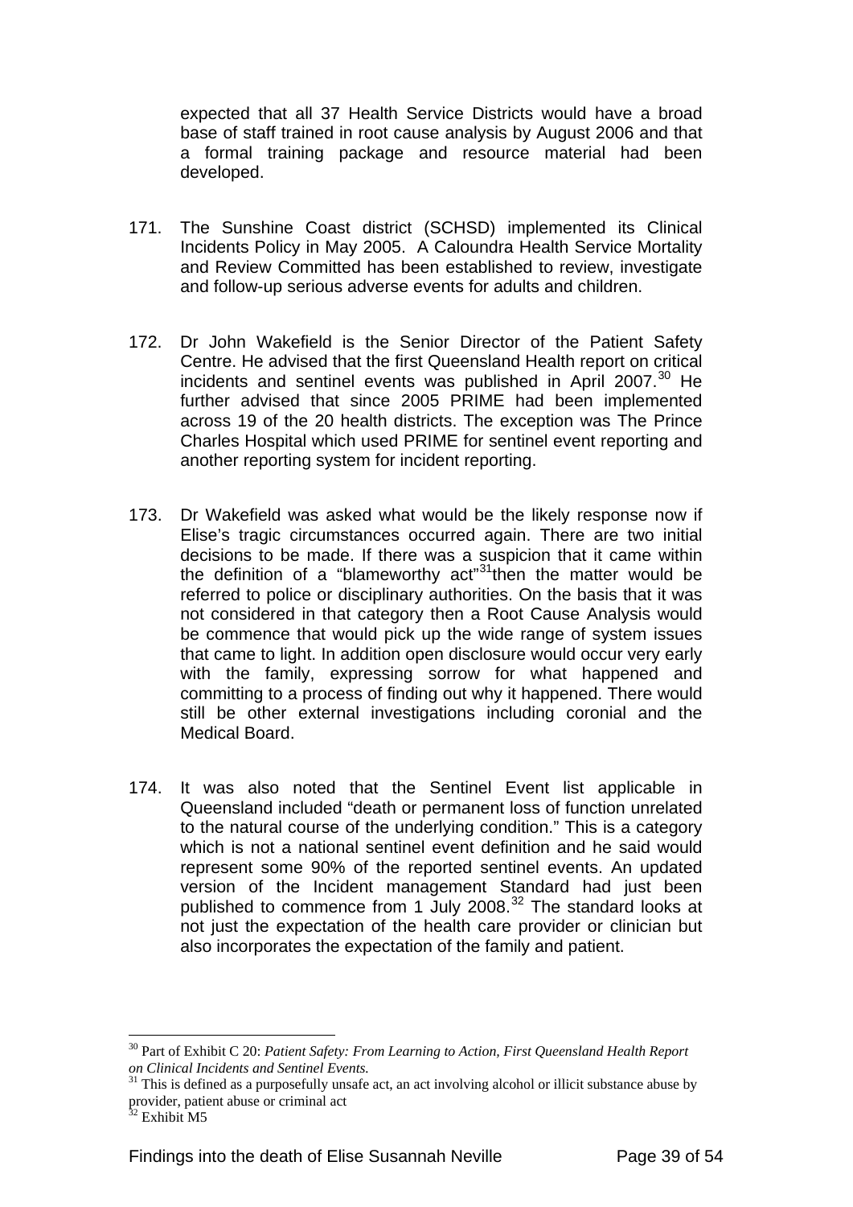expected that all 37 Health Service Districts would have a broad base of staff trained in root cause analysis by August 2006 and that a formal training package and resource material had been developed.

171. The Sunshine Coast district (SCHSD) implemented its Clinical Incidents Policy in May 2005. A Caloundra Health Service Mortality and Review Committed has been established to review, investigate and follow-up serious adverse events for adults and children.

172. Dr John Wakefield is the Senior Director of the Patient Safety Centre. He advised that the first Queensland Health report on critical incidents and sentinel events was published in April 2007.[30] He further advised that since 2005 PRIME had been implemented across 19 of the 20 health districts. The exception was The Prince Charles Hospital which used PRIME for sentinel event reporting and another reporting system for incident reporting.

173. Dr Wakefield was asked what would be the likely response now if Elise's tragic circumstances occurred again. There are two initial decisions to be made. If there was a suspicion that it came within the definition of a "blameworthy act"[31]then the matter would be referred to police or disciplinary authorities. On the basis that it was not considered in that category then a Root Cause Analysis would be commence that would pick up the wide range of system issues that came to light. In addition open disclosure would occur very early with the family, expressing sorrow for what happened and committing to a process of finding out why it happened. There would still be other external investigations including coronial and the Medical Board.

174. It was also noted that the Sentinel Event list applicable in Queensland included "death or permanent loss of function unrelated to the natural course of the underlying condition." This is a category which is not a national sentinel event definition and he said would represent some 90% of the reported sentinel events. An updated version of the Incident management Standard had just been published to commence from 1 July 2008.[32] The standard looks at not just the expectation of the health care provider or clinician but also incorporates the expectation of the family and patient.

---

[30] Part of Exhibit C 20: *Patient Safety: From Learning to Action, First Queensland Health Report on Clinical Incidents and Sentinel Events.*

[31] This is defined as a purposefully unsafe act, an act involving alcohol or illicit substance abuse by provider, patient abuse or criminal act

[32] Exhibit M5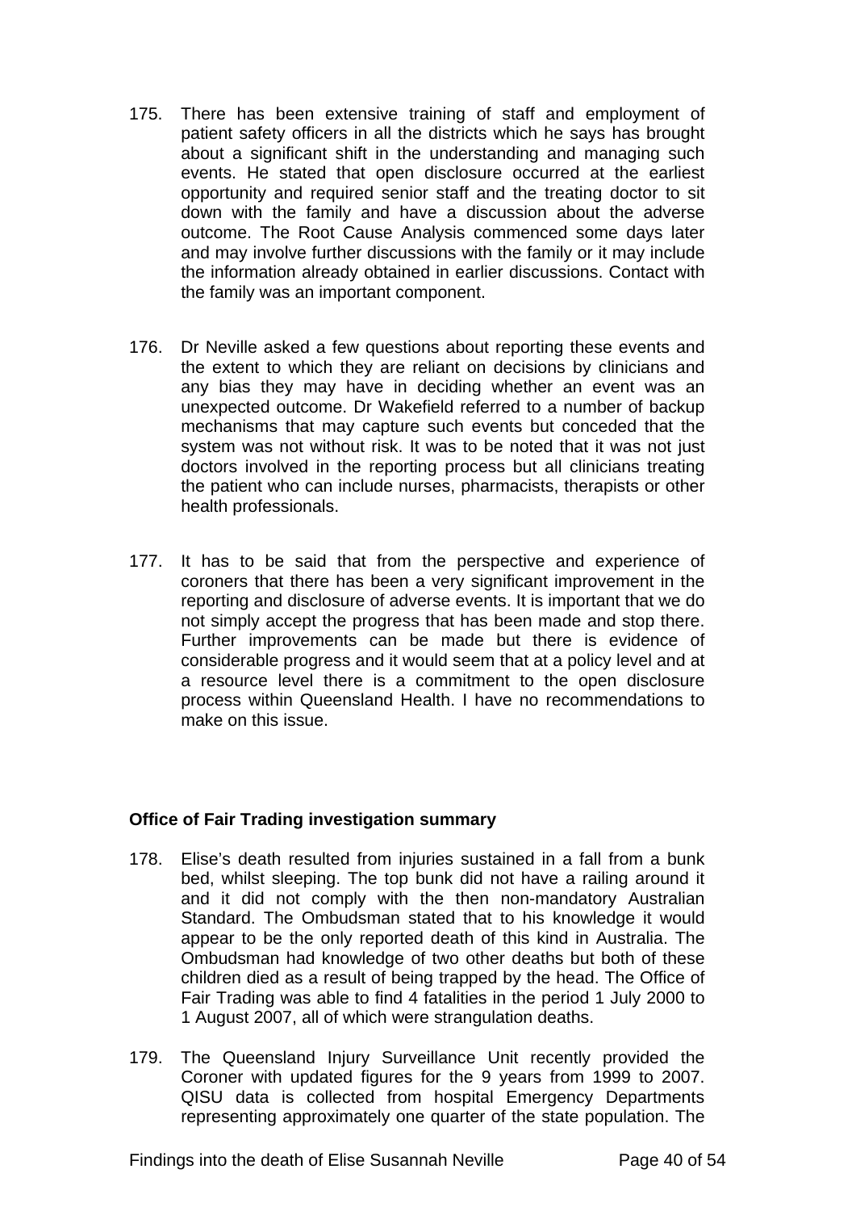175. There has been extensive training of staff and employment of patient safety officers in all the districts which he says has brought about a significant shift in the understanding and managing such events. He stated that open disclosure occurred at the earliest opportunity and required senior staff and the treating doctor to sit down with the family and have a discussion about the adverse outcome. The Root Cause Analysis commenced some days later and may involve further discussions with the family or it may include the information already obtained in earlier discussions. Contact with the family was an important component.

176. Dr Neville asked a few questions about reporting these events and the extent to which they are reliant on decisions by clinicians and any bias they may have in deciding whether an event was an unexpected outcome. Dr Wakefield referred to a number of backup mechanisms that may capture such events but conceded that the system was not without risk. It was to be noted that it was not just doctors involved in the reporting process but all clinicians treating the patient who can include nurses, pharmacists, therapists or other health professionals.

177. It has to be said that from the perspective and experience of coroners that there has been a very significant improvement in the reporting and disclosure of adverse events. It is important that we do not simply accept the progress that has been made and stop there. Further improvements can be made but there is evidence of considerable progress and it would seem that at a policy level and at a resource level there is a commitment to the open disclosure process within Queensland Health. I have no recommendations to make on this issue.

**Office of Fair Trading investigation summary**

178. Elise's death resulted from injuries sustained in a fall from a bunk bed, whilst sleeping. The top bunk did not have a railing around it and it did not comply with the then non-mandatory Australian Standard. The Ombudsman stated that to his knowledge it would appear to be the only reported death of this kind in Australia. The Ombudsman had knowledge of two other deaths but both of these children died as a result of being trapped by the head. The Office of Fair Trading was able to find 4 fatalities in the period 1 July 2000 to 1 August 2007, all of which were strangulation deaths.

179. The Queensland Injury Surveillance Unit recently provided the Coroner with updated figures for the 9 years from 1999 to 2007. QISU data is collected from hospital Emergency Departments representing approximately one quarter of the state population. The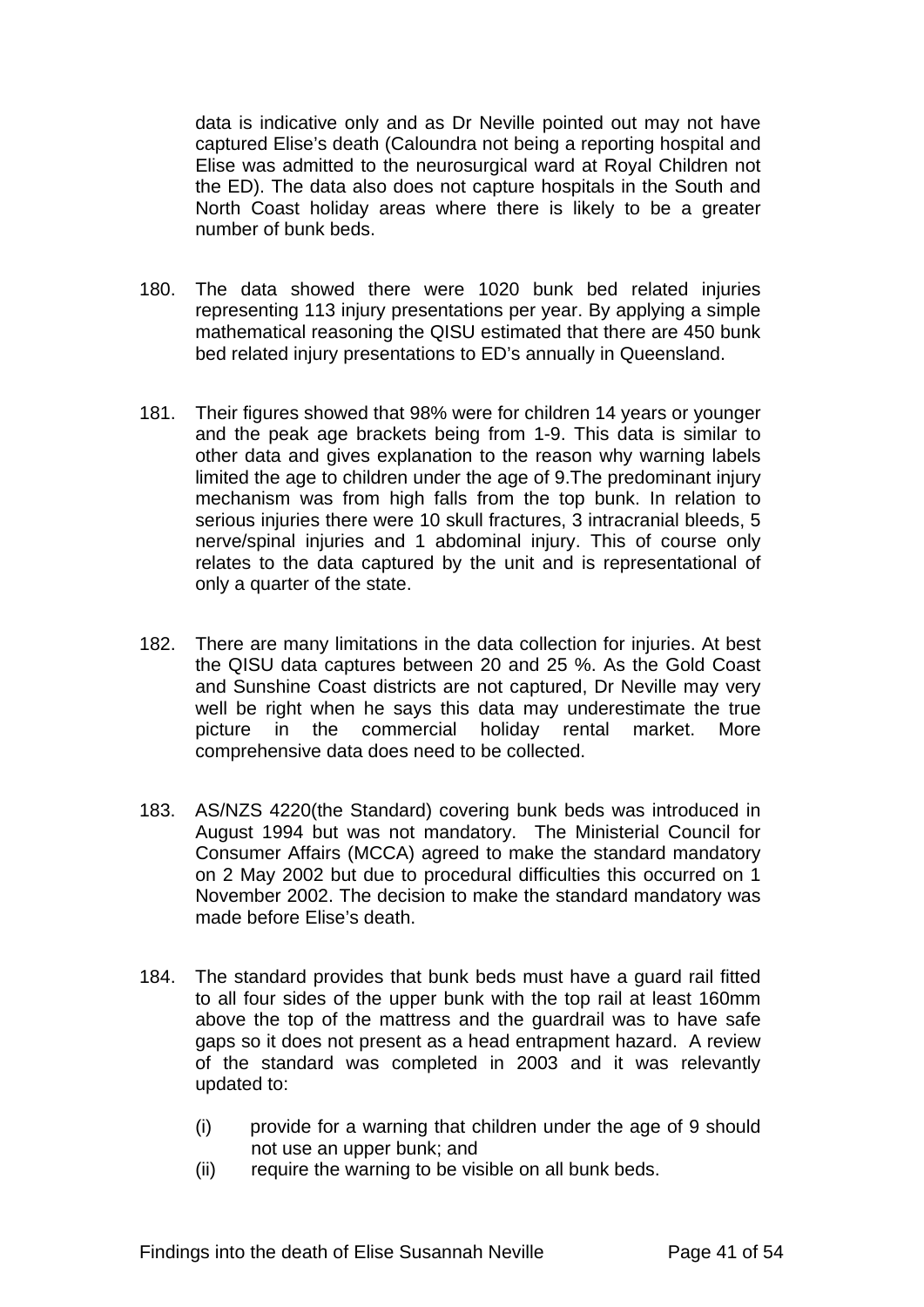data is indicative only and as Dr Neville pointed out may not have captured Elise's death (Caloundra not being a reporting hospital and Elise was admitted to the neurosurgical ward at Royal Children not the ED). The data also does not capture hospitals in the South and North Coast holiday areas where there is likely to be a greater number of bunk beds.

180. The data showed there were 1020 bunk bed related injuries representing 113 injury presentations per year. By applying a simple mathematical reasoning the QISU estimated that there are 450 bunk bed related injury presentations to ED's annually in Queensland.

181. Their figures showed that 98% were for children 14 years or younger and the peak age brackets being from 1-9. This data is similar to other data and gives explanation to the reason why warning labels limited the age to children under the age of 9.The predominant injury mechanism was from high falls from the top bunk. In relation to serious injuries there were 10 skull fractures, 3 intracranial bleeds, 5 nerve/spinal injuries and 1 abdominal injury. This of course only relates to the data captured by the unit and is representational of only a quarter of the state.

182. There are many limitations in the data collection for injuries. At best the QISU data captures between 20 and 25 %. As the Gold Coast and Sunshine Coast districts are not captured, Dr Neville may very well be right when he says this data may underestimate the true picture in the commercial holiday rental market. More comprehensive data does need to be collected.

183. AS/NZS 4220(the Standard) covering bunk beds was introduced in August 1994 but was not mandatory. The Ministerial Council for Consumer Affairs (MCCA) agreed to make the standard mandatory on 2 May 2002 but due to procedural difficulties this occurred on 1 November 2002. The decision to make the standard mandatory was made before Elise's death.

184. The standard provides that bunk beds must have a guard rail fitted to all four sides of the upper bunk with the top rail at least 160mm above the top of the mattress and the guardrail was to have safe gaps so it does not present as a head entrapment hazard. A review of the standard was completed in 2003 and it was relevantly updated to:

    (i) provide for a warning that children under the age of 9 should not use an upper bunk; and
    (ii) require the warning to be visible on all bunk beds.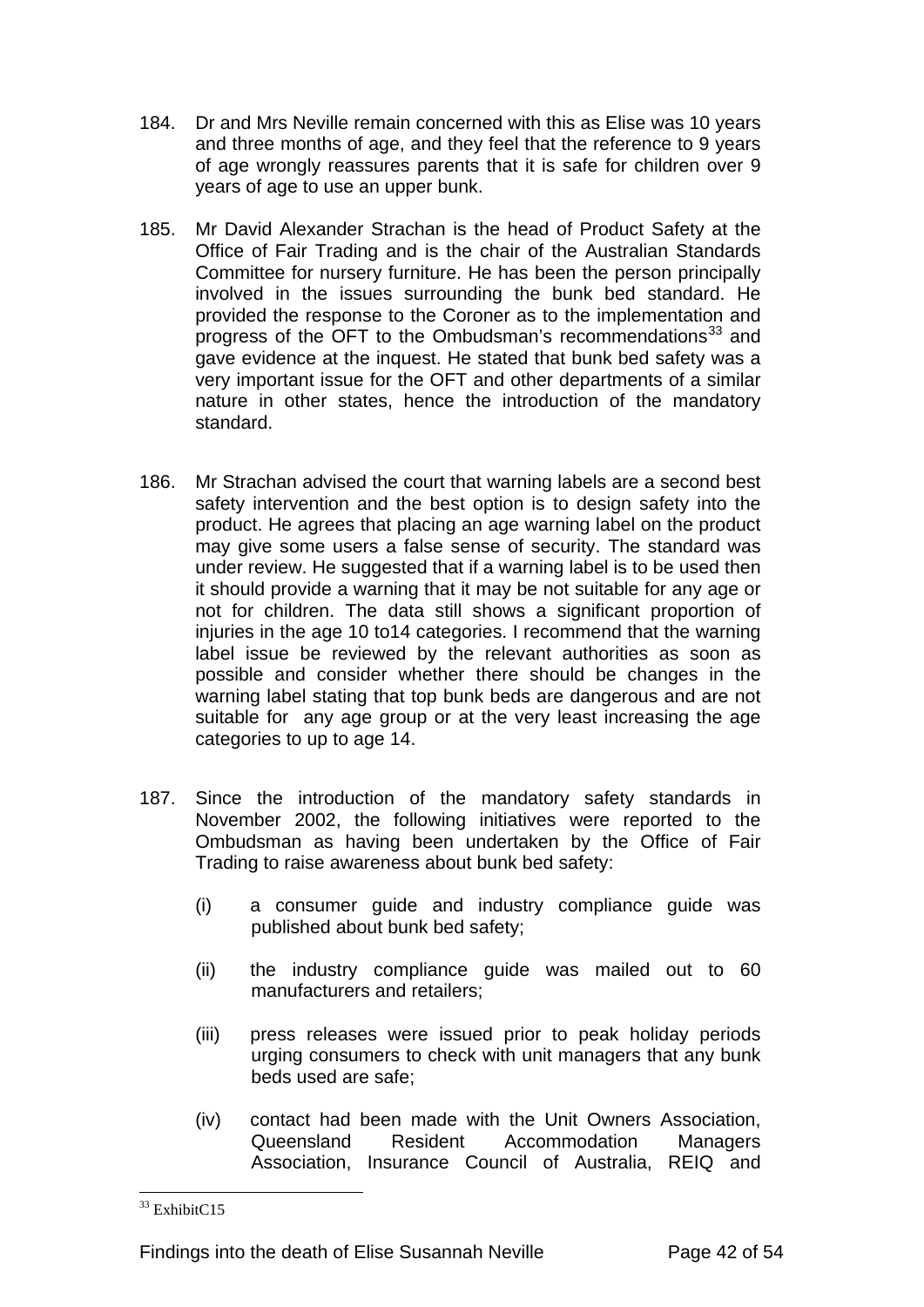184. Dr and Mrs Neville remain concerned with this as Elise was 10 years and three months of age, and they feel that the reference to 9 years of age wrongly reassures parents that it is safe for children over 9 years of age to use an upper bunk.

185. Mr David Alexander Strachan is the head of Product Safety at the Office of Fair Trading and is the chair of the Australian Standards Committee for nursery furniture. He has been the person principally involved in the issues surrounding the bunk bed standard. He provided the response to the Coroner as to the implementation and progress of the OFT to the Ombudsman's recommendations[33] and gave evidence at the inquest. He stated that bunk bed safety was a very important issue for the OFT and other departments of a similar nature in other states, hence the introduction of the mandatory standard.

186. Mr Strachan advised the court that warning labels are a second best safety intervention and the best option is to design safety into the product. He agrees that placing an age warning label on the product may give some users a false sense of security. The standard was under review. He suggested that if a warning label is to be used then it should provide a warning that it may be not suitable for any age or not for children. The data still shows a significant proportion of injuries in the age 10 to14 categories. I recommend that the warning label issue be reviewed by the relevant authorities as soon as possible and consider whether there should be changes in the warning label stating that top bunk beds are dangerous and are not suitable for any age group or at the very least increasing the age categories to up to age 14.

187. Since the introduction of the mandatory safety standards in November 2002, the following initiatives were reported to the Ombudsman as having been undertaken by the Office of Fair Trading to raise awareness about bunk bed safety:

   (i) a consumer guide and industry compliance guide was published about bunk bed safety;

   (ii) the industry compliance guide was mailed out to 60 manufacturers and retailers;

   (iii) press releases were issued prior to peak holiday periods urging consumers to check with unit managers that any bunk beds used are safe;

   (iv) contact had been made with the Unit Owners Association, Queensland Resident Accommodation Managers Association, Insurance Council of Australia, REIQ and

[33] ExhibitC15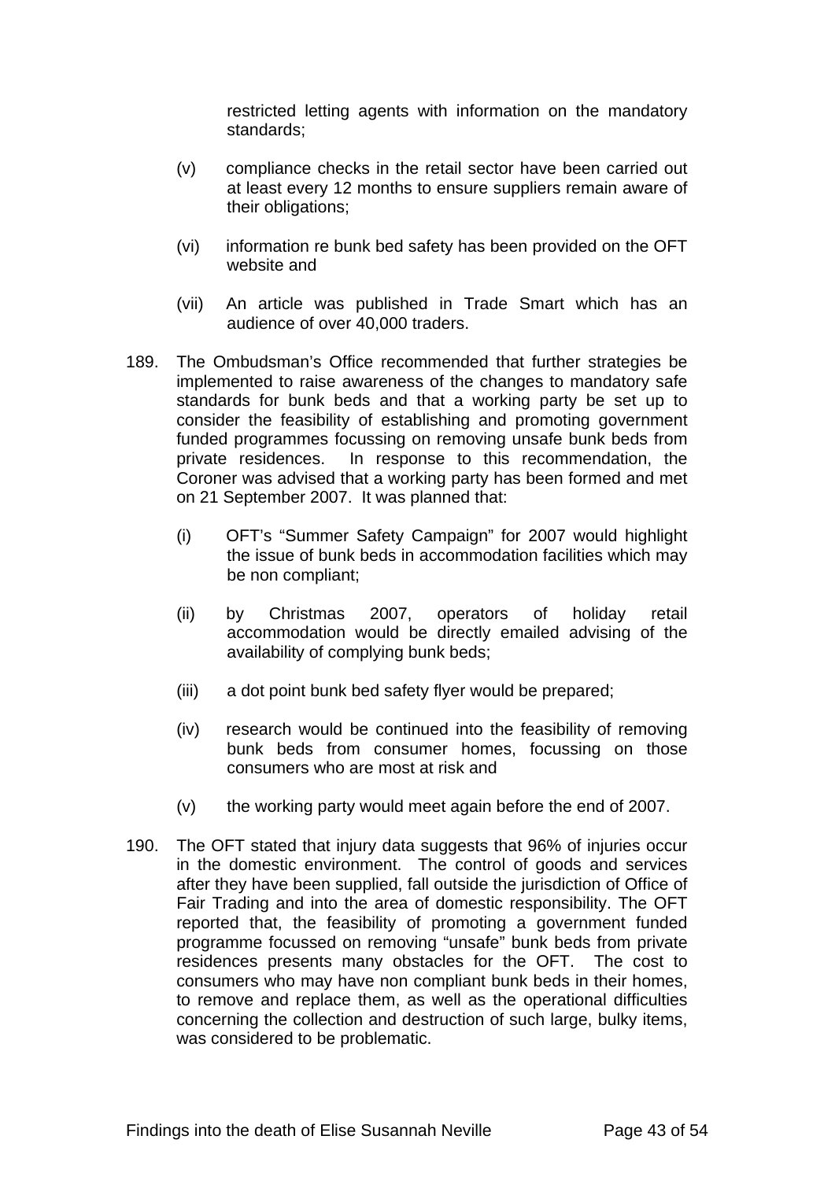restricted letting agents with information on the mandatory standards;

(v) compliance checks in the retail sector have been carried out at least every 12 months to ensure suppliers remain aware of their obligations;

(vi) information re bunk bed safety has been provided on the OFT website and

(vii) An article was published in Trade Smart which has an audience of over 40,000 traders.

189. The Ombudsman's Office recommended that further strategies be implemented to raise awareness of the changes to mandatory safe standards for bunk beds and that a working party be set up to consider the feasibility of establishing and promoting government funded programmes focussing on removing unsafe bunk beds from private residences. In response to this recommendation, the Coroner was advised that a working party has been formed and met on 21 September 2007. It was planned that:

(i) OFT's "Summer Safety Campaign" for 2007 would highlight the issue of bunk beds in accommodation facilities which may be non compliant;

(ii) by Christmas 2007, operators of holiday retail accommodation would be directly emailed advising of the availability of complying bunk beds;

(iii) a dot point bunk bed safety flyer would be prepared;

(iv) research would be continued into the feasibility of removing bunk beds from consumer homes, focussing on those consumers who are most at risk and

(v) the working party would meet again before the end of 2007.

190. The OFT stated that injury data suggests that 96% of injuries occur in the domestic environment. The control of goods and services after they have been supplied, fall outside the jurisdiction of Office of Fair Trading and into the area of domestic responsibility. The OFT reported that, the feasibility of promoting a government funded programme focussed on removing "unsafe" bunk beds from private residences presents many obstacles for the OFT. The cost to consumers who may have non compliant bunk beds in their homes, to remove and replace them, as well as the operational difficulties concerning the collection and destruction of such large, bulky items, was considered to be problematic.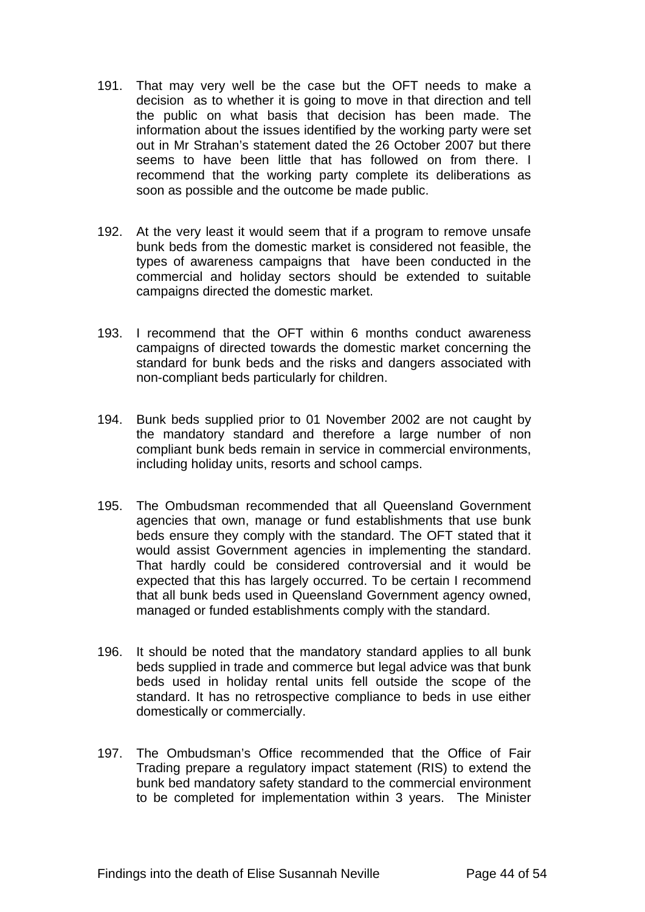191. That may very well be the case but the OFT needs to make a decision as to whether it is going to move in that direction and tell the public on what basis that decision has been made. The information about the issues identified by the working party were set out in Mr Strahan's statement dated the 26 October 2007 but there seems to have been little that has followed on from there. I recommend that the working party complete its deliberations as soon as possible and the outcome be made public.

192. At the very least it would seem that if a program to remove unsafe bunk beds from the domestic market is considered not feasible, the types of awareness campaigns that have been conducted in the commercial and holiday sectors should be extended to suitable campaigns directed the domestic market.

193. I recommend that the OFT within 6 months conduct awareness campaigns of directed towards the domestic market concerning the standard for bunk beds and the risks and dangers associated with non-compliant beds particularly for children.

194. Bunk beds supplied prior to 01 November 2002 are not caught by the mandatory standard and therefore a large number of non compliant bunk beds remain in service in commercial environments, including holiday units, resorts and school camps.

195. The Ombudsman recommended that all Queensland Government agencies that own, manage or fund establishments that use bunk beds ensure they comply with the standard. The OFT stated that it would assist Government agencies in implementing the standard. That hardly could be considered controversial and it would be expected that this has largely occurred. To be certain I recommend that all bunk beds used in Queensland Government agency owned, managed or funded establishments comply with the standard.

196. It should be noted that the mandatory standard applies to all bunk beds supplied in trade and commerce but legal advice was that bunk beds used in holiday rental units fell outside the scope of the standard. It has no retrospective compliance to beds in use either domestically or commercially.

197. The Ombudsman's Office recommended that the Office of Fair Trading prepare a regulatory impact statement (RIS) to extend the bunk bed mandatory safety standard to the commercial environment to be completed for implementation within 3 years. The Minister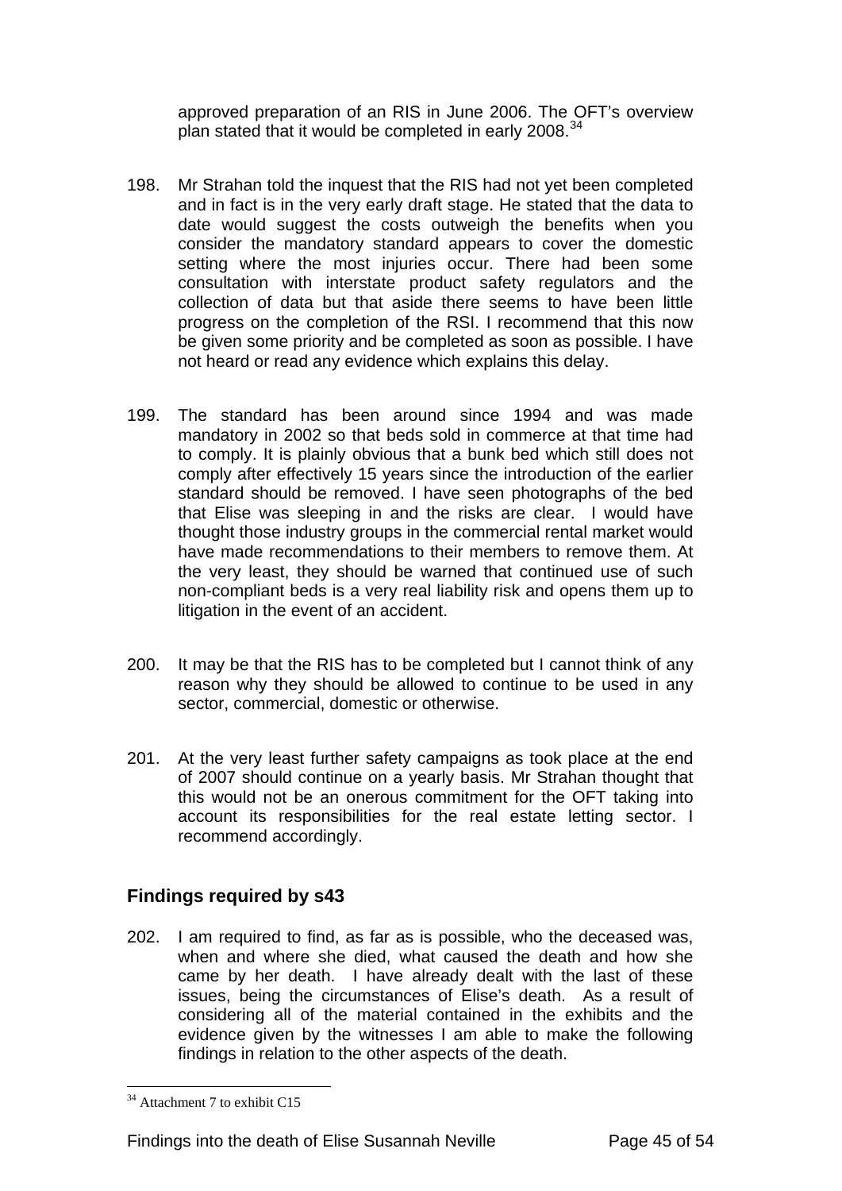approved preparation of an RIS in June 2006. The OFT's overview plan stated that it would be completed in early 2008.[34]

198. Mr Strahan told the inquest that the RIS had not yet been completed and in fact is in the very early draft stage. He stated that the data to date would suggest the costs outweigh the benefits when you consider the mandatory standard appears to cover the domestic setting where the most injuries occur. There had been some consultation with interstate product safety regulators and the collection of data but that aside there seems to have been little progress on the completion of the RSI. I recommend that this now be given some priority and be completed as soon as possible. I have not heard or read any evidence which explains this delay.

199. The standard has been around since 1994 and was made mandatory in 2002 so that beds sold in commerce at that time had to comply. It is plainly obvious that a bunk bed which still does not comply after effectively 15 years since the introduction of the earlier standard should be removed. I have seen photographs of the bed that Elise was sleeping in and the risks are clear. I would have thought those industry groups in the commercial rental market would have made recommendations to their members to remove them. At the very least, they should be warned that continued use of such non-compliant beds is a very real liability risk and opens them up to litigation in the event of an accident.

200. It may be that the RIS has to be completed but I cannot think of any reason why they should be allowed to continue to be used in any sector, commercial, domestic or otherwise.

201. At the very least further safety campaigns as took place at the end of 2007 should continue on a yearly basis. Mr Strahan thought that this would not be an onerous commitment for the OFT taking into account its responsibilities for the real estate letting sector. I recommend accordingly.

## Findings required by s43

202. I am required to find, as far as is possible, who the deceased was, when and where she died, what caused the death and how she came by her death. I have already dealt with the last of these issues, being the circumstances of Elise's death. As a result of considering all of the material contained in the exhibits and the evidence given by the witnesses I am able to make the following findings in relation to the other aspects of the death.

[34] Attachment 7 to exhibit C15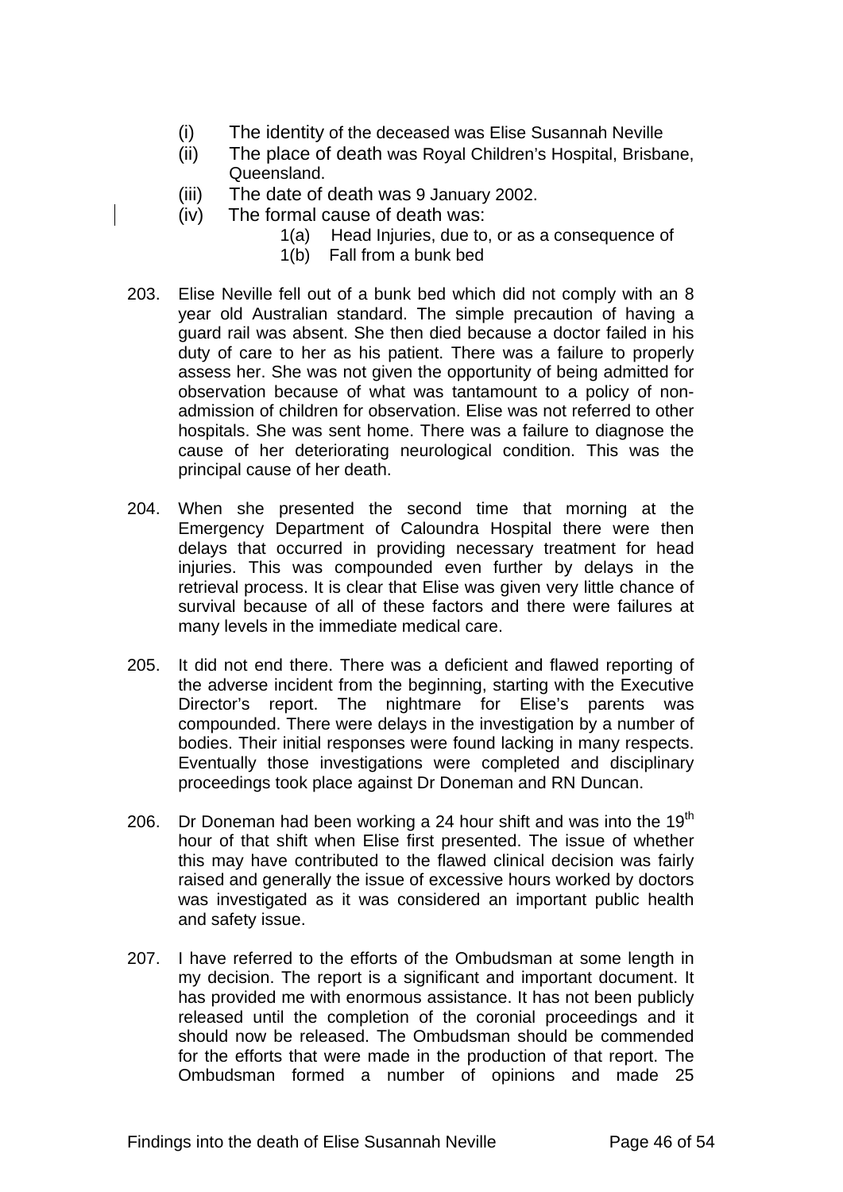(i) The identity of the deceased was Elise Susannah Neville
(ii) The place of death was Royal Children's Hospital, Brisbane, Queensland.
(iii) The date of death was 9 January 2002.
(iv) The formal cause of death was:
    1(a) Head Injuries, due to, or as a consequence of
    1(b) Fall from a bunk bed

203. Elise Neville fell out of a bunk bed which did not comply with an 8 year old Australian standard. The simple precaution of having a guard rail was absent. She then died because a doctor failed in his duty of care to her as his patient. There was a failure to properly assess her. She was not given the opportunity of being admitted for observation because of what was tantamount to a policy of non-admission of children for observation. Elise was not referred to other hospitals. She was sent home. There was a failure to diagnose the cause of her deteriorating neurological condition. This was the principal cause of her death.

204. When she presented the second time that morning at the Emergency Department of Caloundra Hospital there were then delays that occurred in providing necessary treatment for head injuries. This was compounded even further by delays in the retrieval process. It is clear that Elise was given very little chance of survival because of all of these factors and there were failures at many levels in the immediate medical care.

205. It did not end there. There was a deficient and flawed reporting of the adverse incident from the beginning, starting with the Executive Director's report. The nightmare for Elise's parents was compounded. There were delays in the investigation by a number of bodies. Their initial responses were found lacking in many respects. Eventually those investigations were completed and disciplinary proceedings took place against Dr Doneman and RN Duncan.

206. Dr Doneman had been working a 24 hour shift and was into the 19th hour of that shift when Elise first presented. The issue of whether this may have contributed to the flawed clinical decision was fairly raised and generally the issue of excessive hours worked by doctors was investigated as it was considered an important public health and safety issue.

207. I have referred to the efforts of the Ombudsman at some length in my decision. The report is a significant and important document. It has provided me with enormous assistance. It has not been publicly released until the completion of the coronial proceedings and it should now be released. The Ombudsman should be commended for the efforts that were made in the production of that report. The Ombudsman formed a number of opinions and made 25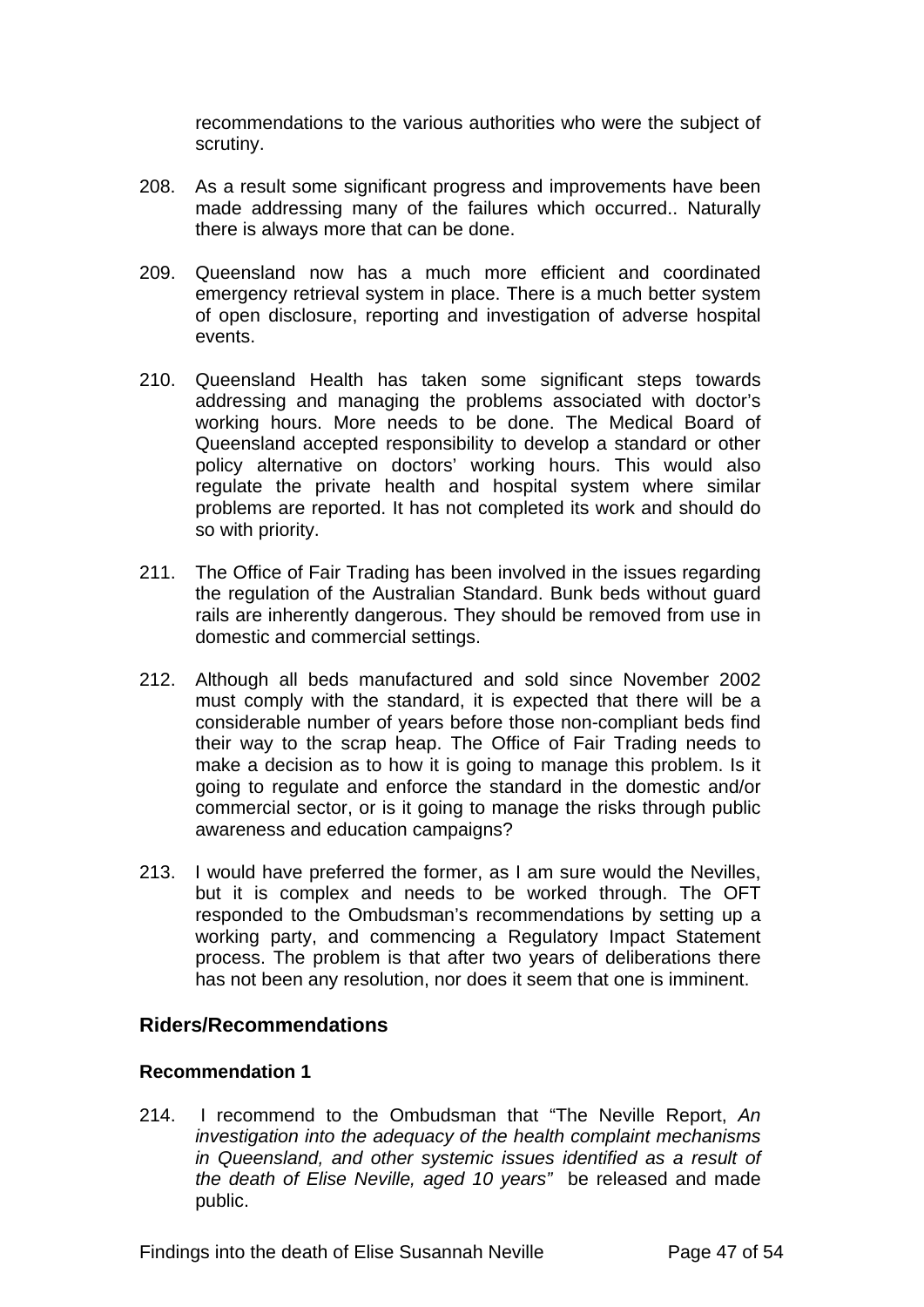recommendations to the various authorities who were the subject of scrutiny.

208. As a result some significant progress and improvements have been made addressing many of the failures which occurred.. Naturally there is always more that can be done.

209. Queensland now has a much more efficient and coordinated emergency retrieval system in place. There is a much better system of open disclosure, reporting and investigation of adverse hospital events.

210. Queensland Health has taken some significant steps towards addressing and managing the problems associated with doctor's working hours. More needs to be done. The Medical Board of Queensland accepted responsibility to develop a standard or other policy alternative on doctors' working hours. This would also regulate the private health and hospital system where similar problems are reported. It has not completed its work and should do so with priority.

211. The Office of Fair Trading has been involved in the issues regarding the regulation of the Australian Standard. Bunk beds without guard rails are inherently dangerous. They should be removed from use in domestic and commercial settings.

212. Although all beds manufactured and sold since November 2002 must comply with the standard, it is expected that there will be a considerable number of years before those non-compliant beds find their way to the scrap heap. The Office of Fair Trading needs to make a decision as to how it is going to manage this problem. Is it going to regulate and enforce the standard in the domestic and/or commercial sector, or is it going to manage the risks through public awareness and education campaigns?

213. I would have preferred the former, as I am sure would the Nevilles, but it is complex and needs to be worked through. The OFT responded to the Ombudsman's recommendations by setting up a working party, and commencing a Regulatory Impact Statement process. The problem is that after two years of deliberations there has not been any resolution, nor does it seem that one is imminent.

## Riders/Recommendations

### Recommendation 1

214. I recommend to the Ombudsman that "The Neville Report, *An investigation into the adequacy of the health complaint mechanisms in Queensland, and other systemic issues identified as a result of the death of Elise Neville, aged 10 years"* be released and made public.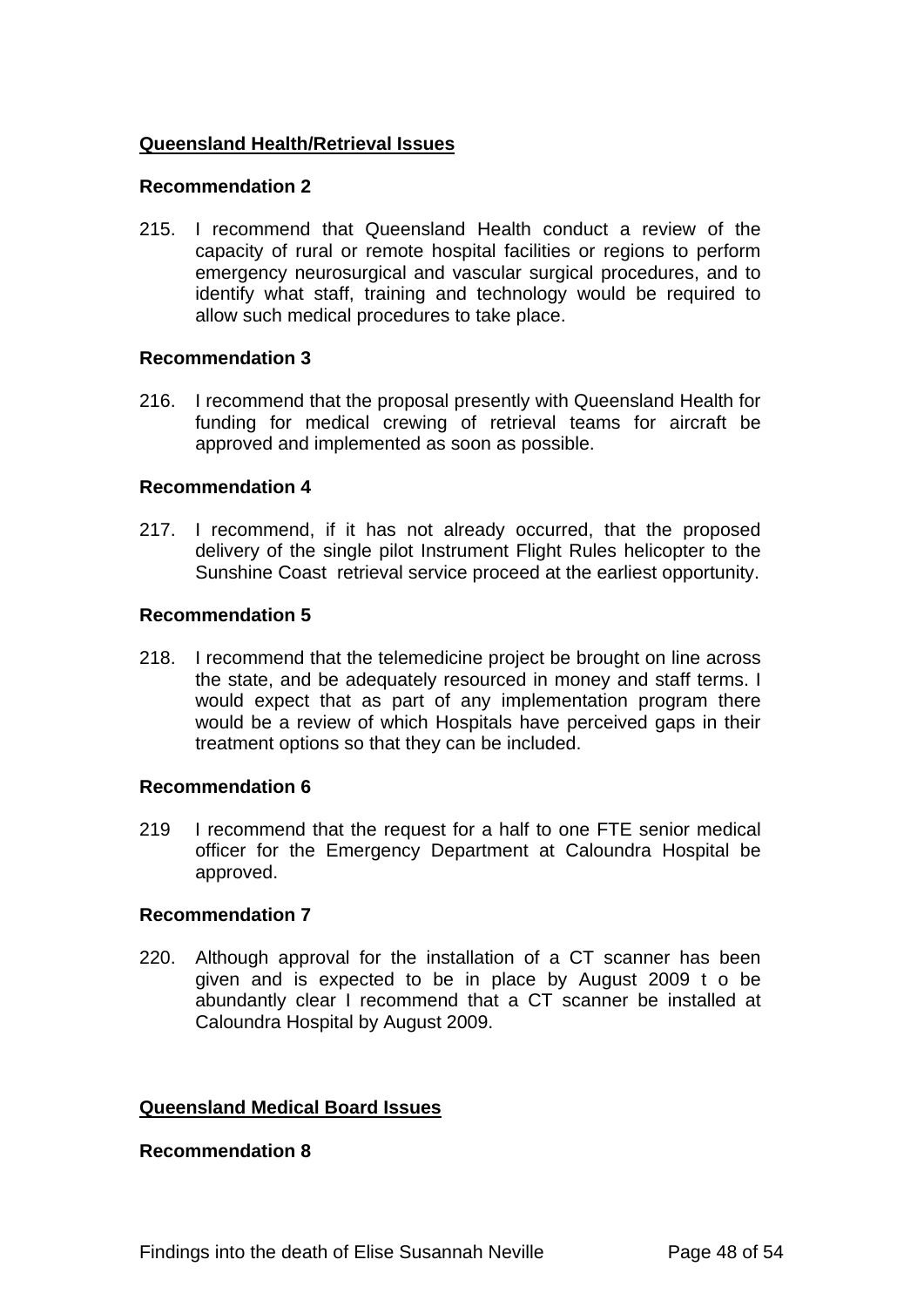**Queensland Health/Retrieval Issues**

**Recommendation 2**

215. I recommend that Queensland Health conduct a review of the capacity of rural or remote hospital facilities or regions to perform emergency neurosurgical and vascular surgical procedures, and to identify what staff, training and technology would be required to allow such medical procedures to take place.

**Recommendation 3**

216. I recommend that the proposal presently with Queensland Health for funding for medical crewing of retrieval teams for aircraft be approved and implemented as soon as possible.

**Recommendation 4**

217. I recommend, if it has not already occurred, that the proposed delivery of the single pilot Instrument Flight Rules helicopter to the Sunshine Coast retrieval service proceed at the earliest opportunity.

**Recommendation 5**

218. I recommend that the telemedicine project be brought on line across the state, and be adequately resourced in money and staff terms. I would expect that as part of any implementation program there would be a review of which Hospitals have perceived gaps in their treatment options so that they can be included.

**Recommendation 6**

219 I recommend that the request for a half to one FTE senior medical officer for the Emergency Department at Caloundra Hospital be approved.

**Recommendation 7**

220. Although approval for the installation of a CT scanner has been given and is expected to be in place by August 2009 t o be abundantly clear I recommend that a CT scanner be installed at Caloundra Hospital by August 2009.

**Queensland Medical Board Issues**

**Recommendation 8**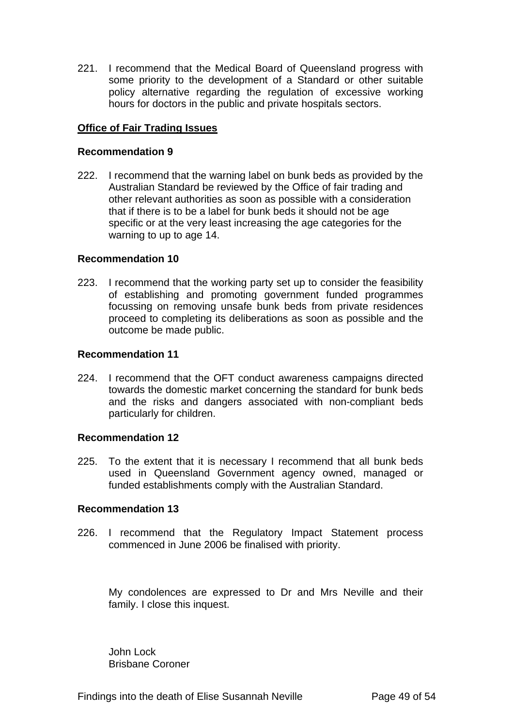221. I recommend that the Medical Board of Queensland progress with some priority to the development of a Standard or other suitable policy alternative regarding the regulation of excessive working hours for doctors in the public and private hospitals sectors.

**Office of Fair Trading Issues**

**Recommendation 9**

222. I recommend that the warning label on bunk beds as provided by the Australian Standard be reviewed by the Office of fair trading and other relevant authorities as soon as possible with a consideration that if there is to be a label for bunk beds it should not be age specific or at the very least increasing the age categories for the warning to up to age 14.

**Recommendation 10**

223. I recommend that the working party set up to consider the feasibility of establishing and promoting government funded programmes focussing on removing unsafe bunk beds from private residences proceed to completing its deliberations as soon as possible and the outcome be made public.

**Recommendation 11**

224. I recommend that the OFT conduct awareness campaigns directed towards the domestic market concerning the standard for bunk beds and the risks and dangers associated with non-compliant beds particularly for children.

**Recommendation 12**

225. To the extent that it is necessary I recommend that all bunk beds used in Queensland Government agency owned, managed or funded establishments comply with the Australian Standard.

**Recommendation 13**

226. I recommend that the Regulatory Impact Statement process commenced in June 2006 be finalised with priority.

My condolences are expressed to Dr and Mrs Neville and their family. I close this inquest.

John Lock
Brisbane Coroner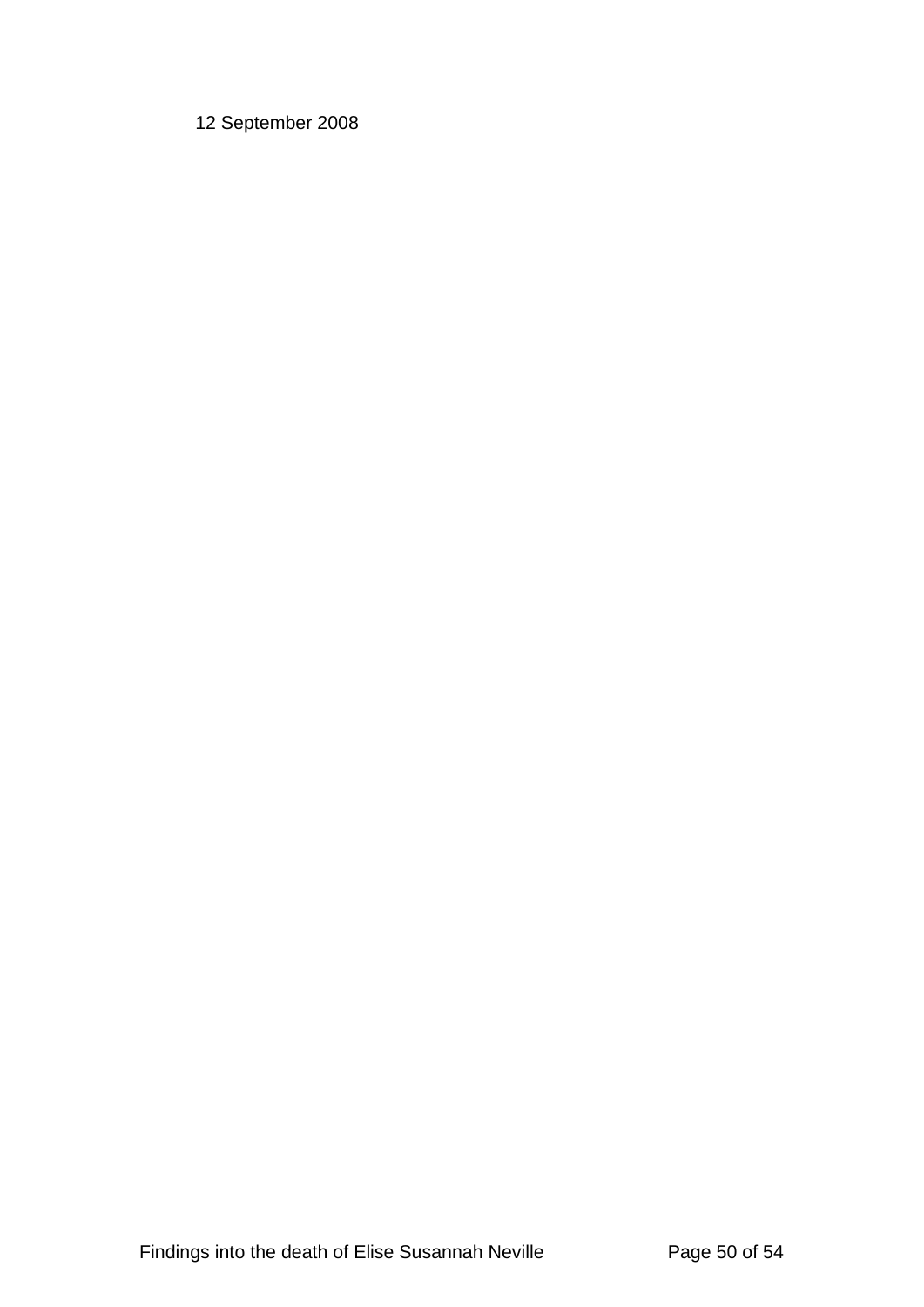12 September 2008